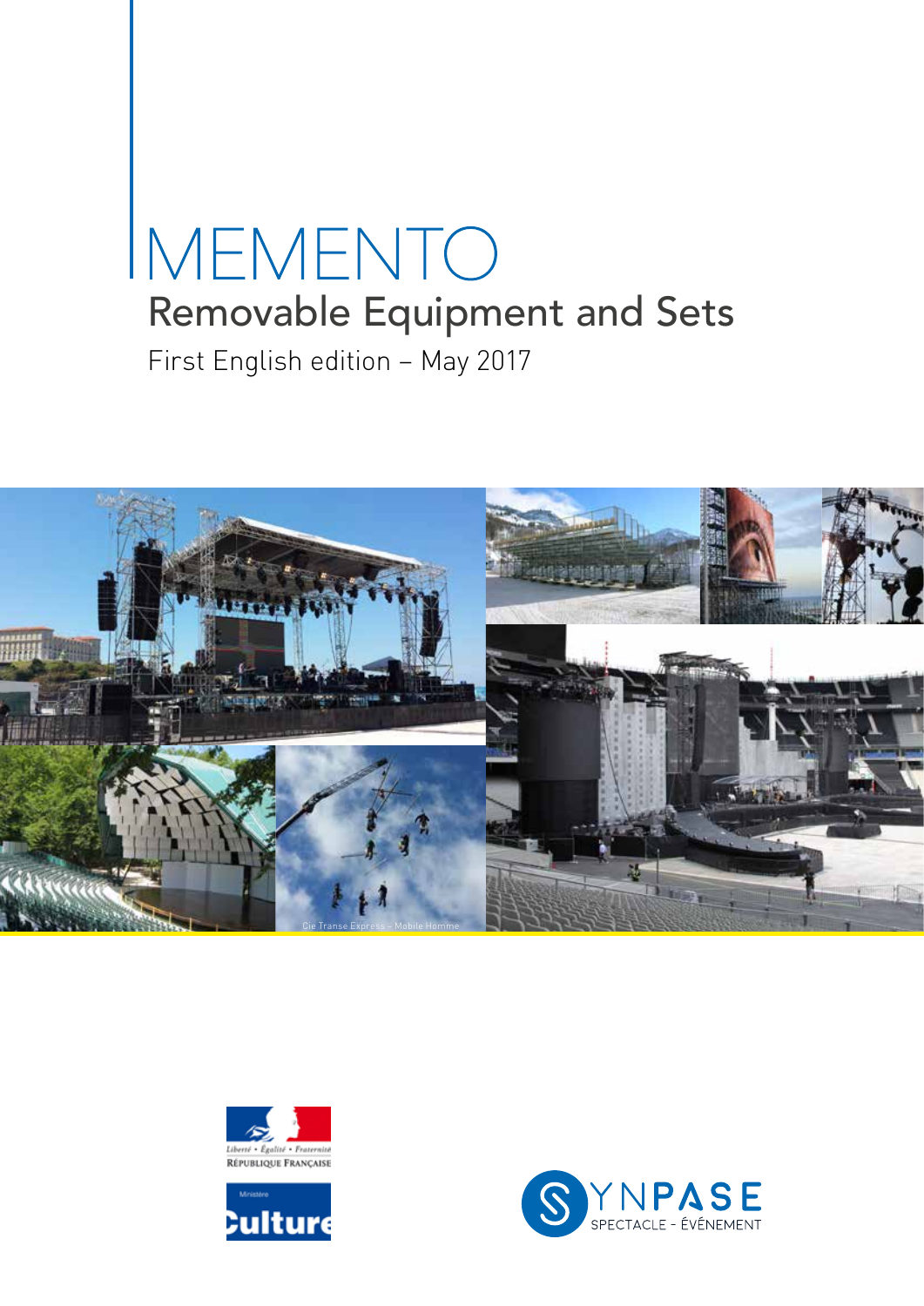# MEMENTO

## Removable Equipment and Sets

First English edition – May 2017

Cie Transe Express – Mobile Homme

Liberté • Égalité • Fraternité
RÉPUBLIQUE FRANÇAISE

Ministère
Culture

SYNPASE
SPECTACLE - ÉVÉNEMENT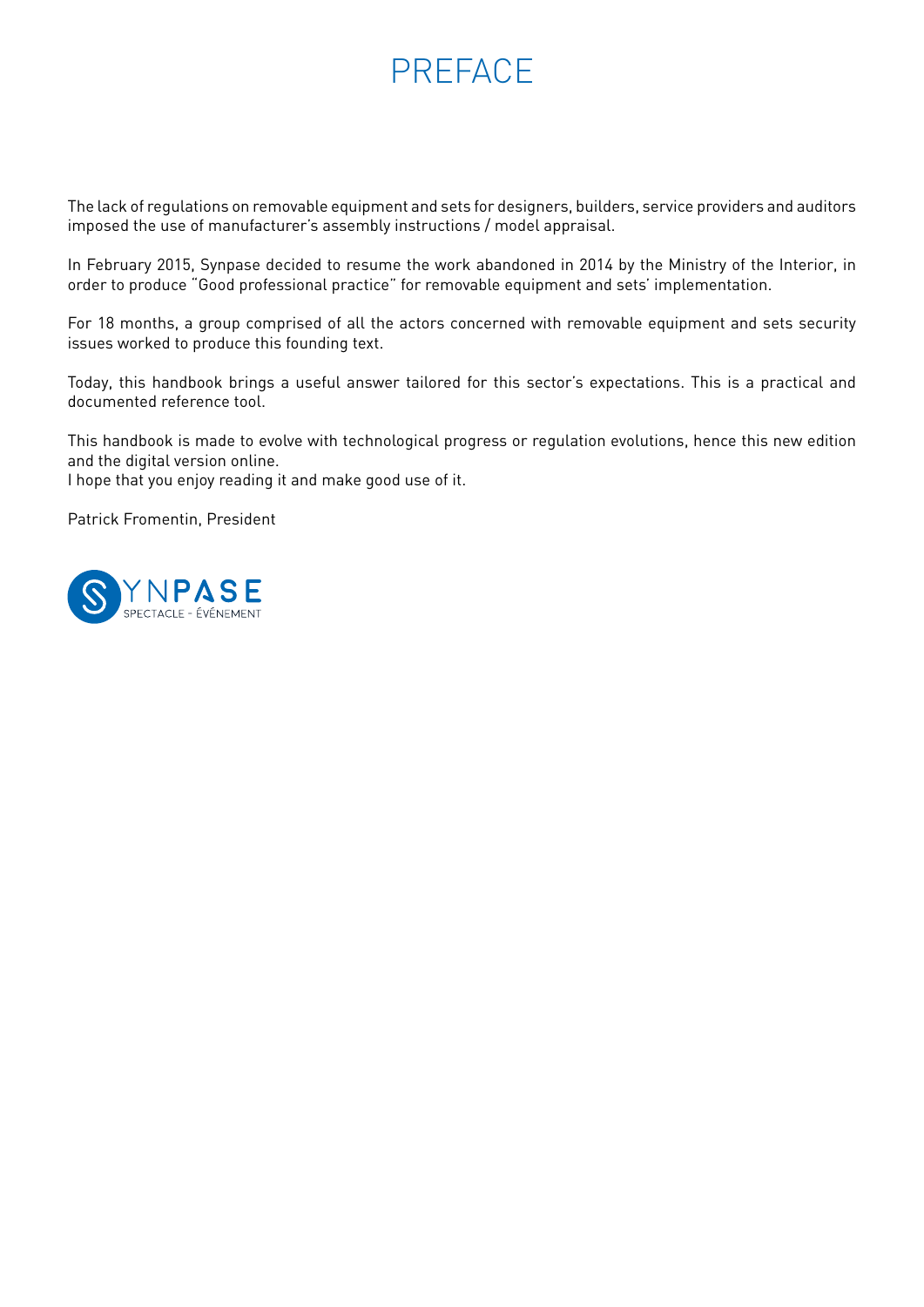# PREFACE

The lack of regulations on removable equipment and sets for designers, builders, service providers and auditors imposed the use of manufacturer's assembly instructions / model appraisal.

In February 2015, Synpase decided to resume the work abandoned in 2014 by the Ministry of the Interior, in order to produce "Good professional practice" for removable equipment and sets' implementation.

For 18 months, a group comprised of all the actors concerned with removable equipment and sets security issues worked to produce this founding text.

Today, this handbook brings a useful answer tailored for this sector's expectations. This is a practical and documented reference tool.

This handbook is made to evolve with technological progress or regulation evolutions, hence this new edition and the digital version online.
I hope that you enjoy reading it and make good use of it.

Patrick Fromentin, President

SYNPASE
SPECTACLE - ÉVÉNEMENT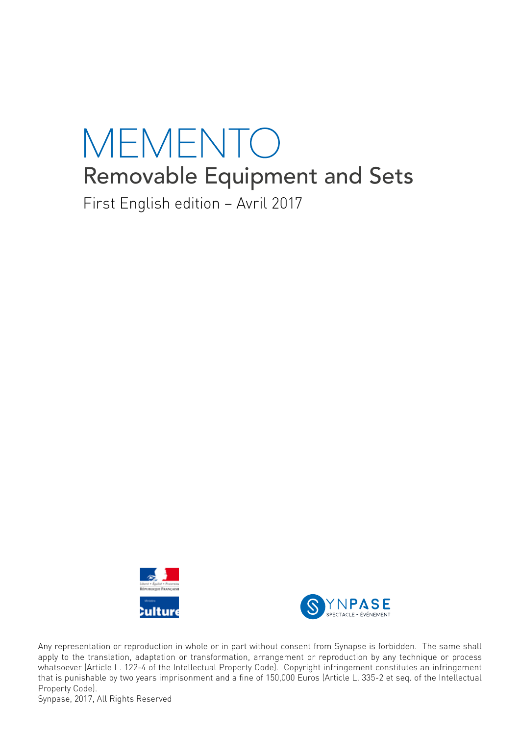# MEMENTO

## Removable Equipment and Sets

First English edition – Avril 2017

Any representation or reproduction in whole or in part without consent from Synapse is forbidden. The same shall apply to the translation, adaptation or transformation, arrangement or reproduction by any technique or process whatsoever (Article L. 122-4 of the Intellectual Property Code). Copyright infringement constitutes an infringement that is punishable by two years imprisonment and a fine of 150,000 Euros (Article L. 335-2 et seq. of the Intellectual Property Code).

Synpase, 2017, All Rights Reserved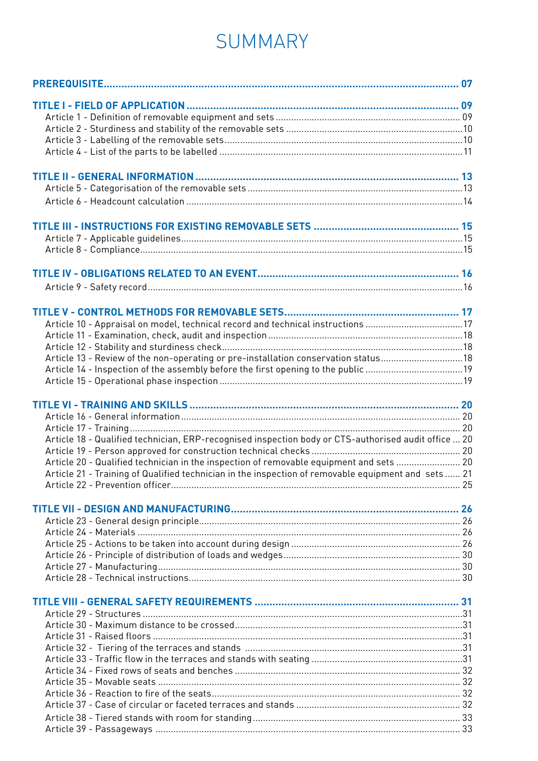# SUMMARY

**PREREQUISITE** ........ **07**

**TITLE I - FIELD OF APPLICATION** ........ **09**

- Article 1 - Definition of removable equipment and sets ........ 09
- Article 2 - Sturdiness and stability of the removable sets ........ 10
- Article 3 - Labelling of the removable sets ........ 10
- Article 4 - List of the parts to be labelled ........ 11

**TITLE II - GENERAL INFORMATION** ........ **13**

- Article 5 - Categorisation of the removable sets ........ 13
- Article 6 - Headcount calculation ........ 14

**TITLE III - INSTRUCTIONS FOR EXISTING REMOVABLE SETS** ........ **15**

- Article 7 - Applicable guidelines ........ 15
- Article 8 - Compliance ........ 15

**TITLE IV - OBLIGATIONS RELATED TO AN EVENT** ........ **16**

- Article 9 - Safety record ........ 16

**TITLE V - CONTROL METHODS FOR REMOVABLE SETS** ........ **17**

- Article 10 - Appraisal on model, technical record and technical instructions ........ 17
- Article 11 - Examination, check, audit and inspection ........ 18
- Article 12 - Stability and sturdiness check ........ 18
- Article 13 - Review of the non-operating or pre-installation conservation status ........ 18
- Article 14 - Inspection of the assembly before the first opening to the public ........ 19
- Article 15 - Operational phase inspection ........ 19

**TITLE VI - TRAINING AND SKILLS** ........ **20**

- Article 16 - General information ........ 20
- Article 17 - Training ........ 20
- Article 18 - Qualified technician, ERP-recognised inspection body or CTS-authorised audit office ... 20
- Article 19 - Person approved for construction technical checks ........ 20
- Article 20 - Qualified technician in the inspection of removable equipment and sets ........ 20
- Article 21 - Training of Qualified technician in the inspection of removable equipment and sets ...... 21
- Article 22 - Prevention officer ........ 25

**TITLE VII - DESIGN AND MANUFACTURING** ........ **26**

- Article 23 - General design principle ........ 26
- Article 24 - Materials ........ 26
- Article 25 - Actions to be taken into account during design ........ 26
- Article 26 - Principle of distribution of loads and wedges ........ 30
- Article 27 - Manufacturing ........ 30
- Article 28 - Technical instructions ........ 30

**TITLE VIII - GENERAL SAFETY REQUIREMENTS** ........ **31**

- Article 29 - Structures ........ 31
- Article 30 - Maximum distance to be crossed ........ 31
- Article 31 - Raised floors ........ 31
- Article 32 - Tiering of the terraces and stands ........ 31
- Article 33 - Traffic flow in the terraces and stands with seating ........ 31
- Article 34 - Fixed rows of seats and benches ........ 32
- Article 35 - Movable seats ........ 32
- Article 36 - Reaction to fire of the seats ........ 32
- Article 37 - Case of circular or faceted terraces and stands ........ 32
- Article 38 - Tiered stands with room for standing ........ 33
- Article 39 - Passageways ........ 33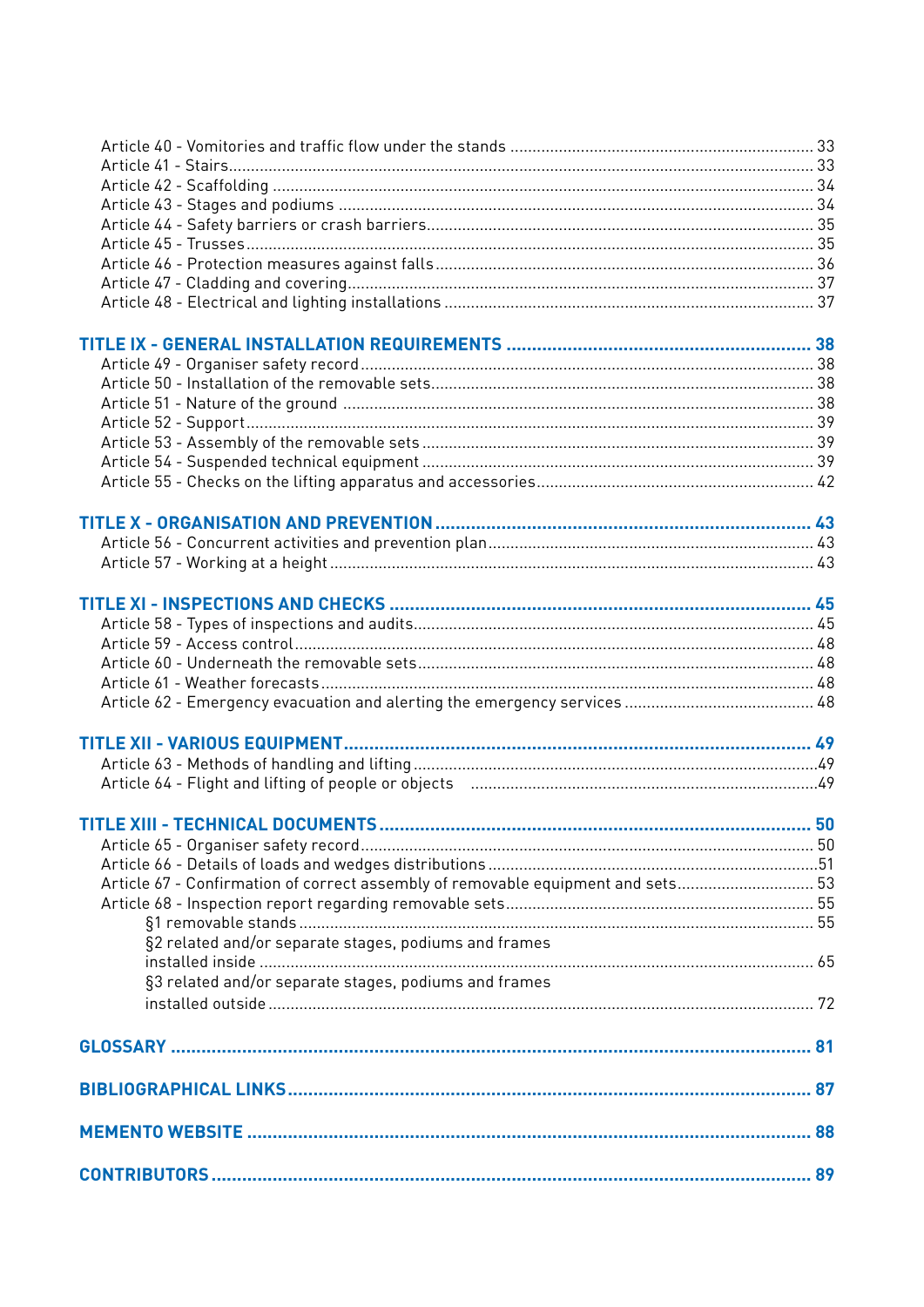Article 40 - Vomitories and traffic flow under the stands ........ 33
Article 41 - Stairs ........ 33
Article 42 - Scaffolding ........ 34
Article 43 - Stages and podiums ........ 34
Article 44 - Safety barriers or crash barriers ........ 35
Article 45 - Trusses ........ 35
Article 46 - Protection measures against falls ........ 36
Article 47 - Cladding and covering ........ 37
Article 48 - Electrical and lighting installations ........ 37

**TITLE IX - GENERAL INSTALLATION REQUIREMENTS ........ 38**
Article 49 - Organiser safety record ........ 38
Article 50 - Installation of the removable sets ........ 38
Article 51 - Nature of the ground ........ 38
Article 52 - Support ........ 39
Article 53 - Assembly of the removable sets ........ 39
Article 54 - Suspended technical equipment ........ 39
Article 55 - Checks on the lifting apparatus and accessories ........ 42

**TITLE X - ORGANISATION AND PREVENTION ........ 43**
Article 56 - Concurrent activities and prevention plan ........ 43
Article 57 - Working at a height ........ 43

**TITLE XI - INSPECTIONS AND CHECKS ........ 45**
Article 58 - Types of inspections and audits ........ 45
Article 59 - Access control ........ 48
Article 60 - Underneath the removable sets ........ 48
Article 61 - Weather forecasts ........ 48
Article 62 - Emergency evacuation and alerting the emergency services ........ 48

**TITLE XII - VARIOUS EQUIPMENT ........ 49**
Article 63 - Methods of handling and lifting ........ 49
Article 64 - Flight and lifting of people or objects ........ 49

**TITLE XIII - TECHNICAL DOCUMENTS ........ 50**
Article 65 - Organiser safety record ........ 50
Article 66 - Details of loads and wedges distributions ........ 51
Article 67 - Confirmation of correct assembly of removable equipment and sets ........ 53
Article 68 - Inspection report regarding removable sets ........ 55
§1 removable stands ........ 55
§2 related and/or separate stages, podiums and frames installed inside ........ 65
§3 related and/or separate stages, podiums and frames installed outside ........ 72

**GLOSSARY ........ 81**

**BIBLIOGRAPHICAL LINKS ........ 87**

**MEMENTO WEBSITE ........ 88**

**CONTRIBUTORS ........ 89**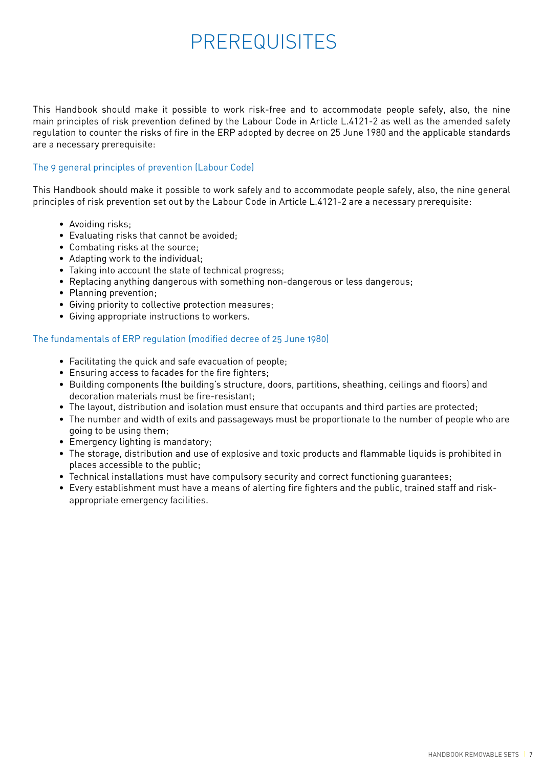# PREREQUISITES

This Handbook should make it possible to work risk-free and to accommodate people safely, also, the nine main principles of risk prevention defined by the Labour Code in Article L.4121-2 as well as the amended safety regulation to counter the risks of fire in the ERP adopted by decree on 25 June 1980 and the applicable standards are a necessary prerequisite:

## The 9 general principles of prevention (Labour Code)

This Handbook should make it possible to work safely and to accommodate people safely, also, the nine general principles of risk prevention set out by the Labour Code in Article L.4121-2 are a necessary prerequisite:

- Avoiding risks;
- Evaluating risks that cannot be avoided;
- Combating risks at the source;
- Adapting work to the individual;
- Taking into account the state of technical progress;
- Replacing anything dangerous with something non-dangerous or less dangerous;
- Planning prevention;
- Giving priority to collective protection measures;
- Giving appropriate instructions to workers.

## The fundamentals of ERP regulation (modified decree of 25 June 1980)

- Facilitating the quick and safe evacuation of people;
- Ensuring access to facades for the fire fighters;
- Building components (the building's structure, doors, partitions, sheathing, ceilings and floors) and decoration materials must be fire-resistant;
- The layout, distribution and isolation must ensure that occupants and third parties are protected;
- The number and width of exits and passageways must be proportionate to the number of people who are going to be using them;
- Emergency lighting is mandatory;
- The storage, distribution and use of explosive and toxic products and flammable liquids is prohibited in places accessible to the public;
- Technical installations must have compulsory security and correct functioning guarantees;
- Every establishment must have a means of alerting fire fighters and the public, trained staff and risk-appropriate emergency facilities.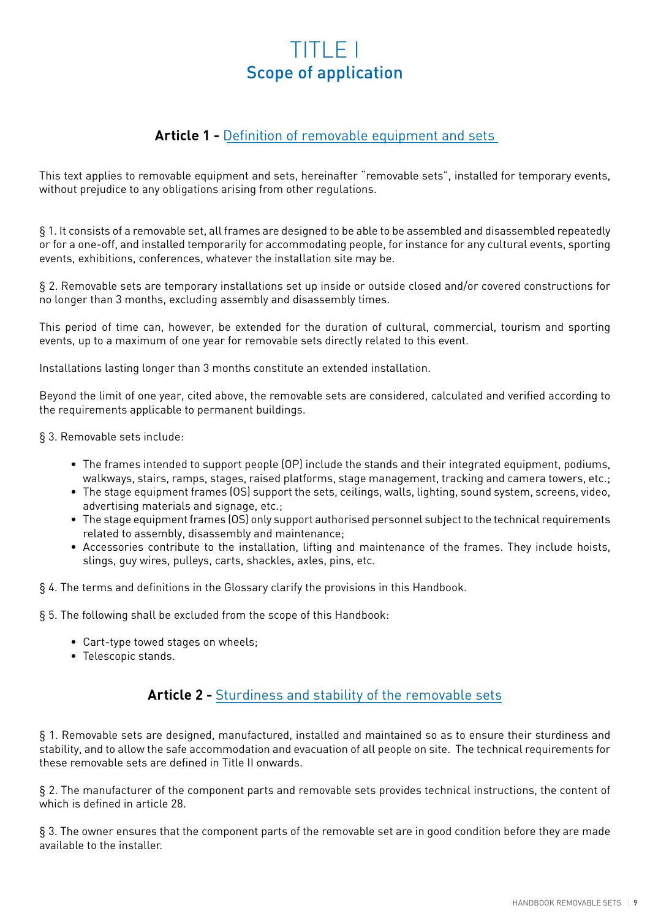# TITLE I
## Scope of application

### Article 1 - Definition of removable equipment and sets

This text applies to removable equipment and sets, hereinafter "removable sets", installed for temporary events, without prejudice to any obligations arising from other regulations.

§ 1. It consists of a removable set, all frames are designed to be able to be assembled and disassembled repeatedly or for a one-off, and installed temporarily for accommodating people, for instance for any cultural events, sporting events, exhibitions, conferences, whatever the installation site may be.

§ 2. Removable sets are temporary installations set up inside or outside closed and/or covered constructions for no longer than 3 months, excluding assembly and disassembly times.

This period of time can, however, be extended for the duration of cultural, commercial, tourism and sporting events, up to a maximum of one year for removable sets directly related to this event.

Installations lasting longer than 3 months constitute an extended installation.

Beyond the limit of one year, cited above, the removable sets are considered, calculated and verified according to the requirements applicable to permanent buildings.

§ 3. Removable sets include:

- The frames intended to support people (OP) include the stands and their integrated equipment, podiums, walkways, stairs, ramps, stages, raised platforms, stage management, tracking and camera towers, etc.;
- The stage equipment frames (OS) support the sets, ceilings, walls, lighting, sound system, screens, video, advertising materials and signage, etc.;
- The stage equipment frames (OS) only support authorised personnel subject to the technical requirements related to assembly, disassembly and maintenance;
- Accessories contribute to the installation, lifting and maintenance of the frames. They include hoists, slings, guy wires, pulleys, carts, shackles, axles, pins, etc.

§ 4. The terms and definitions in the Glossary clarify the provisions in this Handbook.

§ 5. The following shall be excluded from the scope of this Handbook:

- Cart-type towed stages on wheels;
- Telescopic stands.

### Article 2 - Sturdiness and stability of the removable sets

§ 1. Removable sets are designed, manufactured, installed and maintained so as to ensure their sturdiness and stability, and to allow the safe accommodation and evacuation of all people on site. The technical requirements for these removable sets are defined in Title II onwards.

§ 2. The manufacturer of the component parts and removable sets provides technical instructions, the content of which is defined in article 28.

§ 3. The owner ensures that the component parts of the removable set are in good condition before they are made available to the installer.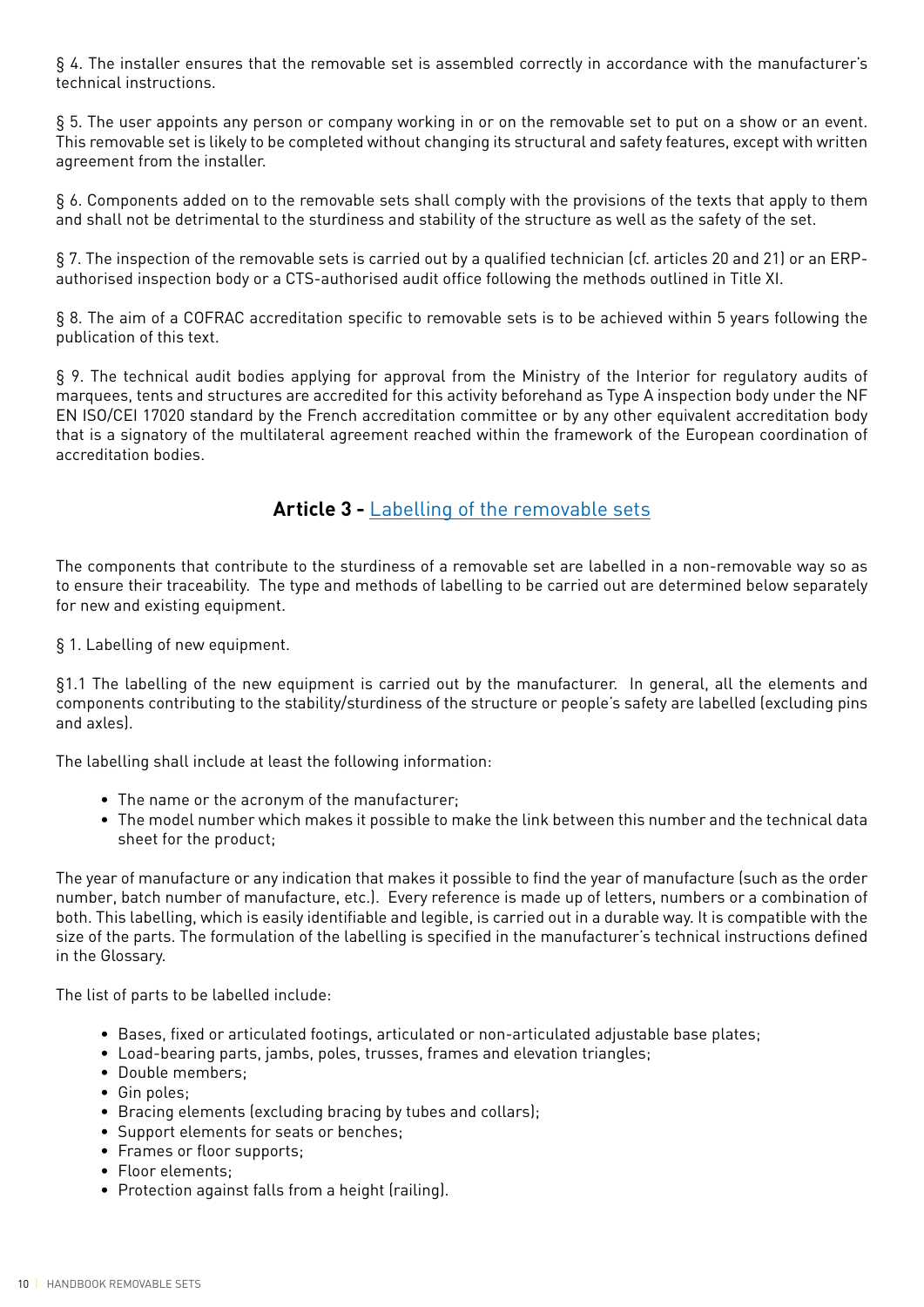§ 4. The installer ensures that the removable set is assembled correctly in accordance with the manufacturer's technical instructions.

§ 5. The user appoints any person or company working in or on the removable set to put on a show or an event. This removable set is likely to be completed without changing its structural and safety features, except with written agreement from the installer.

§ 6. Components added on to the removable sets shall comply with the provisions of the texts that apply to them and shall not be detrimental to the sturdiness and stability of the structure as well as the safety of the set.

§ 7. The inspection of the removable sets is carried out by a qualified technician (cf. articles 20 and 21) or an ERP-authorised inspection body or a CTS-authorised audit office following the methods outlined in Title XI.

§ 8. The aim of a COFRAC accreditation specific to removable sets is to be achieved within 5 years following the publication of this text.

§ 9. The technical audit bodies applying for approval from the Ministry of the Interior for regulatory audits of marquees, tents and structures are accredited for this activity beforehand as Type A inspection body under the NF EN ISO/CEI 17020 standard by the French accreditation committee or by any other equivalent accreditation body that is a signatory of the multilateral agreement reached within the framework of the European coordination of accreditation bodies.

## Article 3 - Labelling of the removable sets

The components that contribute to the sturdiness of a removable set are labelled in a non-removable way so as to ensure their traceability. The type and methods of labelling to be carried out are determined below separately for new and existing equipment.

§ 1. Labelling of new equipment.

§1.1 The labelling of the new equipment is carried out by the manufacturer. In general, all the elements and components contributing to the stability/sturdiness of the structure or people's safety are labelled (excluding pins and axles).

The labelling shall include at least the following information:

- The name or the acronym of the manufacturer;
- The model number which makes it possible to make the link between this number and the technical data sheet for the product;

The year of manufacture or any indication that makes it possible to find the year of manufacture (such as the order number, batch number of manufacture, etc.). Every reference is made up of letters, numbers or a combination of both. This labelling, which is easily identifiable and legible, is carried out in a durable way. It is compatible with the size of the parts. The formulation of the labelling is specified in the manufacturer's technical instructions defined in the Glossary.

The list of parts to be labelled include:

- Bases, fixed or articulated footings, articulated or non-articulated adjustable base plates;
- Load-bearing parts, jambs, poles, trusses, frames and elevation triangles;
- Double members;
- Gin poles;
- Bracing elements (excluding bracing by tubes and collars);
- Support elements for seats or benches;
- Frames or floor supports;
- Floor elements;
- Protection against falls from a height (railing).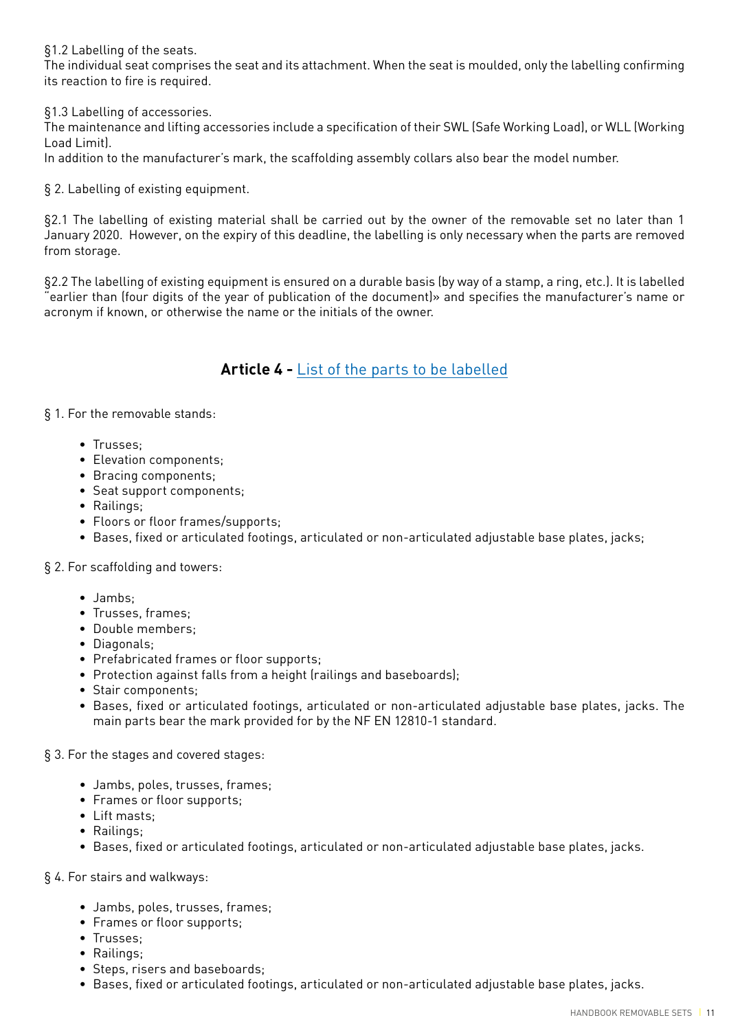§1.2 Labelling of the seats.
The individual seat comprises the seat and its attachment. When the seat is moulded, only the labelling confirming its reaction to fire is required.

§1.3 Labelling of accessories.
The maintenance and lifting accessories include a specification of their SWL (Safe Working Load), or WLL (Working Load Limit).
In addition to the manufacturer's mark, the scaffolding assembly collars also bear the model number.

§ 2. Labelling of existing equipment.

§2.1 The labelling of existing material shall be carried out by the owner of the removable set no later than 1 January 2020. However, on the expiry of this deadline, the labelling is only necessary when the parts are removed from storage.

§2.2 The labelling of existing equipment is ensured on a durable basis (by way of a stamp, a ring, etc.). It is labelled "earlier than (four digits of the year of publication of the document)» and specifies the manufacturer's name or acronym if known, or otherwise the name or the initials of the owner.

## Article 4 - List of the parts to be labelled

§ 1. For the removable stands:

- Trusses;
- Elevation components;
- Bracing components;
- Seat support components;
- Railings;
- Floors or floor frames/supports;
- Bases, fixed or articulated footings, articulated or non-articulated adjustable base plates, jacks;

§ 2. For scaffolding and towers:

- Jambs;
- Trusses, frames;
- Double members;
- Diagonals;
- Prefabricated frames or floor supports;
- Protection against falls from a height (railings and baseboards);
- Stair components;
- Bases, fixed or articulated footings, articulated or non-articulated adjustable base plates, jacks. The main parts bear the mark provided for by the NF EN 12810-1 standard.

§ 3. For the stages and covered stages:

- Jambs, poles, trusses, frames;
- Frames or floor supports;
- Lift masts;
- Railings;
- Bases, fixed or articulated footings, articulated or non-articulated adjustable base plates, jacks.

§ 4. For stairs and walkways:

- Jambs, poles, trusses, frames;
- Frames or floor supports;
- Trusses;
- Railings;
- Steps, risers and baseboards;
- Bases, fixed or articulated footings, articulated or non-articulated adjustable base plates, jacks.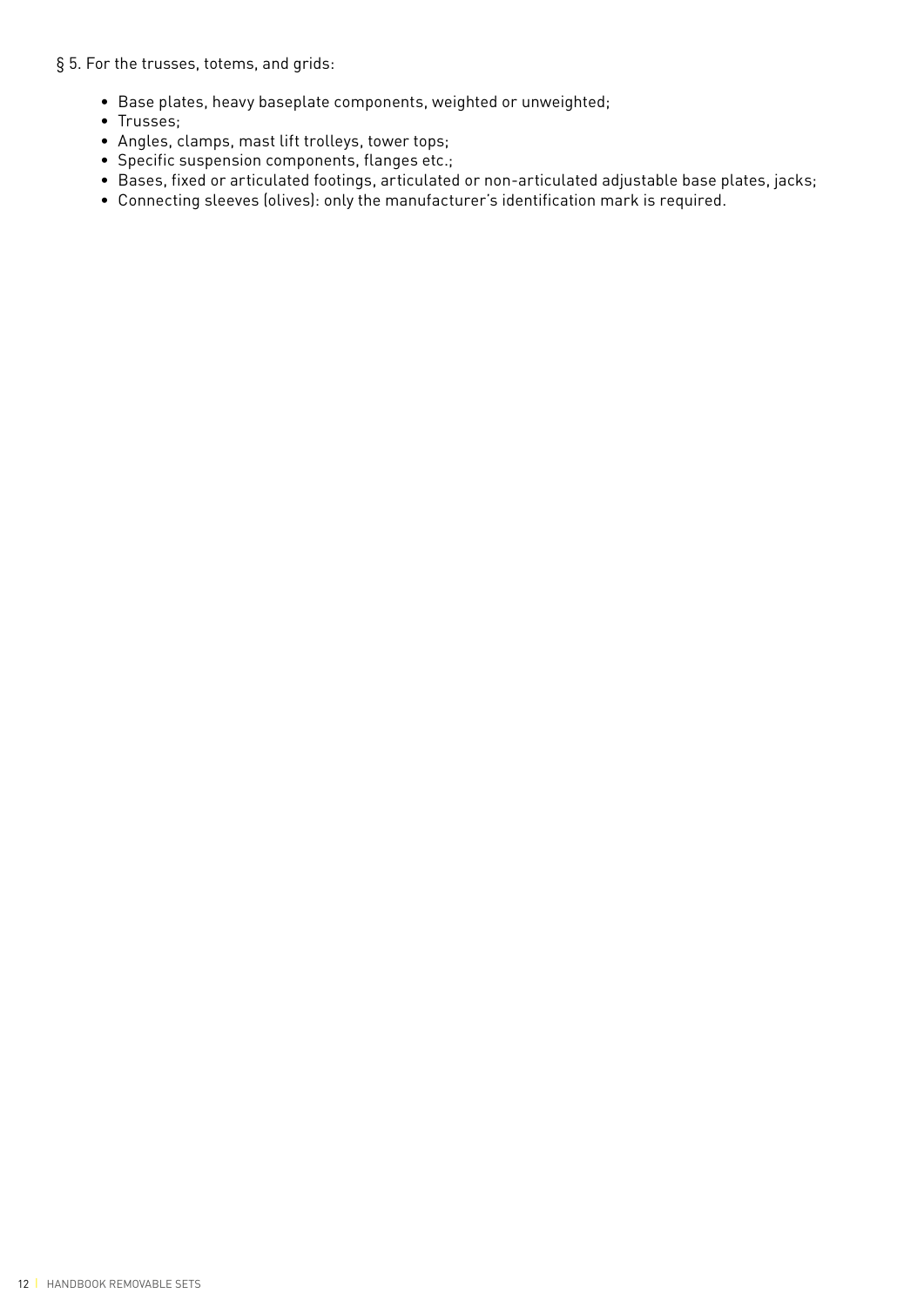§ 5. For the trusses, totems, and grids:

- Base plates, heavy baseplate components, weighted or unweighted;
- Trusses;
- Angles, clamps, mast lift trolleys, tower tops;
- Specific suspension components, flanges etc.;
- Bases, fixed or articulated footings, articulated or non-articulated adjustable base plates, jacks;
- Connecting sleeves (olives): only the manufacturer's identification mark is required.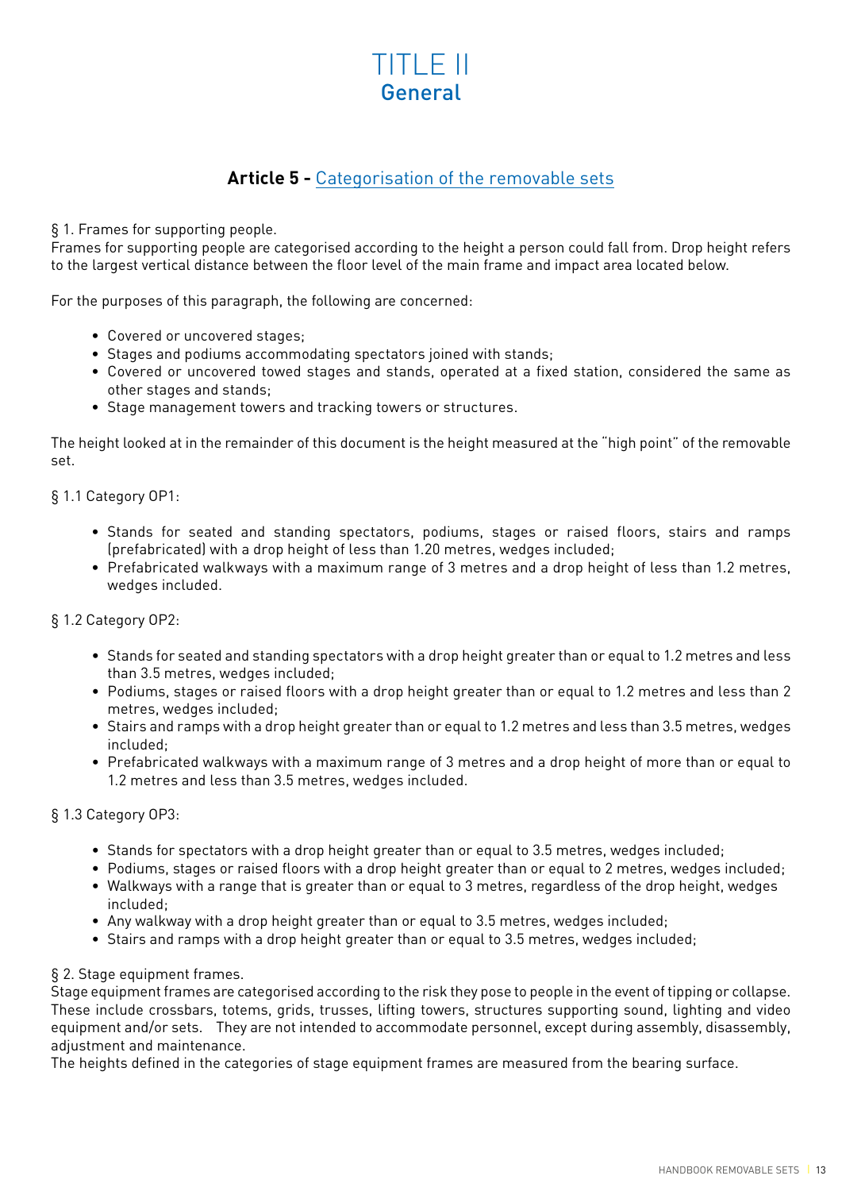# TITLE II
## General

### Article 5 - Categorisation of the removable sets

§ 1. Frames for supporting people.
Frames for supporting people are categorised according to the height a person could fall from. Drop height refers to the largest vertical distance between the floor level of the main frame and impact area located below.

For the purposes of this paragraph, the following are concerned:

- Covered or uncovered stages;
- Stages and podiums accommodating spectators joined with stands;
- Covered or uncovered towed stages and stands, operated at a fixed station, considered the same as other stages and stands;
- Stage management towers and tracking towers or structures.

The height looked at in the remainder of this document is the height measured at the "high point" of the removable set.

§ 1.1 Category OP1:

- Stands for seated and standing spectators, podiums, stages or raised floors, stairs and ramps (prefabricated) with a drop height of less than 1.20 metres, wedges included;
- Prefabricated walkways with a maximum range of 3 metres and a drop height of less than 1.2 metres, wedges included.

§ 1.2 Category OP2:

- Stands for seated and standing spectators with a drop height greater than or equal to 1.2 metres and less than 3.5 metres, wedges included;
- Podiums, stages or raised floors with a drop height greater than or equal to 1.2 metres and less than 2 metres, wedges included;
- Stairs and ramps with a drop height greater than or equal to 1.2 metres and less than 3.5 metres, wedges included;
- Prefabricated walkways with a maximum range of 3 metres and a drop height of more than or equal to 1.2 metres and less than 3.5 metres, wedges included.

§ 1.3 Category OP3:

- Stands for spectators with a drop height greater than or equal to 3.5 metres, wedges included;
- Podiums, stages or raised floors with a drop height greater than or equal to 2 metres, wedges included;
- Walkways with a range that is greater than or equal to 3 metres, regardless of the drop height, wedges included;
- Any walkway with a drop height greater than or equal to 3.5 metres, wedges included;
- Stairs and ramps with a drop height greater than or equal to 3.5 metres, wedges included;

§ 2. Stage equipment frames.
Stage equipment frames are categorised according to the risk they pose to people in the event of tipping or collapse. These include crossbars, totems, grids, trusses, lifting towers, structures supporting sound, lighting and video equipment and/or sets. They are not intended to accommodate personnel, except during assembly, disassembly, adjustment and maintenance.
The heights defined in the categories of stage equipment frames are measured from the bearing surface.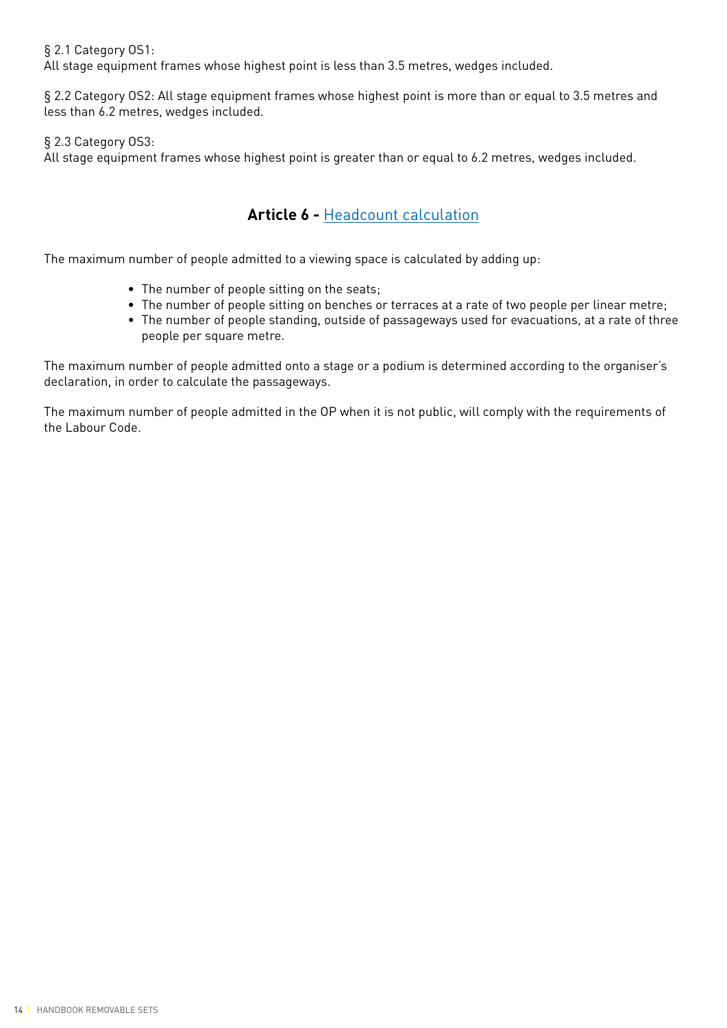§ 2.1 Category OS1:
All stage equipment frames whose highest point is less than 3.5 metres, wedges included.

§ 2.2 Category OS2: All stage equipment frames whose highest point is more than or equal to 3.5 metres and less than 6.2 metres, wedges included.

§ 2.3 Category OS3:
All stage equipment frames whose highest point is greater than or equal to 6.2 metres, wedges included.

## Article 6 - Headcount calculation

The maximum number of people admitted to a viewing space is calculated by adding up:

- The number of people sitting on the seats;
- The number of people sitting on benches or terraces at a rate of two people per linear metre;
- The number of people standing, outside of passageways used for evacuations, at a rate of three people per square metre.

The maximum number of people admitted onto a stage or a podium is determined according to the organiser's declaration, in order to calculate the passageways.

The maximum number of people admitted in the OP when it is not public, will comply with the requirements of the Labour Code.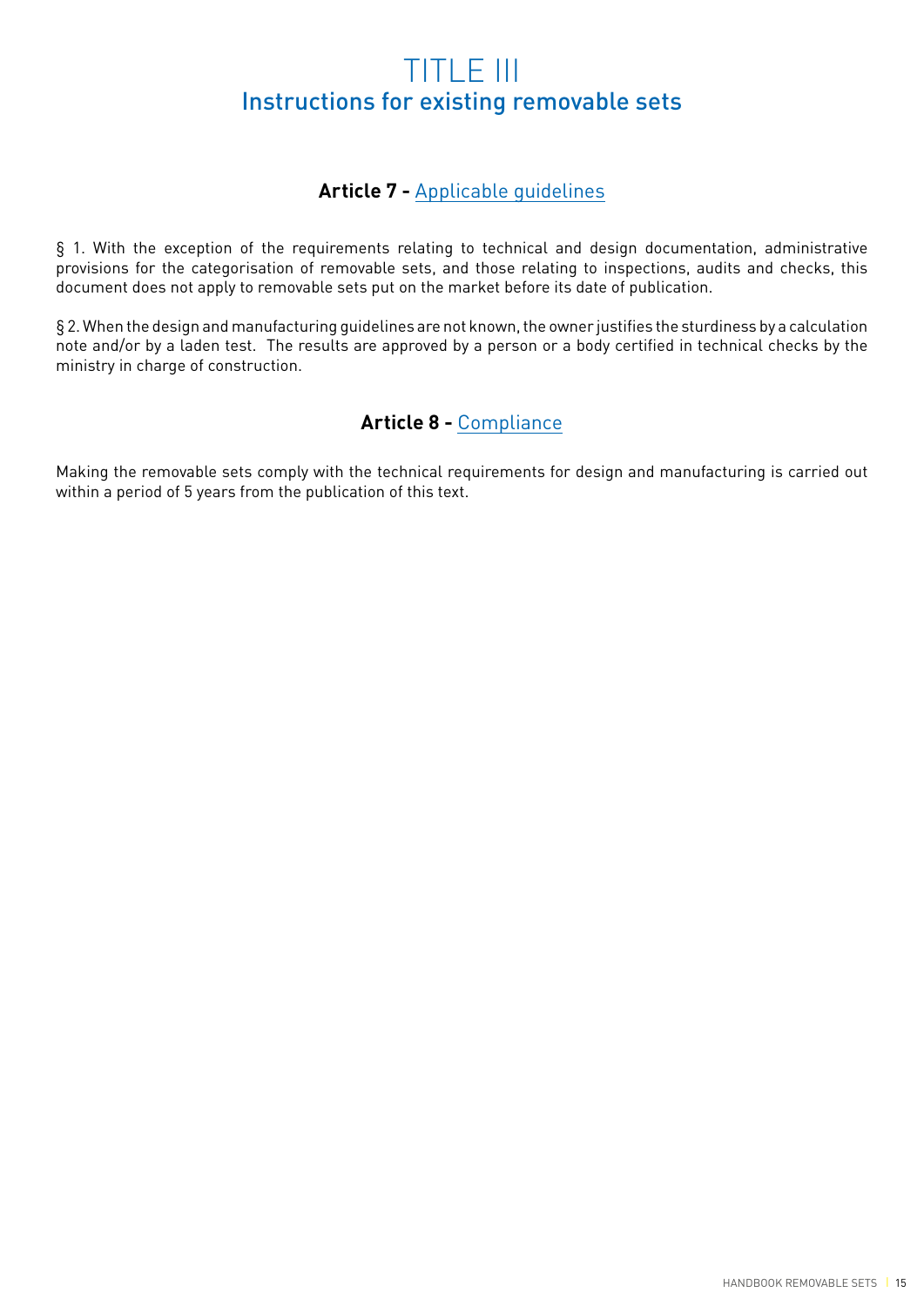# TITLE III
## Instructions for existing removable sets

### **Article 7 -** Applicable guidelines

§ 1. With the exception of the requirements relating to technical and design documentation, administrative provisions for the categorisation of removable sets, and those relating to inspections, audits and checks, this document does not apply to removable sets put on the market before its date of publication.

§ 2. When the design and manufacturing guidelines are not known, the owner justifies the sturdiness by a calculation note and/or by a laden test. The results are approved by a person or a body certified in technical checks by the ministry in charge of construction.

### **Article 8 -** Compliance

Making the removable sets comply with the technical requirements for design and manufacturing is carried out within a period of 5 years from the publication of this text.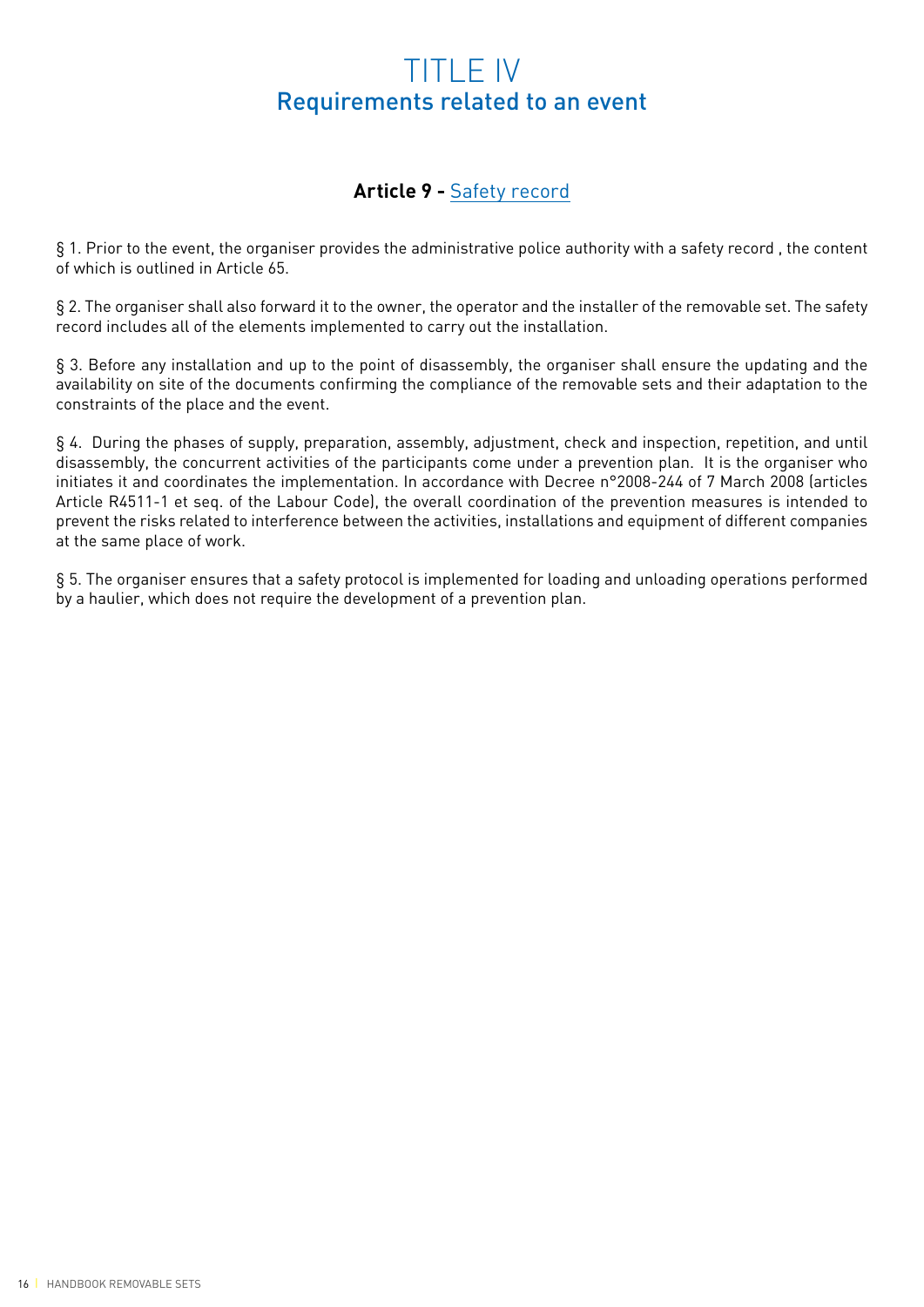# TITLE IV
## Requirements related to an event

### Article 9 - Safety record

§ 1. Prior to the event, the organiser provides the administrative police authority with a safety record , the content of which is outlined in Article 65.

§ 2. The organiser shall also forward it to the owner, the operator and the installer of the removable set. The safety record includes all of the elements implemented to carry out the installation.

§ 3. Before any installation and up to the point of disassembly, the organiser shall ensure the updating and the availability on site of the documents confirming the compliance of the removable sets and their adaptation to the constraints of the place and the event.

§ 4. During the phases of supply, preparation, assembly, adjustment, check and inspection, repetition, and until disassembly, the concurrent activities of the participants come under a prevention plan. It is the organiser who initiates it and coordinates the implementation. In accordance with Decree n°2008-244 of 7 March 2008 (articles Article R4511-1 et seq. of the Labour Code), the overall coordination of the prevention measures is intended to prevent the risks related to interference between the activities, installations and equipment of different companies at the same place of work.

§ 5. The organiser ensures that a safety protocol is implemented for loading and unloading operations performed by a haulier, which does not require the development of a prevention plan.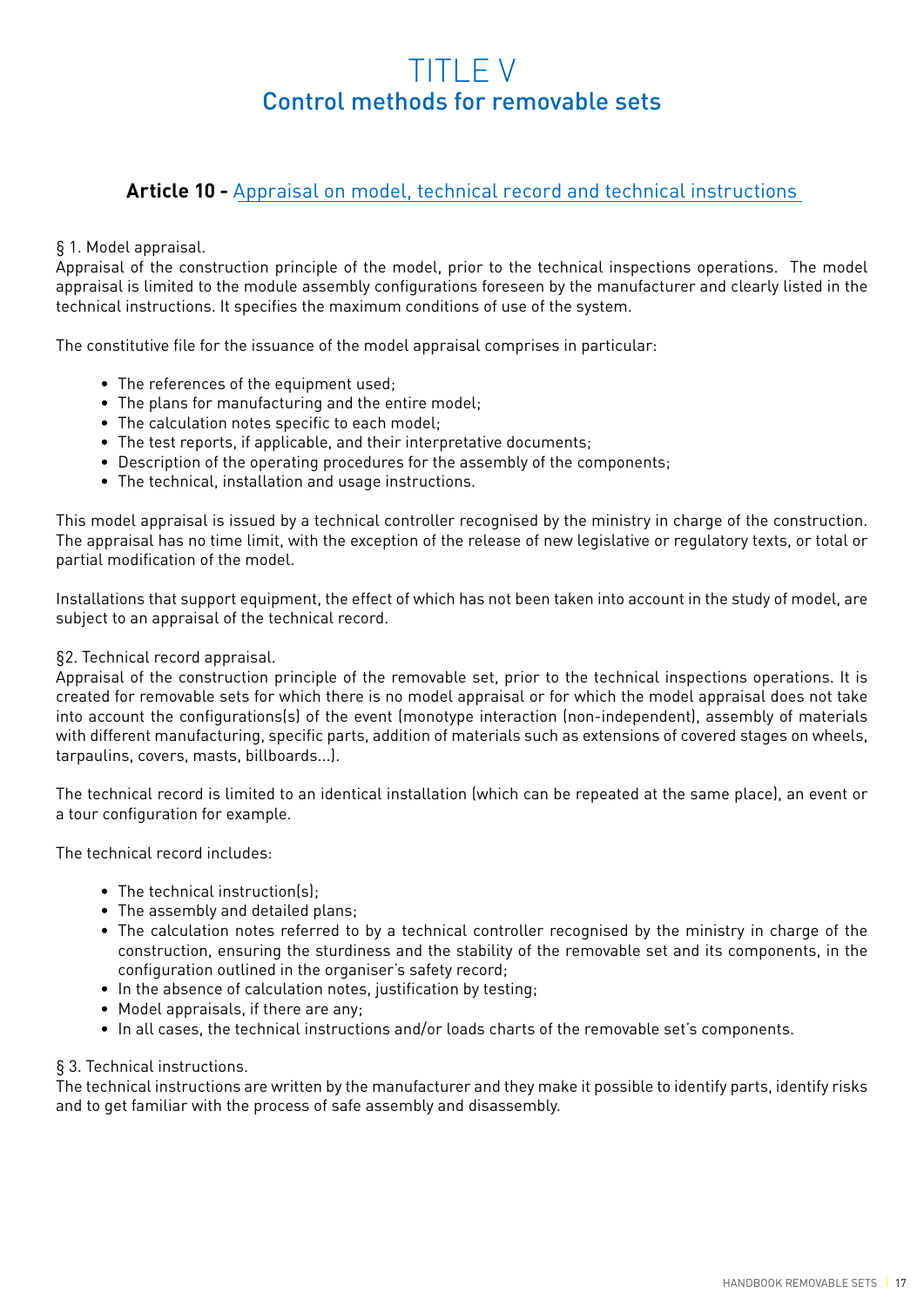# TITLE V
## Control methods for removable sets

### **Article 10 -** Appraisal on model, technical record and technical instructions

§ 1. Model appraisal.
Appraisal of the construction principle of the model, prior to the technical inspections operations. The model appraisal is limited to the module assembly configurations foreseen by the manufacturer and clearly listed in the technical instructions. It specifies the maximum conditions of use of the system.

The constitutive file for the issuance of the model appraisal comprises in particular:

- The references of the equipment used;
- The plans for manufacturing and the entire model;
- The calculation notes specific to each model;
- The test reports, if applicable, and their interpretative documents;
- Description of the operating procedures for the assembly of the components;
- The technical, installation and usage instructions.

This model appraisal is issued by a technical controller recognised by the ministry in charge of the construction. The appraisal has no time limit, with the exception of the release of new legislative or regulatory texts, or total or partial modification of the model.

Installations that support equipment, the effect of which has not been taken into account in the study of model, are subject to an appraisal of the technical record.

§2. Technical record appraisal.
Appraisal of the construction principle of the removable set, prior to the technical inspections operations. It is created for removable sets for which there is no model appraisal or for which the model appraisal does not take into account the configurations(s) of the event (monotype interaction (non-independent), assembly of materials with different manufacturing, specific parts, addition of materials such as extensions of covered stages on wheels, tarpaulins, covers, masts, billboards...).

The technical record is limited to an identical installation (which can be repeated at the same place), an event or a tour configuration for example.

The technical record includes:

- The technical instruction(s);
- The assembly and detailed plans;
- The calculation notes referred to by a technical controller recognised by the ministry in charge of the construction, ensuring the sturdiness and the stability of the removable set and its components, in the configuration outlined in the organiser's safety record;
- In the absence of calculation notes, justification by testing;
- Model appraisals, if there are any;
- In all cases, the technical instructions and/or loads charts of the removable set's components.

§ 3. Technical instructions.
The technical instructions are written by the manufacturer and they make it possible to identify parts, identify risks and to get familiar with the process of safe assembly and disassembly.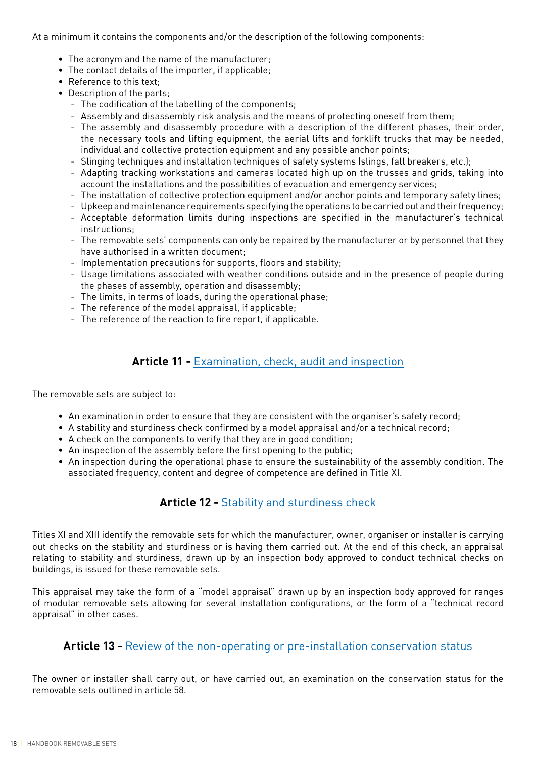At a minimum it contains the components and/or the description of the following components:

- The acronym and the name of the manufacturer;
- The contact details of the importer, if applicable;
- Reference to this text;
- Description of the parts;
  - The codification of the labelling of the components;
  - Assembly and disassembly risk analysis and the means of protecting oneself from them;
  - The assembly and disassembly procedure with a description of the different phases, their order, the necessary tools and lifting equipment, the aerial lifts and forklift trucks that may be needed, individual and collective protection equipment and any possible anchor points;
  - Slinging techniques and installation techniques of safety systems (slings, fall breakers, etc.);
  - Adapting tracking workstations and cameras located high up on the trusses and grids, taking into account the installations and the possibilities of evacuation and emergency services;
  - The installation of collective protection equipment and/or anchor points and temporary safety lines;
  - Upkeep and maintenance requirements specifying the operations to be carried out and their frequency;
  - Acceptable deformation limits during inspections are specified in the manufacturer's technical instructions;
  - The removable sets' components can only be repaired by the manufacturer or by personnel that they have authorised in a written document;
  - Implementation precautions for supports, floors and stability;
  - Usage limitations associated with weather conditions outside and in the presence of people during the phases of assembly, operation and disassembly;
  - The limits, in terms of loads, during the operational phase;
  - The reference of the model appraisal, if applicable;
  - The reference of the reaction to fire report, if applicable.

## Article 11 - Examination, check, audit and inspection

The removable sets are subject to:

- An examination in order to ensure that they are consistent with the organiser's safety record;
- A stability and sturdiness check confirmed by a model appraisal and/or a technical record;
- A check on the components to verify that they are in good condition;
- An inspection of the assembly before the first opening to the public;
- An inspection during the operational phase to ensure the sustainability of the assembly condition. The associated frequency, content and degree of competence are defined in Title XI.

## Article 12 - Stability and sturdiness check

Titles XI and XIII identify the removable sets for which the manufacturer, owner, organiser or installer is carrying out checks on the stability and sturdiness or is having them carried out. At the end of this check, an appraisal relating to stability and sturdiness, drawn up by an inspection body approved to conduct technical checks on buildings, is issued for these removable sets.

This appraisal may take the form of a "model appraisal" drawn up by an inspection body approved for ranges of modular removable sets allowing for several installation configurations, or the form of a "technical record appraisal" in other cases.

## Article 13 - Review of the non-operating or pre-installation conservation status

The owner or installer shall carry out, or have carried out, an examination on the conservation status for the removable sets outlined in article 58.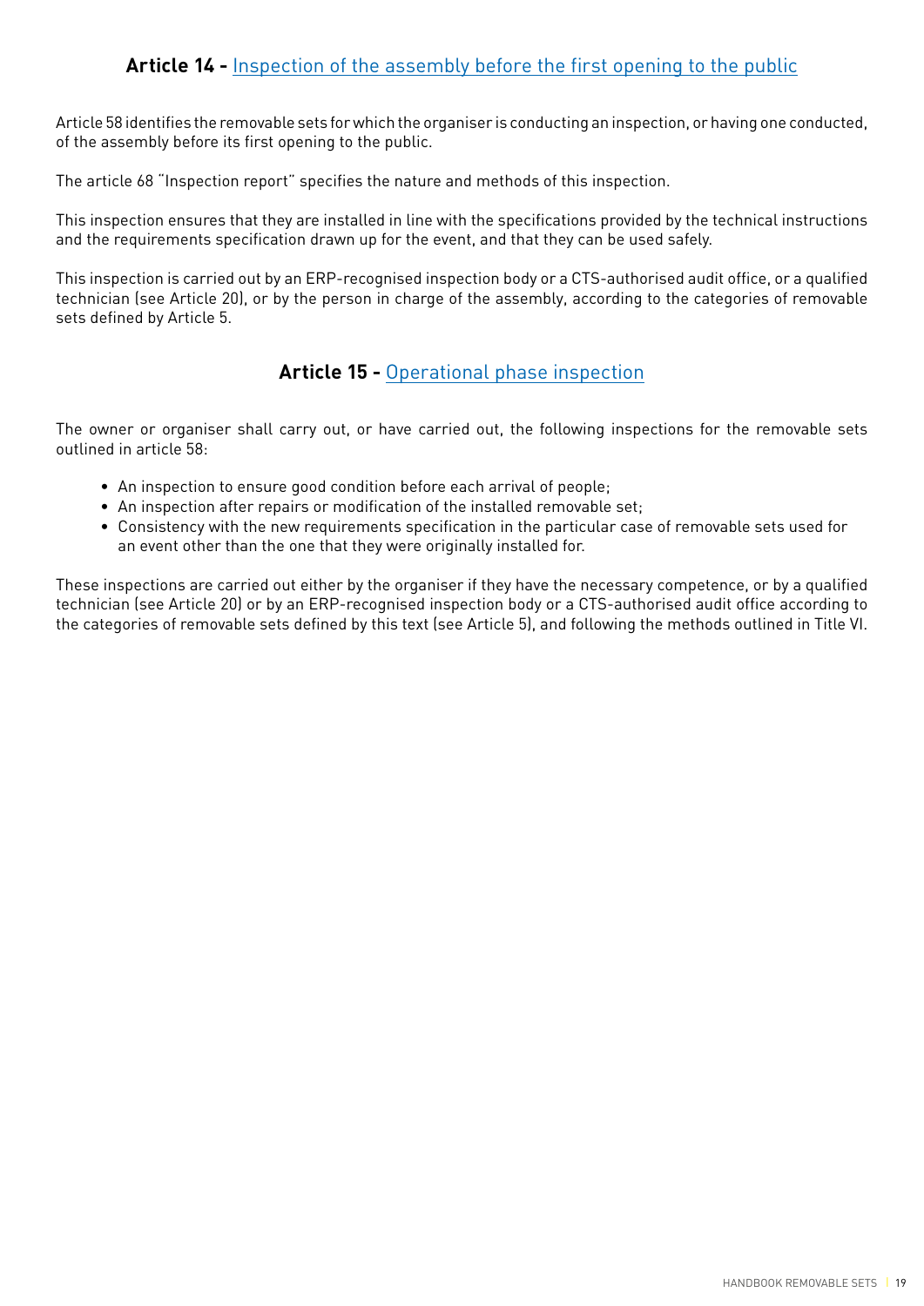## **Article 14 -** Inspection of the assembly before the first opening to the public

Article 58 identifies the removable sets for which the organiser is conducting an inspection, or having one conducted, of the assembly before its first opening to the public.

The article 68 "Inspection report" specifies the nature and methods of this inspection.

This inspection ensures that they are installed in line with the specifications provided by the technical instructions and the requirements specification drawn up for the event, and that they can be used safely.

This inspection is carried out by an ERP-recognised inspection body or a CTS-authorised audit office, or a qualified technician (see Article 20), or by the person in charge of the assembly, according to the categories of removable sets defined by Article 5.

## **Article 15 -** Operational phase inspection

The owner or organiser shall carry out, or have carried out, the following inspections for the removable sets outlined in article 58:

- An inspection to ensure good condition before each arrival of people;
- An inspection after repairs or modification of the installed removable set;
- Consistency with the new requirements specification in the particular case of removable sets used for an event other than the one that they were originally installed for.

These inspections are carried out either by the organiser if they have the necessary competence, or by a qualified technician (see Article 20) or by an ERP-recognised inspection body or a CTS-authorised audit office according to the categories of removable sets defined by this text (see Article 5), and following the methods outlined in Title VI.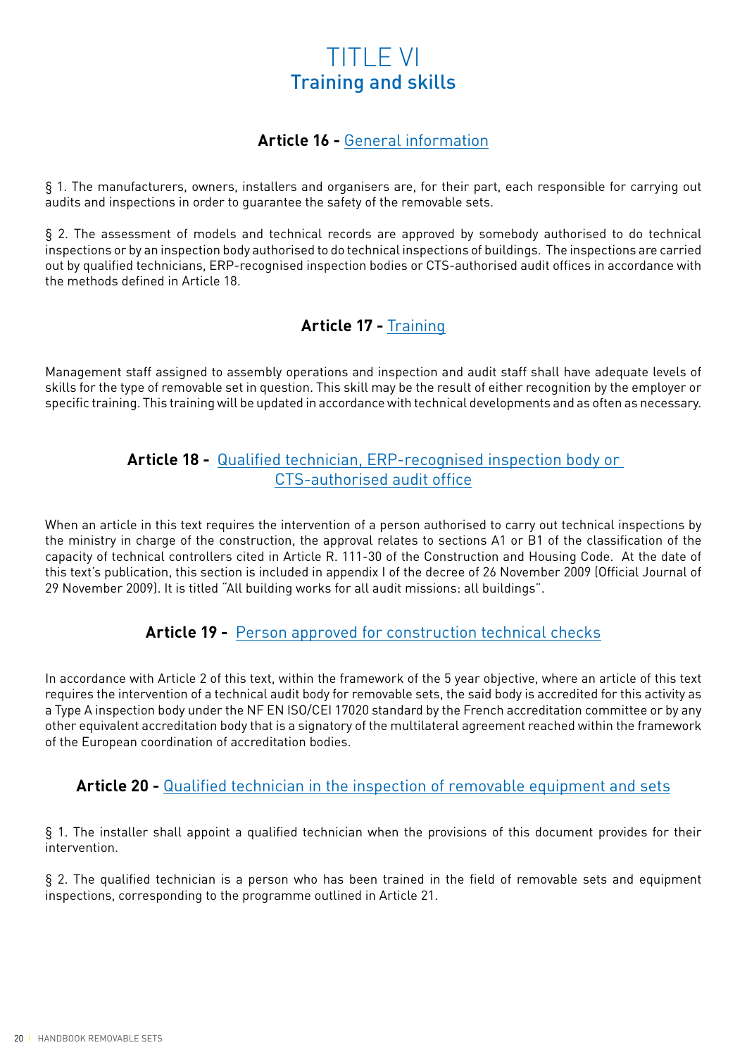# TITLE VI
## Training and skills

### Article 16 - General information

§ 1. The manufacturers, owners, installers and organisers are, for their part, each responsible for carrying out audits and inspections in order to guarantee the safety of the removable sets.

§ 2. The assessment of models and technical records are approved by somebody authorised to do technical inspections or by an inspection body authorised to do technical inspections of buildings. The inspections are carried out by qualified technicians, ERP-recognised inspection bodies or CTS-authorised audit offices in accordance with the methods defined in Article 18.

### Article 17 - Training

Management staff assigned to assembly operations and inspection and audit staff shall have adequate levels of skills for the type of removable set in question. This skill may be the result of either recognition by the employer or specific training. This training will be updated in accordance with technical developments and as often as necessary.

### Article 18 - Qualified technician, ERP-recognised inspection body or CTS-authorised audit office

When an article in this text requires the intervention of a person authorised to carry out technical inspections by the ministry in charge of the construction, the approval relates to sections A1 or B1 of the classification of the capacity of technical controllers cited in Article R. 111-30 of the Construction and Housing Code. At the date of this text's publication, this section is included in appendix I of the decree of 26 November 2009 (Official Journal of 29 November 2009). It is titled "All building works for all audit missions: all buildings".

### Article 19 - Person approved for construction technical checks

In accordance with Article 2 of this text, within the framework of the 5 year objective, where an article of this text requires the intervention of a technical audit body for removable sets, the said body is accredited for this activity as a Type A inspection body under the NF EN ISO/CEI 17020 standard by the French accreditation committee or by any other equivalent accreditation body that is a signatory of the multilateral agreement reached within the framework of the European coordination of accreditation bodies.

### Article 20 - Qualified technician in the inspection of removable equipment and sets

§ 1. The installer shall appoint a qualified technician when the provisions of this document provides for their intervention.

§ 2. The qualified technician is a person who has been trained in the field of removable sets and equipment inspections, corresponding to the programme outlined in Article 21.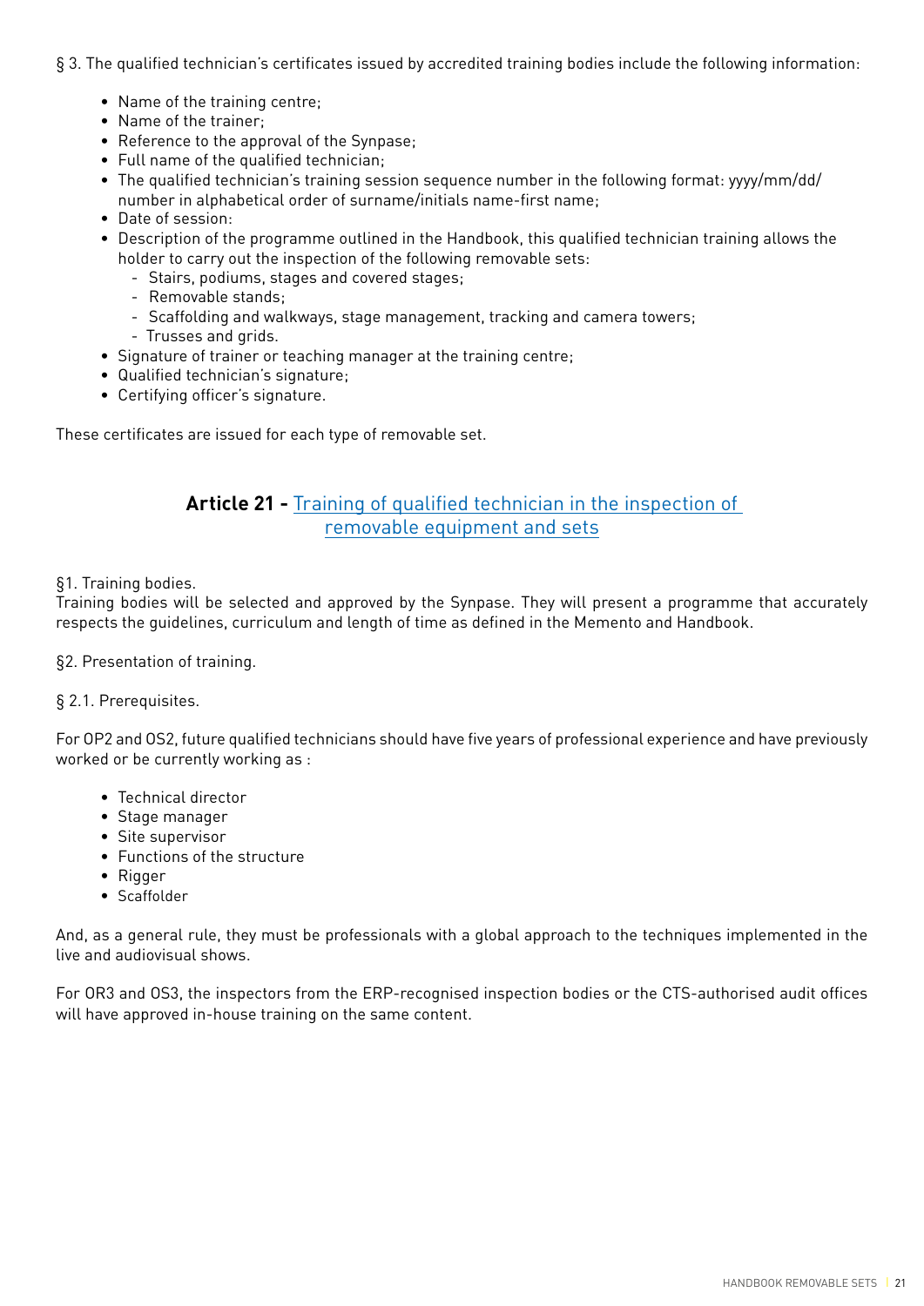§ 3. The qualified technician's certificates issued by accredited training bodies include the following information:

- Name of the training centre;
- Name of the trainer;
- Reference to the approval of the Synpase;
- Full name of the qualified technician;
- The qualified technician's training session sequence number in the following format: yyyy/mm/dd/ number in alphabetical order of surname/initials name-first name;
- Date of session:
- Description of the programme outlined in the Handbook, this qualified technician training allows the holder to carry out the inspection of the following removable sets:
  - Stairs, podiums, stages and covered stages;
  - Removable stands;
  - Scaffolding and walkways, stage management, tracking and camera towers;
  - Trusses and grids.
- Signature of trainer or teaching manager at the training centre;
- Qualified technician's signature;
- Certifying officer's signature.

These certificates are issued for each type of removable set.

## Article 21 - Training of qualified technician in the inspection of removable equipment and sets

§1. Training bodies.
Training bodies will be selected and approved by the Synpase. They will present a programme that accurately respects the guidelines, curriculum and length of time as defined in the Memento and Handbook.

§2. Presentation of training.

§ 2.1. Prerequisites.

For OP2 and OS2, future qualified technicians should have five years of professional experience and have previously worked or be currently working as :

- Technical director
- Stage manager
- Site supervisor
- Functions of the structure
- Rigger
- Scaffolder

And, as a general rule, they must be professionals with a global approach to the techniques implemented in the live and audiovisual shows.

For OR3 and OS3, the inspectors from the ERP-recognised inspection bodies or the CTS-authorised audit offices will have approved in-house training on the same content.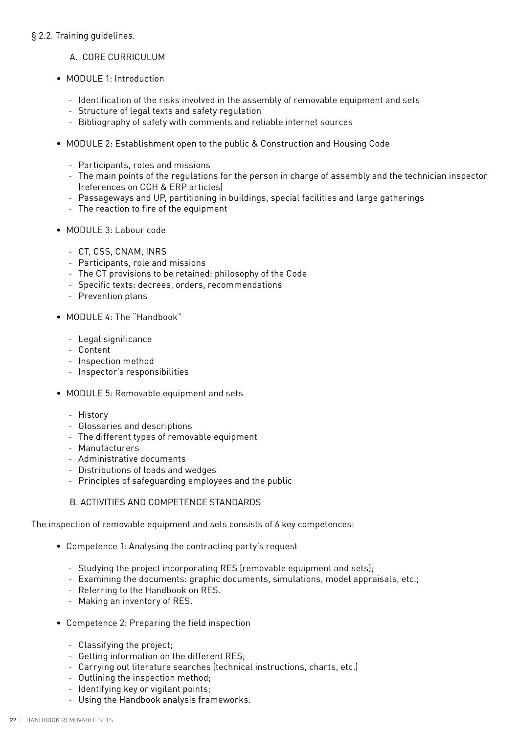§ 2.2. Training guidelines.

A. CORE CURRICULUM

- MODULE 1: Introduction
  - Identification of the risks involved in the assembly of removable equipment and sets
  - Structure of legal texts and safety regulation
  - Bibliography of safety with comments and reliable internet sources
- MODULE 2: Establishment open to the public & Construction and Housing Code
  - Participants, roles and missions
  - The main points of the regulations for the person in charge of assembly and the technician inspector (references on CCH & ERP articles)
  - Passageways and UP, partitioning in buildings, special facilities and large gatherings
  - The reaction to fire of the equipment
- MODULE 3: Labour code
  - CT, CSS, CNAM, INRS
  - Participants, role and missions
  - The CT provisions to be retained: philosophy of the Code
  - Specific texts: decrees, orders, recommendations
  - Prevention plans
- MODULE 4: The "Handbook"
  - Legal significance
  - Content
  - Inspection method
  - Inspector's responsibilities
- MODULE 5: Removable equipment and sets
  - History
  - Glossaries and descriptions
  - The different types of removable equipment
  - Manufacturers
  - Administrative documents
  - Distributions of loads and wedges
  - Principles of safeguarding employees and the public

B. ACTIVITIES AND COMPETENCE STANDARDS

The inspection of removable equipment and sets consists of 6 key competences:

- Competence 1: Analysing the contracting party's request
  - Studying the project incorporating RES [removable equipment and sets];
  - Examining the documents: graphic documents, simulations, model appraisals, etc.;
  - Referring to the Handbook on RES.
  - Making an inventory of RES.
- Competence 2: Preparing the field inspection
  - Classifying the project;
  - Getting information on the different RES;
  - Carrying out literature searches (technical instructions, charts, etc.)
  - Outlining the inspection method;
  - Identifying key or vigilant points;
  - Using the Handbook analysis frameworks.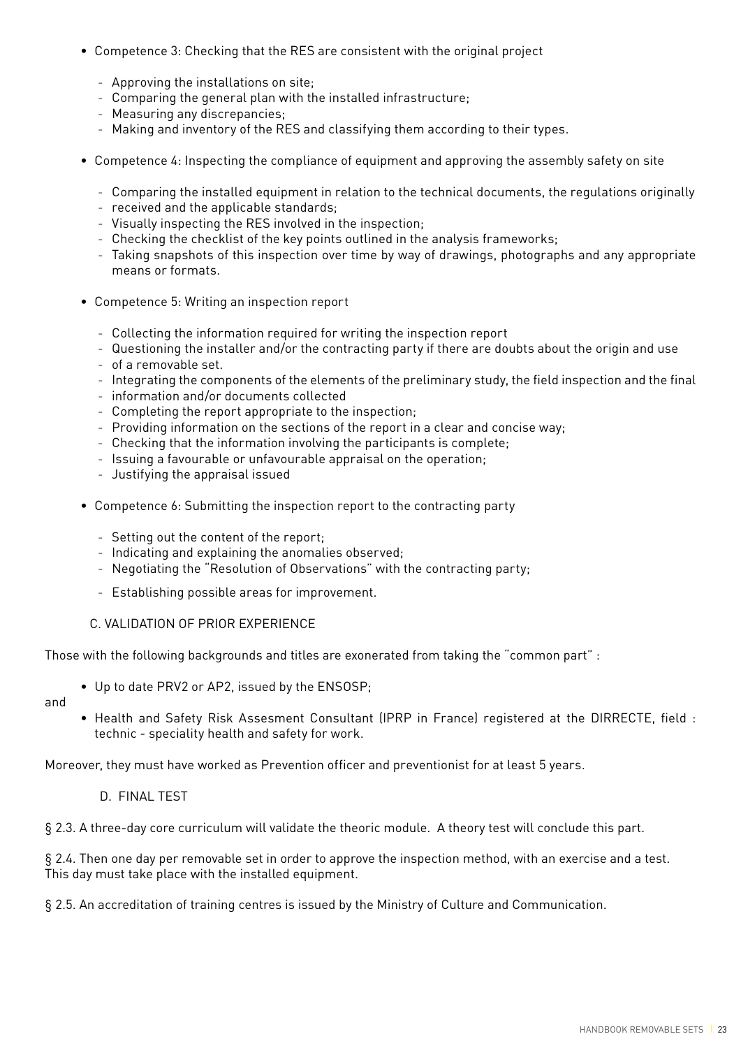- Competence 3: Checking that the RES are consistent with the original project
  - Approving the installations on site;
  - Comparing the general plan with the installed infrastructure;
  - Measuring any discrepancies;
  - Making and inventory of the RES and classifying them according to their types.
- Competence 4: Inspecting the compliance of equipment and approving the assembly safety on site
  - Comparing the installed equipment in relation to the technical documents, the regulations originally
  - received and the applicable standards;
  - Visually inspecting the RES involved in the inspection;
  - Checking the checklist of the key points outlined in the analysis frameworks;
  - Taking snapshots of this inspection over time by way of drawings, photographs and any appropriate means or formats.
- Competence 5: Writing an inspection report
  - Collecting the information required for writing the inspection report
  - Questioning the installer and/or the contracting party if there are doubts about the origin and use
  - of a removable set.
  - Integrating the components of the elements of the preliminary study, the field inspection and the final
  - information and/or documents collected
  - Completing the report appropriate to the inspection;
  - Providing information on the sections of the report in a clear and concise way;
  - Checking that the information involving the participants is complete;
  - Issuing a favourable or unfavourable appraisal on the operation;
  - Justifying the appraisal issued
- Competence 6: Submitting the inspection report to the contracting party
  - Setting out the content of the report;
  - Indicating and explaining the anomalies observed;
  - Negotiating the "Resolution of Observations" with the contracting party;
  - Establishing possible areas for improvement.

C. VALIDATION OF PRIOR EXPERIENCE

Those with the following backgrounds and titles are exonerated from taking the "common part" :

- Up to date PRV2 or AP2, issued by the ENSOSP;

and

- Health and Safety Risk Assesment Consultant (IPRP in France) registered at the DIRRECTE, field : technic - speciality health and safety for work.

Moreover, they must have worked as Prevention officer and preventionist for at least 5 years.

D. FINAL TEST

§ 2.3. A three-day core curriculum will validate the theoric module. A theory test will conclude this part.

§ 2.4. Then one day per removable set in order to approve the inspection method, with an exercise and a test. This day must take place with the installed equipment.

§ 2.5. An accreditation of training centres is issued by the Ministry of Culture and Communication.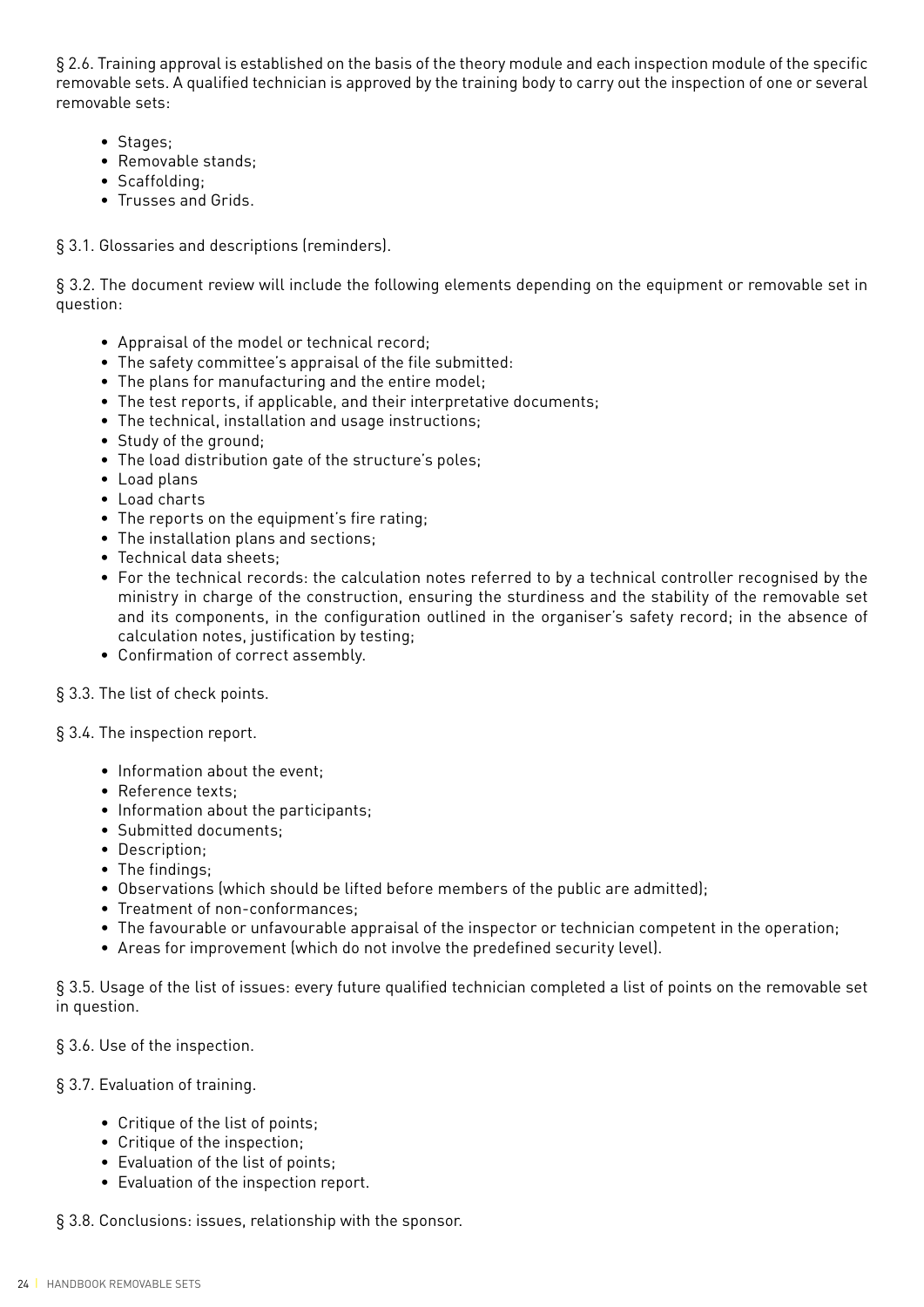§ 2.6. Training approval is established on the basis of the theory module and each inspection module of the specific removable sets. A qualified technician is approved by the training body to carry out the inspection of one or several removable sets:

- Stages;
- Removable stands;
- Scaffolding;
- Trusses and Grids.

§ 3.1. Glossaries and descriptions (reminders).

§ 3.2. The document review will include the following elements depending on the equipment or removable set in question:

- Appraisal of the model or technical record;
- The safety committee's appraisal of the file submitted:
- The plans for manufacturing and the entire model;
- The test reports, if applicable, and their interpretative documents;
- The technical, installation and usage instructions;
- Study of the ground;
- The load distribution gate of the structure's poles;
- Load plans
- Load charts
- The reports on the equipment's fire rating;
- The installation plans and sections;
- Technical data sheets;
- For the technical records: the calculation notes referred to by a technical controller recognised by the ministry in charge of the construction, ensuring the sturdiness and the stability of the removable set and its components, in the configuration outlined in the organiser's safety record; in the absence of calculation notes, justification by testing;
- Confirmation of correct assembly.

§ 3.3. The list of check points.

§ 3.4. The inspection report.

- Information about the event;
- Reference texts;
- Information about the participants;
- Submitted documents;
- Description;
- The findings;
- Observations (which should be lifted before members of the public are admitted);
- Treatment of non-conformances;
- The favourable or unfavourable appraisal of the inspector or technician competent in the operation;
- Areas for improvement (which do not involve the predefined security level).

§ 3.5. Usage of the list of issues: every future qualified technician completed a list of points on the removable set in question.

§ 3.6. Use of the inspection.

§ 3.7. Evaluation of training.

- Critique of the list of points;
- Critique of the inspection;
- Evaluation of the list of points;
- Evaluation of the inspection report.

§ 3.8. Conclusions: issues, relationship with the sponsor.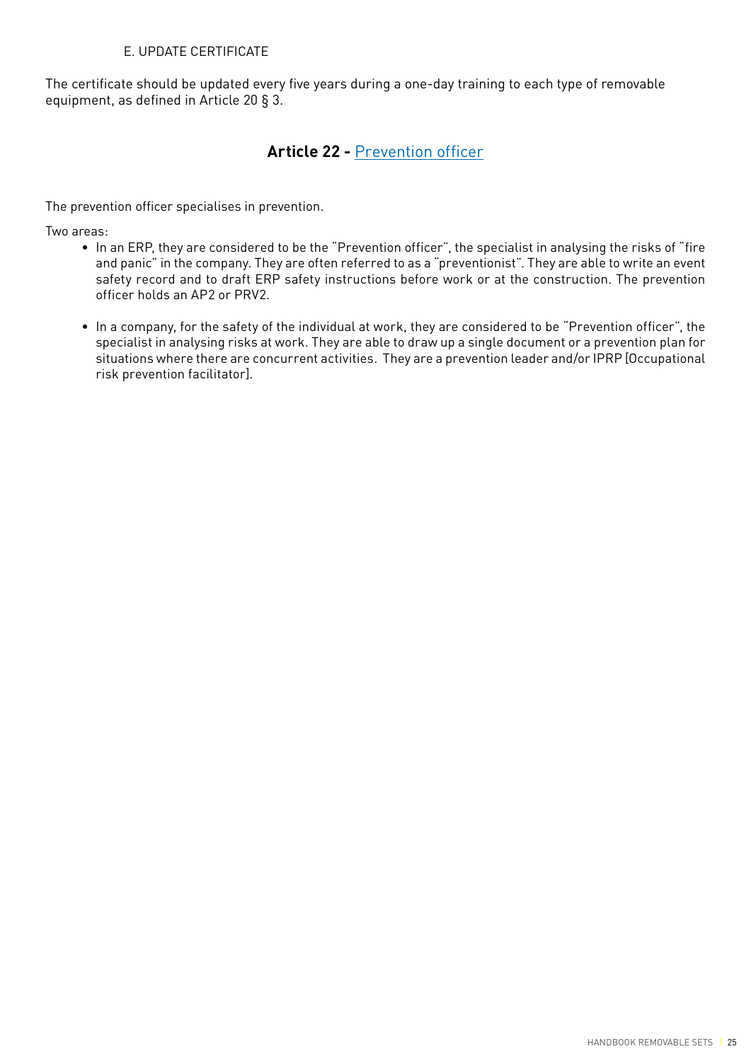E. UPDATE CERTIFICATE

The certificate should be updated every five years during a one-day training to each type of removable equipment, as defined in Article 20 § 3.

## **Article 22 -** Prevention officer

The prevention officer specialises in prevention.

Two areas:

- In an ERP, they are considered to be the "Prevention officer", the specialist in analysing the risks of "fire and panic" in the company. They are often referred to as a "preventionist". They are able to write an event safety record and to draft ERP safety instructions before work or at the construction. The prevention officer holds an AP2 or PRV2.

- In a company, for the safety of the individual at work, they are considered to be "Prevention officer", the specialist in analysing risks at work. They are able to draw up a single document or a prevention plan for situations where there are concurrent activities. They are a prevention leader and/or IPRP [Occupational risk prevention facilitator].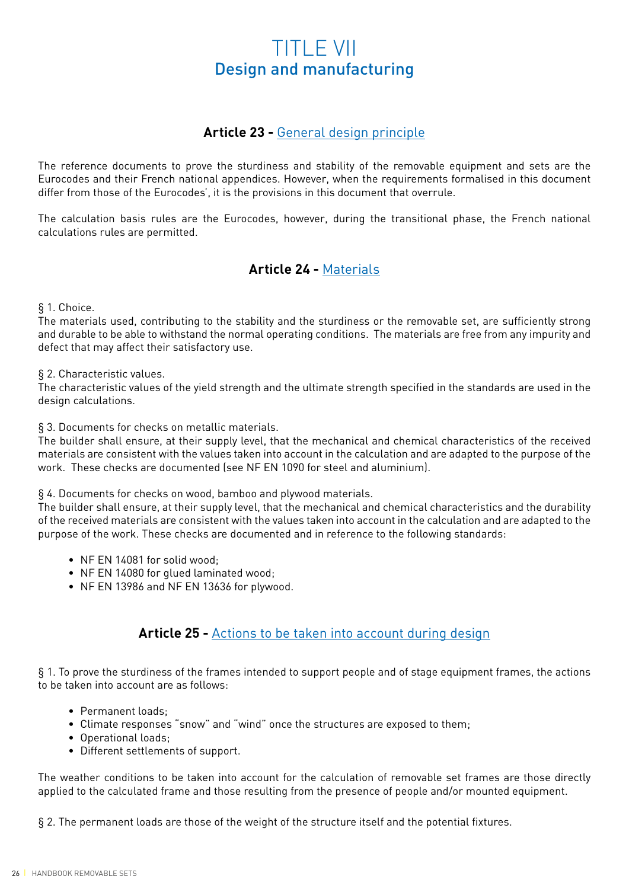# TITLE VII
## Design and manufacturing

### Article 23 - General design principle

The reference documents to prove the sturdiness and stability of the removable equipment and sets are the Eurocodes and their French national appendices. However, when the requirements formalised in this document differ from those of the Eurocodes', it is the provisions in this document that overrule.

The calculation basis rules are the Eurocodes, however, during the transitional phase, the French national calculations rules are permitted.

### Article 24 - Materials

§ 1. Choice.
The materials used, contributing to the stability and the sturdiness or the removable set, are sufficiently strong and durable to be able to withstand the normal operating conditions. The materials are free from any impurity and defect that may affect their satisfactory use.

§ 2. Characteristic values.
The characteristic values of the yield strength and the ultimate strength specified in the standards are used in the design calculations.

§ 3. Documents for checks on metallic materials.
The builder shall ensure, at their supply level, that the mechanical and chemical characteristics of the received materials are consistent with the values taken into account in the calculation and are adapted to the purpose of the work. These checks are documented (see NF EN 1090 for steel and aluminium).

§ 4. Documents for checks on wood, bamboo and plywood materials.
The builder shall ensure, at their supply level, that the mechanical and chemical characteristics and the durability of the received materials are consistent with the values taken into account in the calculation and are adapted to the purpose of the work. These checks are documented and in reference to the following standards:

- NF EN 14081 for solid wood;
- NF EN 14080 for glued laminated wood;
- NF EN 13986 and NF EN 13636 for plywood.

### Article 25 - Actions to be taken into account during design

§ 1. To prove the sturdiness of the frames intended to support people and of stage equipment frames, the actions to be taken into account are as follows:

- Permanent loads;
- Climate responses "snow" and "wind" once the structures are exposed to them;
- Operational loads;
- Different settlements of support.

The weather conditions to be taken into account for the calculation of removable set frames are those directly applied to the calculated frame and those resulting from the presence of people and/or mounted equipment.

§ 2. The permanent loads are those of the weight of the structure itself and the potential fixtures.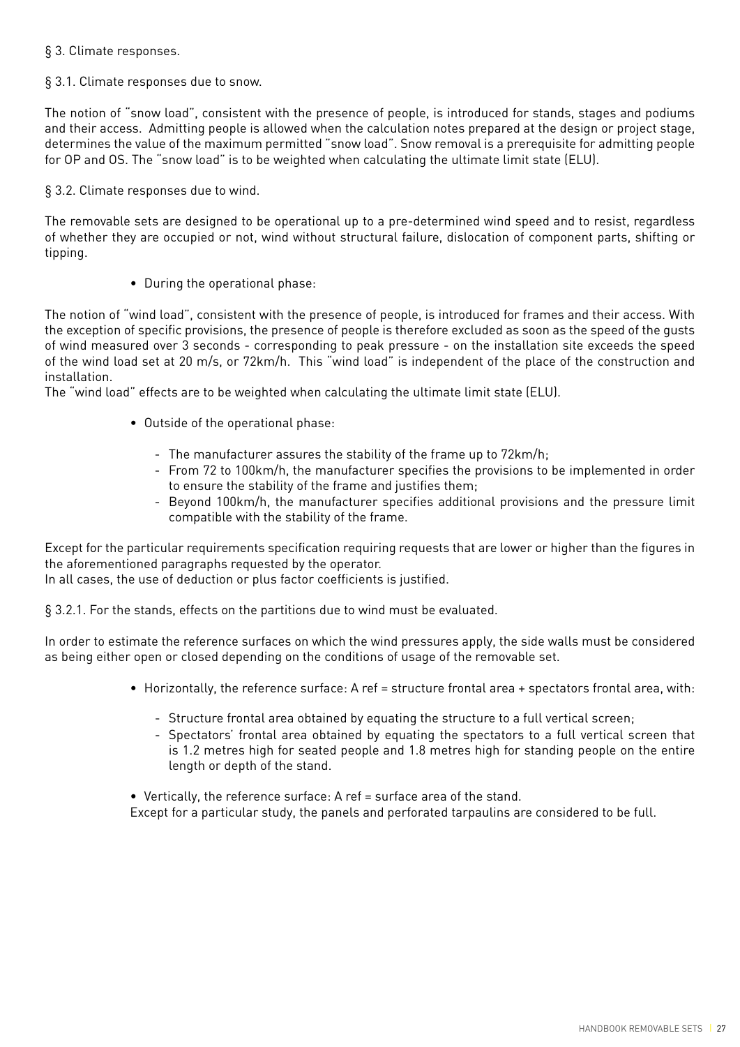§ 3. Climate responses.

§ 3.1. Climate responses due to snow.

The notion of "snow load", consistent with the presence of people, is introduced for stands, stages and podiums and their access. Admitting people is allowed when the calculation notes prepared at the design or project stage, determines the value of the maximum permitted "snow load". Snow removal is a prerequisite for admitting people for OP and OS. The "snow load" is to be weighted when calculating the ultimate limit state (ELU).

§ 3.2. Climate responses due to wind.

The removable sets are designed to be operational up to a pre-determined wind speed and to resist, regardless of whether they are occupied or not, wind without structural failure, dislocation of component parts, shifting or tipping.

- During the operational phase:

The notion of "wind load", consistent with the presence of people, is introduced for frames and their access. With the exception of specific provisions, the presence of people is therefore excluded as soon as the speed of the gusts of wind measured over 3 seconds - corresponding to peak pressure - on the installation site exceeds the speed of the wind load set at 20 m/s, or 72km/h. This "wind load" is independent of the place of the construction and installation.
The "wind load" effects are to be weighted when calculating the ultimate limit state (ELU).

- Outside of the operational phase:
    - The manufacturer assures the stability of the frame up to 72km/h;
    - From 72 to 100km/h, the manufacturer specifies the provisions to be implemented in order to ensure the stability of the frame and justifies them;
    - Beyond 100km/h, the manufacturer specifies additional provisions and the pressure limit compatible with the stability of the frame.

Except for the particular requirements specification requiring requests that are lower or higher than the figures in the aforementioned paragraphs requested by the operator.
In all cases, the use of deduction or plus factor coefficients is justified.

§ 3.2.1. For the stands, effects on the partitions due to wind must be evaluated.

In order to estimate the reference surfaces on which the wind pressures apply, the side walls must be considered as being either open or closed depending on the conditions of usage of the removable set.

- Horizontally, the reference surface: A ref = structure frontal area + spectators frontal area, with:
    - Structure frontal area obtained by equating the structure to a full vertical screen;
    - Spectators' frontal area obtained by equating the spectators to a full vertical screen that is 1.2 metres high for seated people and 1.8 metres high for standing people on the entire length or depth of the stand.

- Vertically, the reference surface: A ref = surface area of the stand.

Except for a particular study, the panels and perforated tarpaulins are considered to be full.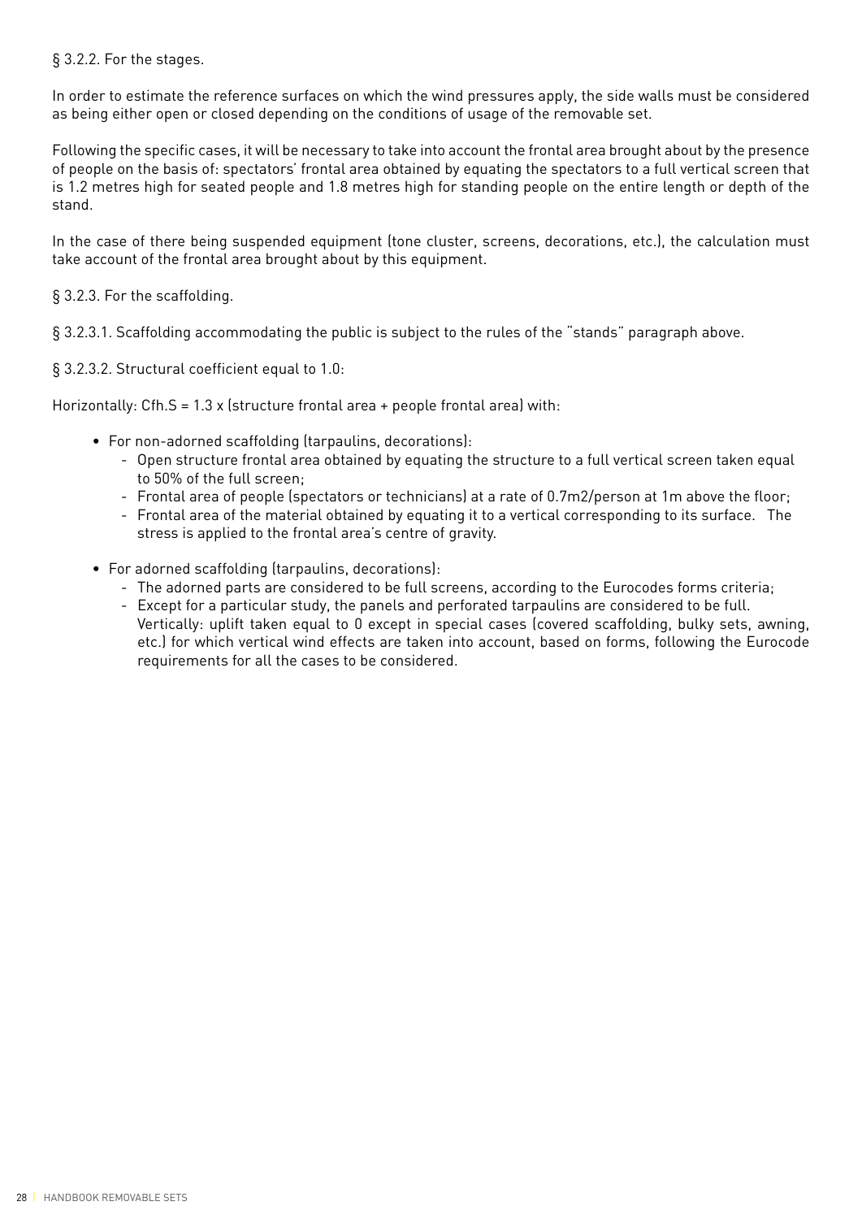§ 3.2.2. For the stages.

In order to estimate the reference surfaces on which the wind pressures apply, the side walls must be considered as being either open or closed depending on the conditions of usage of the removable set.

Following the specific cases, it will be necessary to take into account the frontal area brought about by the presence of people on the basis of: spectators' frontal area obtained by equating the spectators to a full vertical screen that is 1.2 metres high for seated people and 1.8 metres high for standing people on the entire length or depth of the stand.

In the case of there being suspended equipment (tone cluster, screens, decorations, etc.), the calculation must take account of the frontal area brought about by this equipment.

§ 3.2.3. For the scaffolding.

§ 3.2.3.1. Scaffolding accommodating the public is subject to the rules of the "stands" paragraph above.

§ 3.2.3.2. Structural coefficient equal to 1.0:

Horizontally: Cfh.S = 1.3 x (structure frontal area + people frontal area) with:

- For non-adorned scaffolding (tarpaulins, decorations):
  - Open structure frontal area obtained by equating the structure to a full vertical screen taken equal to 50% of the full screen;
  - Frontal area of people (spectators or technicians) at a rate of 0.7m2/person at 1m above the floor;
  - Frontal area of the material obtained by equating it to a vertical corresponding to its surface. The stress is applied to the frontal area's centre of gravity.
- For adorned scaffolding (tarpaulins, decorations):
  - The adorned parts are considered to be full screens, according to the Eurocodes forms criteria;
  - Except for a particular study, the panels and perforated tarpaulins are considered to be full. Vertically: uplift taken equal to 0 except in special cases (covered scaffolding, bulky sets, awning, etc.) for which vertical wind effects are taken into account, based on forms, following the Eurocode requirements for all the cases to be considered.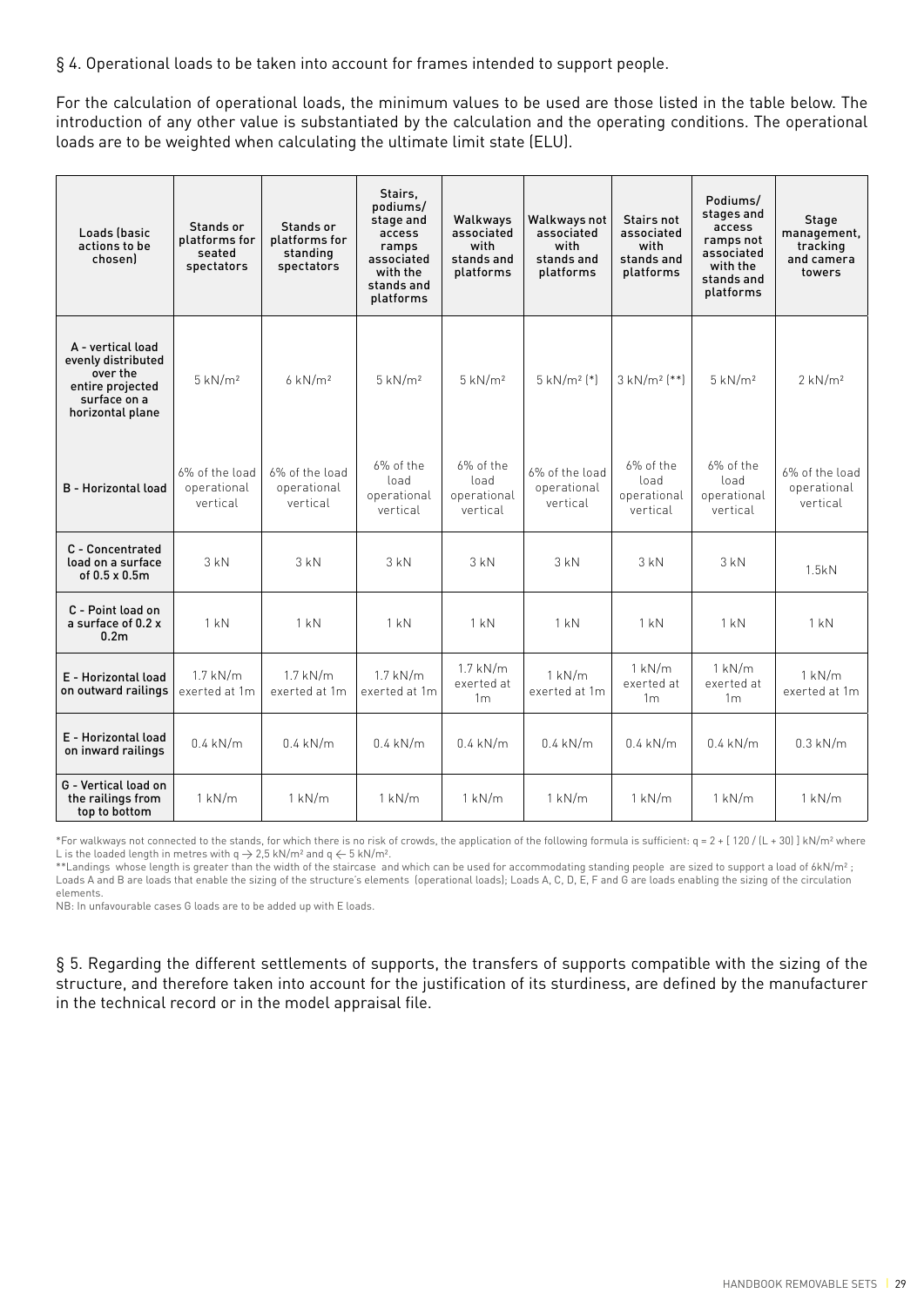§ 4. Operational loads to be taken into account for frames intended to support people.

For the calculation of operational loads, the minimum values to be used are those listed in the table below. The introduction of any other value is substantiated by the calculation and the operating conditions. The operational loads are to be weighted when calculating the ultimate limit state (ELU).

| Loads (basic actions to be chosen) | Stands or platforms for seated spectators | Stands or platforms for standing spectators | Stairs, podiums/ stage and access ramps associated with the stands and platforms | Walkways associated with stands and platforms | Walkways not associated with stands and platforms | Stairs not associated with stands and platforms | Podiums/ stages and access ramps not associated with the stands and platforms | Stage management, tracking and camera towers |
|---|---|---|---|---|---|---|---|---|
| A - vertical load evenly distributed over the entire projected surface on a horizontal plane | 5 kN/m² | 6 kN/m² | 5 kN/m² | 5 kN/m² | 5 kN/m² (*) | 3 kN/m² (**) | 5 kN/m² | 2 kN/m² |
| B - Horizontal load | 6% of the load operational vertical | 6% of the load operational vertical | 6% of the load operational vertical | 6% of the load operational vertical | 6% of the load operational vertical | 6% of the load operational vertical | 6% of the load operational vertical | 6% of the load operational vertical |
| C - Concentrated load on a surface of 0.5 x 0.5m | 3 kN | 3 kN | 3 kN | 3 kN | 3 kN | 3 kN | 3 kN | 1.5kN |
| C - Point load on a surface of 0.2 x 0.2m | 1 kN | 1 kN | 1 kN | 1 kN | 1 kN | 1 kN | 1 kN | 1 kN |
| E - Horizontal load on outward railings | 1.7 kN/m exerted at 1m | 1.7 kN/m exerted at 1m | 1.7 kN/m exerted at 1m | 1.7 kN/m exerted at 1m | 1 kN/m exerted at 1m | 1 kN/m exerted at 1m | 1 kN/m exerted at 1m | 1 kN/m exerted at 1m |
| E - Horizontal load on inward railings | 0.4 kN/m | 0.4 kN/m | 0.4 kN/m | 0.4 kN/m | 0.4 kN/m | 0.4 kN/m | 0.4 kN/m | 0.3 kN/m |
| G - Vertical load on the railings from top to bottom | 1 kN/m | 1 kN/m | 1 kN/m | 1 kN/m | 1 kN/m | 1 kN/m | 1 kN/m | 1 kN/m |

*For walkways not connected to the stands, for which there is no risk of crowds, the application of the following formula is sufficient: $q = 2 + [\,120 / (L + 30)\,]$ kN/m² where L is the loaded length in metres with $q \rightarrow 2{,}5$ kN/m² and $q \leftarrow 5$ kN/m².

**Landings whose length is greater than the width of the staircase and which can be used for accommodating standing people are sized to support a load of 6kN/m²;
Loads A and B are loads that enable the sizing of the structure's elements (operational loads); Loads A, C, D, E, F and G are loads enabling the sizing of the circulation elements.

NB: In unfavourable cases G loads are to be added up with E loads.

§ 5. Regarding the different settlements of supports, the transfers of supports compatible with the sizing of the structure, and therefore taken into account for the justification of its sturdiness, are defined by the manufacturer in the technical record or in the model appraisal file.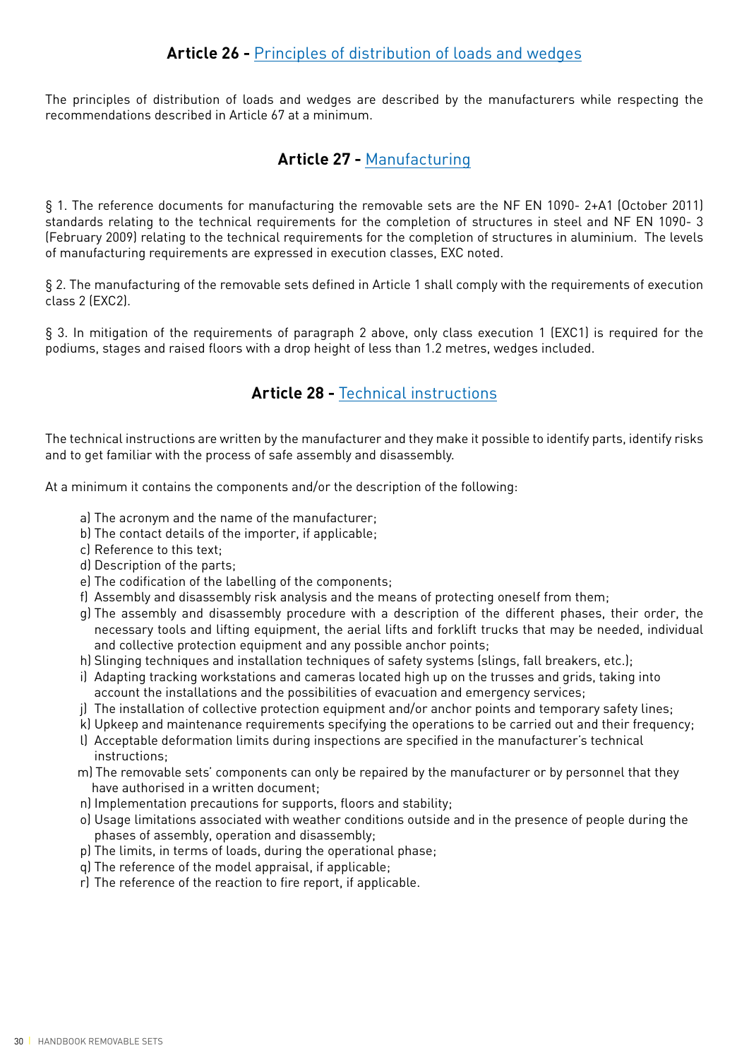## Article 26 - Principles of distribution of loads and wedges

The principles of distribution of loads and wedges are described by the manufacturers while respecting the recommendations described in Article 67 at a minimum.

## Article 27 - Manufacturing

§ 1. The reference documents for manufacturing the removable sets are the NF EN 1090- 2+A1 (October 2011) standards relating to the technical requirements for the completion of structures in steel and NF EN 1090- 3 (February 2009) relating to the technical requirements for the completion of structures in aluminium. The levels of manufacturing requirements are expressed in execution classes, EXC noted.

§ 2. The manufacturing of the removable sets defined in Article 1 shall comply with the requirements of execution class 2 (EXC2).

§ 3. In mitigation of the requirements of paragraph 2 above, only class execution 1 (EXC1) is required for the podiums, stages and raised floors with a drop height of less than 1.2 metres, wedges included.

## Article 28 - Technical instructions

The technical instructions are written by the manufacturer and they make it possible to identify parts, identify risks and to get familiar with the process of safe assembly and disassembly.

At a minimum it contains the components and/or the description of the following:

a) The acronym and the name of the manufacturer;
b) The contact details of the importer, if applicable;
c) Reference to this text;
d) Description of the parts;
e) The codification of the labelling of the components;
f) Assembly and disassembly risk analysis and the means of protecting oneself from them;
g) The assembly and disassembly procedure with a description of the different phases, their order, the necessary tools and lifting equipment, the aerial lifts and forklift trucks that may be needed, individual and collective protection equipment and any possible anchor points;
h) Slinging techniques and installation techniques of safety systems (slings, fall breakers, etc.);
i) Adapting tracking workstations and cameras located high up on the trusses and grids, taking into account the installations and the possibilities of evacuation and emergency services;
j) The installation of collective protection equipment and/or anchor points and temporary safety lines;
k) Upkeep and maintenance requirements specifying the operations to be carried out and their frequency;
l) Acceptable deformation limits during inspections are specified in the manufacturer's technical instructions;
m) The removable sets' components can only be repaired by the manufacturer or by personnel that they have authorised in a written document;
n) Implementation precautions for supports, floors and stability;
o) Usage limitations associated with weather conditions outside and in the presence of people during the phases of assembly, operation and disassembly;
p) The limits, in terms of loads, during the operational phase;
q) The reference of the model appraisal, if applicable;
r) The reference of the reaction to fire report, if applicable.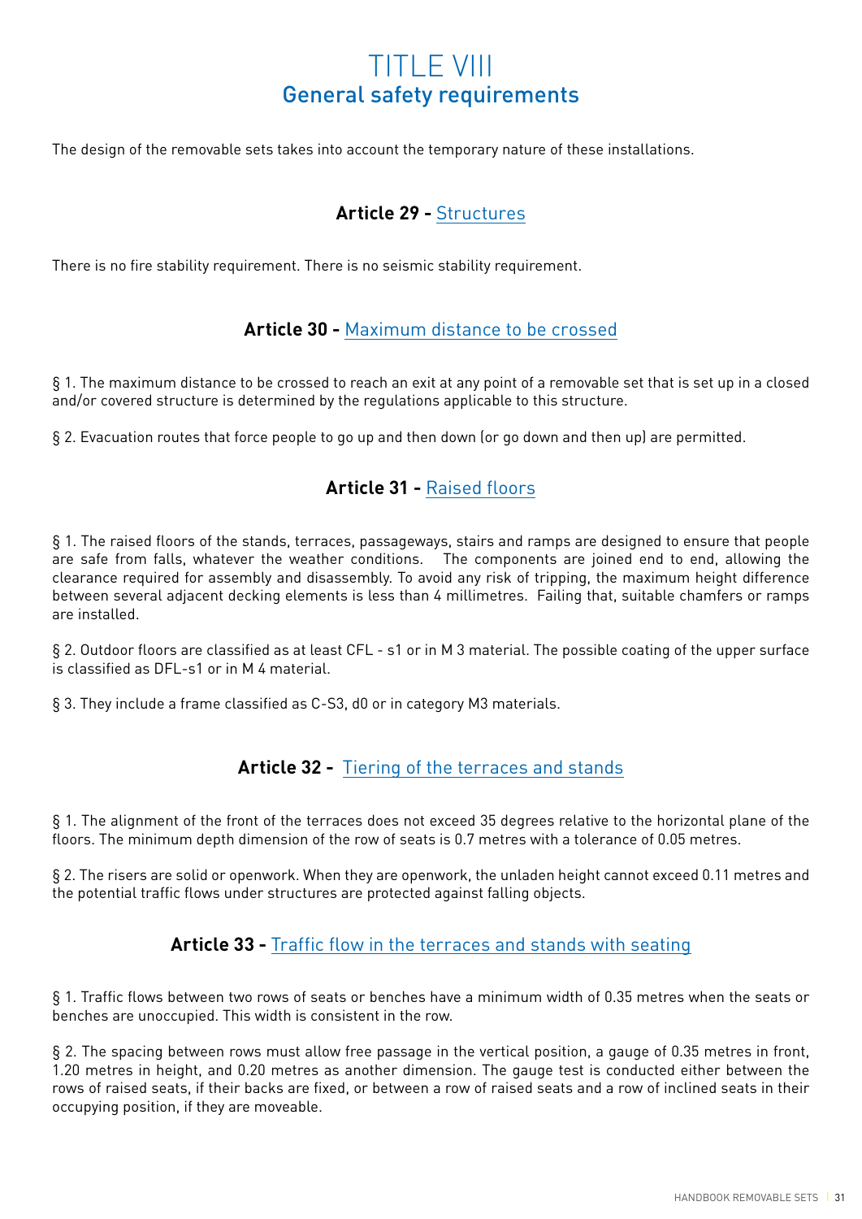# TITLE VIII
## General safety requirements

The design of the removable sets takes into account the temporary nature of these installations.

### **Article 29 -** Structures

There is no fire stability requirement. There is no seismic stability requirement.

### **Article 30 -** Maximum distance to be crossed

§ 1. The maximum distance to be crossed to reach an exit at any point of a removable set that is set up in a closed and/or covered structure is determined by the regulations applicable to this structure.

§ 2. Evacuation routes that force people to go up and then down (or go down and then up) are permitted.

### **Article 31 -** Raised floors

§ 1. The raised floors of the stands, terraces, passageways, stairs and ramps are designed to ensure that people are safe from falls, whatever the weather conditions. The components are joined end to end, allowing the clearance required for assembly and disassembly. To avoid any risk of tripping, the maximum height difference between several adjacent decking elements is less than 4 millimetres. Failing that, suitable chamfers or ramps are installed.

§ 2. Outdoor floors are classified as at least CFL - s1 or in M 3 material. The possible coating of the upper surface is classified as DFL-s1 or in M 4 material.

§ 3. They include a frame classified as C-S3, d0 or in category M3 materials.

### **Article 32 -** Tiering of the terraces and stands

§ 1. The alignment of the front of the terraces does not exceed 35 degrees relative to the horizontal plane of the floors. The minimum depth dimension of the row of seats is 0.7 metres with a tolerance of 0.05 metres.

§ 2. The risers are solid or openwork. When they are openwork, the unladen height cannot exceed 0.11 metres and the potential traffic flows under structures are protected against falling objects.

### **Article 33 -** Traffic flow in the terraces and stands with seating

§ 1. Traffic flows between two rows of seats or benches have a minimum width of 0.35 metres when the seats or benches are unoccupied. This width is consistent in the row.

§ 2. The spacing between rows must allow free passage in the vertical position, a gauge of 0.35 metres in front, 1.20 metres in height, and 0.20 metres as another dimension. The gauge test is conducted either between the rows of raised seats, if their backs are fixed, or between a row of raised seats and a row of inclined seats in their occupying position, if they are moveable.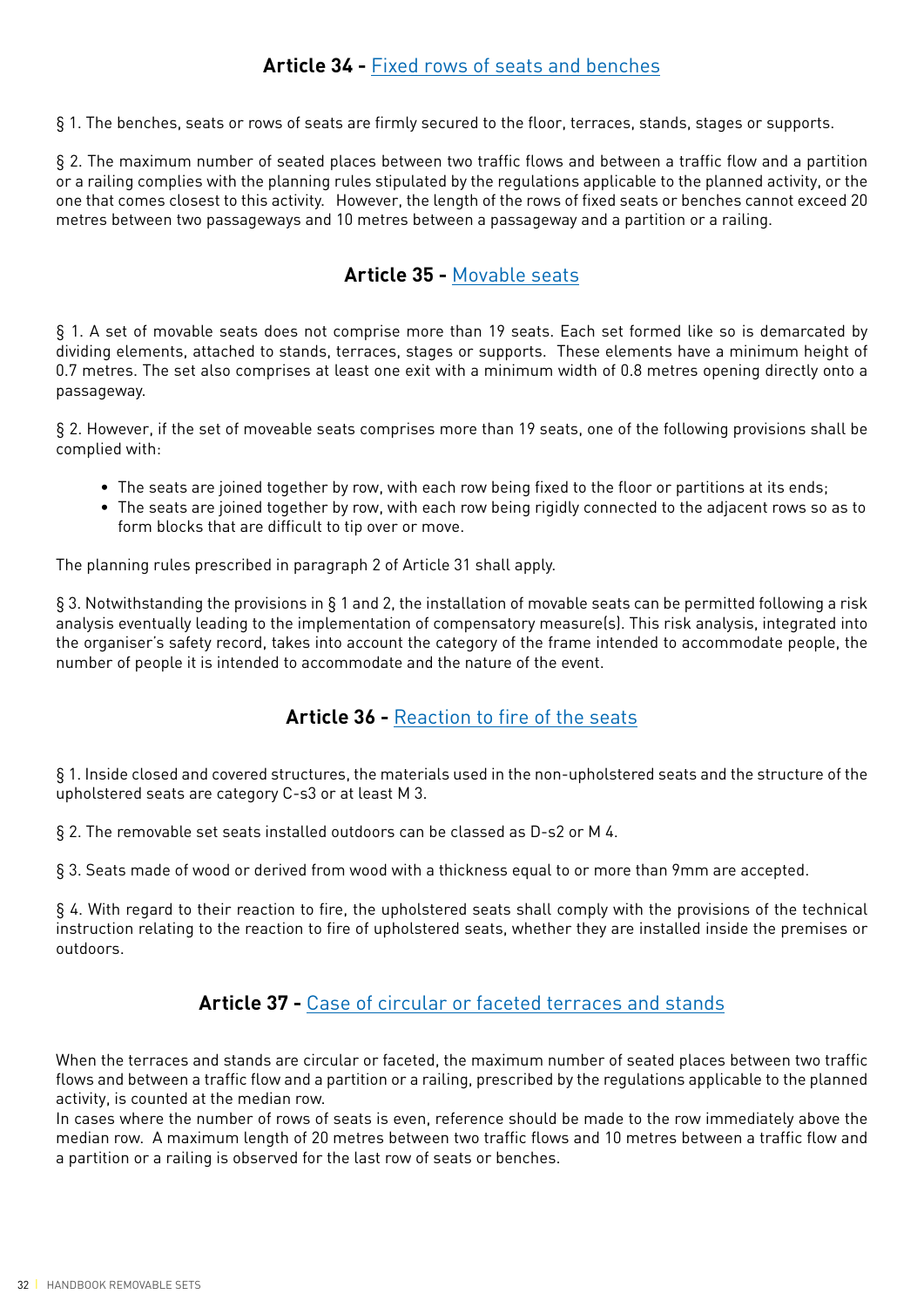## Article 34 - Fixed rows of seats and benches

§ 1. The benches, seats or rows of seats are firmly secured to the floor, terraces, stands, stages or supports.

§ 2. The maximum number of seated places between two traffic flows and between a traffic flow and a partition or a railing complies with the planning rules stipulated by the regulations applicable to the planned activity, or the one that comes closest to this activity. However, the length of the rows of fixed seats or benches cannot exceed 20 metres between two passageways and 10 metres between a passageway and a partition or a railing.

## Article 35 - Movable seats

§ 1. A set of movable seats does not comprise more than 19 seats. Each set formed like so is demarcated by dividing elements, attached to stands, terraces, stages or supports. These elements have a minimum height of 0.7 metres. The set also comprises at least one exit with a minimum width of 0.8 metres opening directly onto a passageway.

§ 2. However, if the set of moveable seats comprises more than 19 seats, one of the following provisions shall be complied with:

- The seats are joined together by row, with each row being fixed to the floor or partitions at its ends;
- The seats are joined together by row, with each row being rigidly connected to the adjacent rows so as to form blocks that are difficult to tip over or move.

The planning rules prescribed in paragraph 2 of Article 31 shall apply.

§ 3. Notwithstanding the provisions in § 1 and 2, the installation of movable seats can be permitted following a risk analysis eventually leading to the implementation of compensatory measure(s). This risk analysis, integrated into the organiser's safety record, takes into account the category of the frame intended to accommodate people, the number of people it is intended to accommodate and the nature of the event.

## Article 36 - Reaction to fire of the seats

§ 1. Inside closed and covered structures, the materials used in the non-upholstered seats and the structure of the upholstered seats are category C-s3 or at least M 3.

§ 2. The removable set seats installed outdoors can be classed as D-s2 or M 4.

§ 3. Seats made of wood or derived from wood with a thickness equal to or more than 9mm are accepted.

§ 4. With regard to their reaction to fire, the upholstered seats shall comply with the provisions of the technical instruction relating to the reaction to fire of upholstered seats, whether they are installed inside the premises or outdoors.

## Article 37 - Case of circular or faceted terraces and stands

When the terraces and stands are circular or faceted, the maximum number of seated places between two traffic flows and between a traffic flow and a partition or a railing, prescribed by the regulations applicable to the planned activity, is counted at the median row.

In cases where the number of rows of seats is even, reference should be made to the row immediately above the median row. A maximum length of 20 metres between two traffic flows and 10 metres between a traffic flow and a partition or a railing is observed for the last row of seats or benches.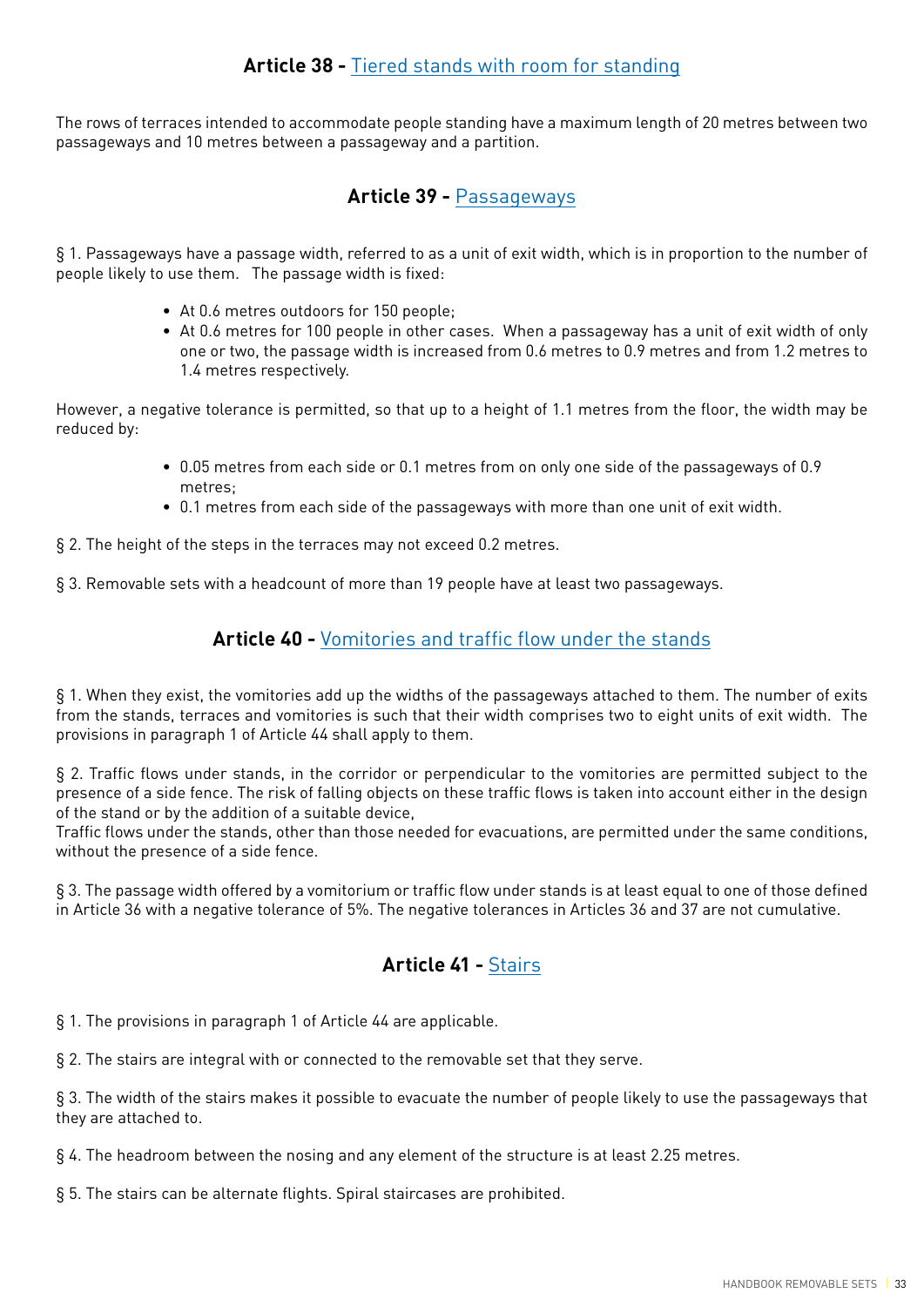## Article 38 - Tiered stands with room for standing

The rows of terraces intended to accommodate people standing have a maximum length of 20 metres between two passageways and 10 metres between a passageway and a partition.

## Article 39 - Passageways

§ 1. Passageways have a passage width, referred to as a unit of exit width, which is in proportion to the number of people likely to use them. The passage width is fixed:

- At 0.6 metres outdoors for 150 people;
- At 0.6 metres for 100 people in other cases. When a passageway has a unit of exit width of only one or two, the passage width is increased from 0.6 metres to 0.9 metres and from 1.2 metres to 1.4 metres respectively.

However, a negative tolerance is permitted, so that up to a height of 1.1 metres from the floor, the width may be reduced by:

- 0.05 metres from each side or 0.1 metres from on only one side of the passageways of 0.9 metres;
- 0.1 metres from each side of the passageways with more than one unit of exit width.

§ 2. The height of the steps in the terraces may not exceed 0.2 metres.

§ 3. Removable sets with a headcount of more than 19 people have at least two passageways.

## Article 40 - Vomitories and traffic flow under the stands

§ 1. When they exist, the vomitories add up the widths of the passageways attached to them. The number of exits from the stands, terraces and vomitories is such that their width comprises two to eight units of exit width. The provisions in paragraph 1 of Article 44 shall apply to them.

§ 2. Traffic flows under stands, in the corridor or perpendicular to the vomitories are permitted subject to the presence of a side fence. The risk of falling objects on these traffic flows is taken into account either in the design of the stand or by the addition of a suitable device,
Traffic flows under the stands, other than those needed for evacuations, are permitted under the same conditions, without the presence of a side fence.

§ 3. The passage width offered by a vomitorium or traffic flow under stands is at least equal to one of those defined in Article 36 with a negative tolerance of 5%. The negative tolerances in Articles 36 and 37 are not cumulative.

## Article 41 - Stairs

§ 1. The provisions in paragraph 1 of Article 44 are applicable.

§ 2. The stairs are integral with or connected to the removable set that they serve.

§ 3. The width of the stairs makes it possible to evacuate the number of people likely to use the passageways that they are attached to.

§ 4. The headroom between the nosing and any element of the structure is at least 2.25 metres.

§ 5. The stairs can be alternate flights. Spiral staircases are prohibited.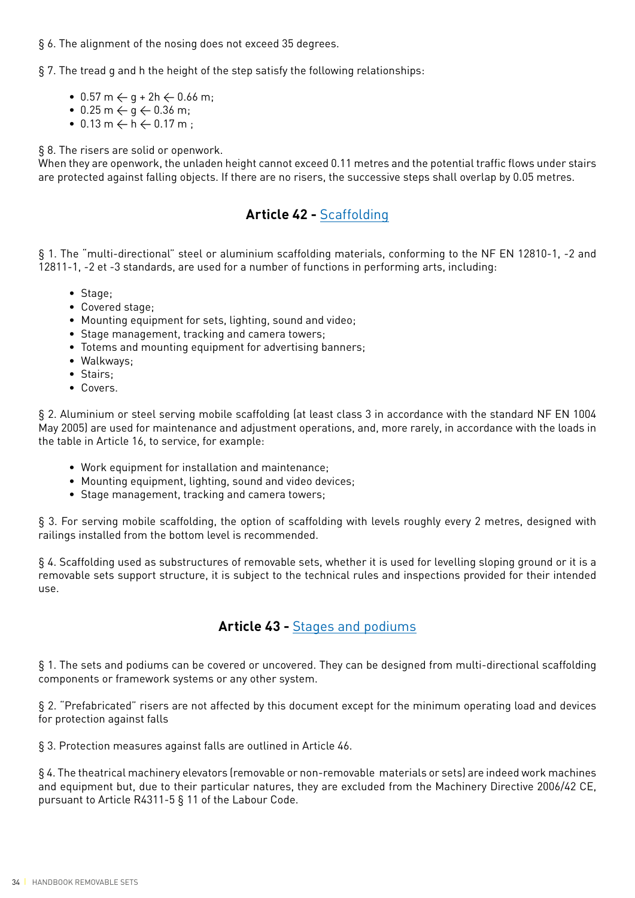§ 6. The alignment of the nosing does not exceed 35 degrees.

§ 7. The tread g and h the height of the step satisfy the following relationships:

- 0.57 m ← g + 2h ← 0.66 m;
- 0.25 m ← g ← 0.36 m;
- 0.13 m ← h ← 0.17 m ;

§ 8. The risers are solid or openwork.
When they are openwork, the unladen height cannot exceed 0.11 metres and the potential traffic flows under stairs are protected against falling objects. If there are no risers, the successive steps shall overlap by 0.05 metres.

## Article 42 - Scaffolding

§ 1. The "multi-directional" steel or aluminium scaffolding materials, conforming to the NF EN 12810-1, -2 and 12811-1, -2 et -3 standards, are used for a number of functions in performing arts, including:

- Stage;
- Covered stage;
- Mounting equipment for sets, lighting, sound and video;
- Stage management, tracking and camera towers;
- Totems and mounting equipment for advertising banners;
- Walkways;
- Stairs;
- Covers.

§ 2. Aluminium or steel serving mobile scaffolding (at least class 3 in accordance with the standard NF EN 1004 May 2005) are used for maintenance and adjustment operations, and, more rarely, in accordance with the loads in the table in Article 16, to service, for example:

- Work equipment for installation and maintenance;
- Mounting equipment, lighting, sound and video devices;
- Stage management, tracking and camera towers;

§ 3. For serving mobile scaffolding, the option of scaffolding with levels roughly every 2 metres, designed with railings installed from the bottom level is recommended.

§ 4. Scaffolding used as substructures of removable sets, whether it is used for levelling sloping ground or it is a removable sets support structure, it is subject to the technical rules and inspections provided for their intended use.

## Article 43 - Stages and podiums

§ 1. The sets and podiums can be covered or uncovered. They can be designed from multi-directional scaffolding components or framework systems or any other system.

§ 2. "Prefabricated" risers are not affected by this document except for the minimum operating load and devices for protection against falls

§ 3. Protection measures against falls are outlined in Article 46.

§ 4. The theatrical machinery elevators (removable or non-removable materials or sets) are indeed work machines and equipment but, due to their particular natures, they are excluded from the Machinery Directive 2006/42 CE, pursuant to Article R4311-5 § 11 of the Labour Code.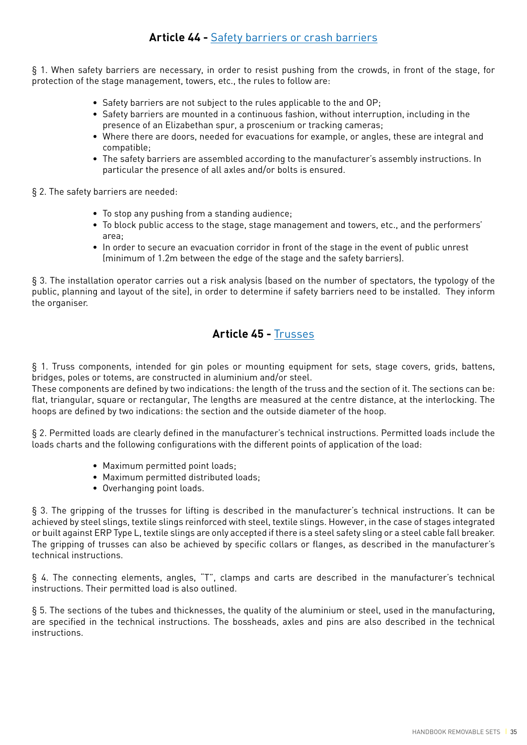## Article 44 - Safety barriers or crash barriers

§ 1. When safety barriers are necessary, in order to resist pushing from the crowds, in front of the stage, for protection of the stage management, towers, etc., the rules to follow are:

- Safety barriers are not subject to the rules applicable to the and OP;
- Safety barriers are mounted in a continuous fashion, without interruption, including in the presence of an Elizabethan spur, a proscenium or tracking cameras;
- Where there are doors, needed for evacuations for example, or angles, these are integral and compatible;
- The safety barriers are assembled according to the manufacturer's assembly instructions. In particular the presence of all axles and/or bolts is ensured.

§ 2. The safety barriers are needed:

- To stop any pushing from a standing audience;
- To block public access to the stage, stage management and towers, etc., and the performers' area;
- In order to secure an evacuation corridor in front of the stage in the event of public unrest (minimum of 1.2m between the edge of the stage and the safety barriers).

§ 3. The installation operator carries out a risk analysis (based on the number of spectators, the typology of the public, planning and layout of the site), in order to determine if safety barriers need to be installed. They inform the organiser.

## Article 45 - Trusses

§ 1. Truss components, intended for gin poles or mounting equipment for sets, stage covers, grids, battens, bridges, poles or totems, are constructed in aluminium and/or steel.
These components are defined by two indications: the length of the truss and the section of it. The sections can be: flat, triangular, square or rectangular, The lengths are measured at the centre distance, at the interlocking. The hoops are defined by two indications: the section and the outside diameter of the hoop.

§ 2. Permitted loads are clearly defined in the manufacturer's technical instructions. Permitted loads include the loads charts and the following configurations with the different points of application of the load:

- Maximum permitted point loads;
- Maximum permitted distributed loads;
- Overhanging point loads.

§ 3. The gripping of the trusses for lifting is described in the manufacturer's technical instructions. It can be achieved by steel slings, textile slings reinforced with steel, textile slings. However, in the case of stages integrated or built against ERP Type L, textile slings are only accepted if there is a steel safety sling or a steel cable fall breaker. The gripping of trusses can also be achieved by specific collars or flanges, as described in the manufacturer's technical instructions.

§ 4. The connecting elements, angles, "T", clamps and carts are described in the manufacturer's technical instructions. Their permitted load is also outlined.

§ 5. The sections of the tubes and thicknesses, the quality of the aluminium or steel, used in the manufacturing, are specified in the technical instructions. The bossheads, axles and pins are also described in the technical instructions.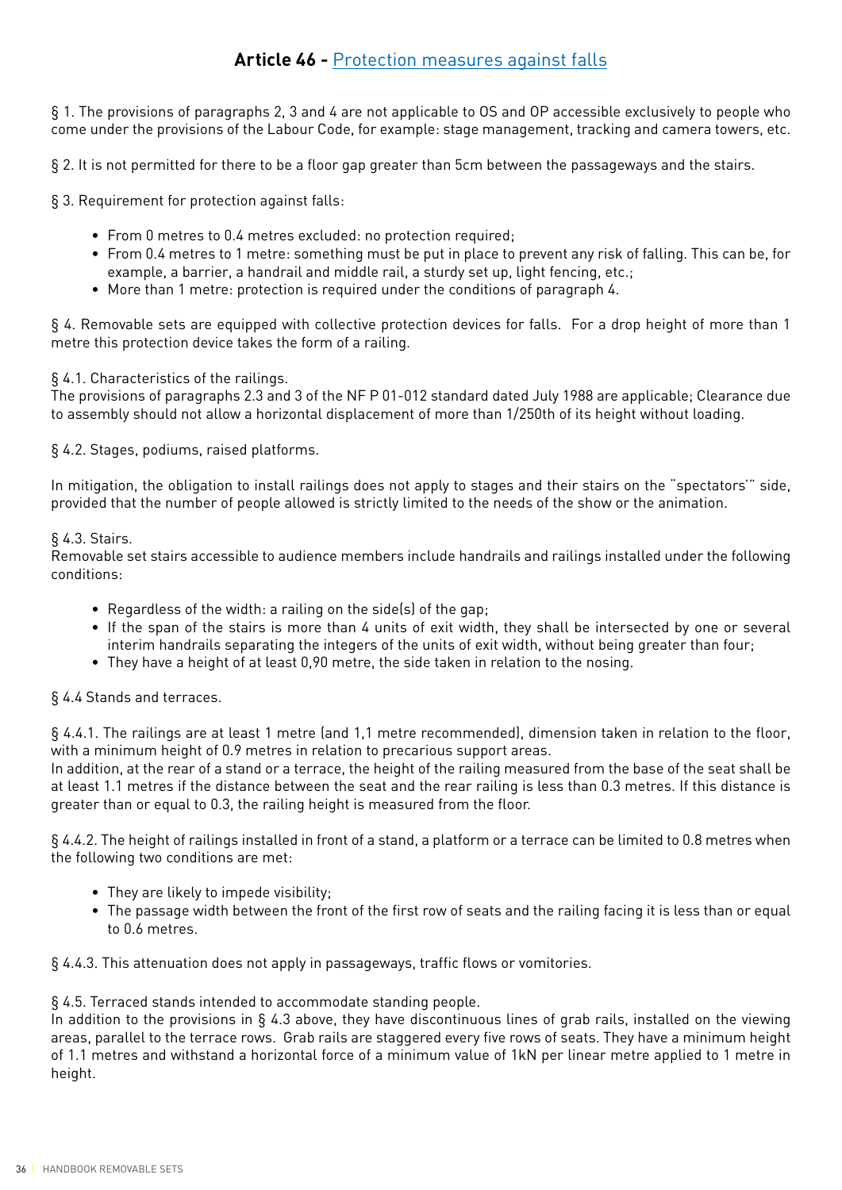## Article 46 - Protection measures against falls

§ 1. The provisions of paragraphs 2, 3 and 4 are not applicable to OS and OP accessible exclusively to people who come under the provisions of the Labour Code, for example: stage management, tracking and camera towers, etc.

§ 2. It is not permitted for there to be a floor gap greater than 5cm between the passageways and the stairs.

§ 3. Requirement for protection against falls:

- From 0 metres to 0.4 metres excluded: no protection required;
- From 0.4 metres to 1 metre: something must be put in place to prevent any risk of falling. This can be, for example, a barrier, a handrail and middle rail, a sturdy set up, light fencing, etc.;
- More than 1 metre: protection is required under the conditions of paragraph 4.

§ 4. Removable sets are equipped with collective protection devices for falls. For a drop height of more than 1 metre this protection device takes the form of a railing.

§ 4.1. Characteristics of the railings.
The provisions of paragraphs 2.3 and 3 of the NF P 01-012 standard dated July 1988 are applicable; Clearance due to assembly should not allow a horizontal displacement of more than 1/250th of its height without loading.

§ 4.2. Stages, podiums, raised platforms.

In mitigation, the obligation to install railings does not apply to stages and their stairs on the "spectators'" side, provided that the number of people allowed is strictly limited to the needs of the show or the animation.

§ 4.3. Stairs.
Removable set stairs accessible to audience members include handrails and railings installed under the following conditions:

- Regardless of the width: a railing on the side(s) of the gap;
- If the span of the stairs is more than 4 units of exit width, they shall be intersected by one or several interim handrails separating the integers of the units of exit width, without being greater than four;
- They have a height of at least 0,90 metre, the side taken in relation to the nosing.

§ 4.4 Stands and terraces.

§ 4.4.1. The railings are at least 1 metre (and 1,1 metre recommended), dimension taken in relation to the floor, with a minimum height of 0.9 metres in relation to precarious support areas.
In addition, at the rear of a stand or a terrace, the height of the railing measured from the base of the seat shall be at least 1.1 metres if the distance between the seat and the rear railing is less than 0.3 metres. If this distance is greater than or equal to 0.3, the railing height is measured from the floor.

§ 4.4.2. The height of railings installed in front of a stand, a platform or a terrace can be limited to 0.8 metres when the following two conditions are met:

- They are likely to impede visibility;
- The passage width between the front of the first row of seats and the railing facing it is less than or equal to 0.6 metres.

§ 4.4.3. This attenuation does not apply in passageways, traffic flows or vomitories.

§ 4.5. Terraced stands intended to accommodate standing people.
In addition to the provisions in § 4.3 above, they have discontinuous lines of grab rails, installed on the viewing areas, parallel to the terrace rows. Grab rails are staggered every five rows of seats. They have a minimum height of 1.1 metres and withstand a horizontal force of a minimum value of 1kN per linear metre applied to 1 metre in height.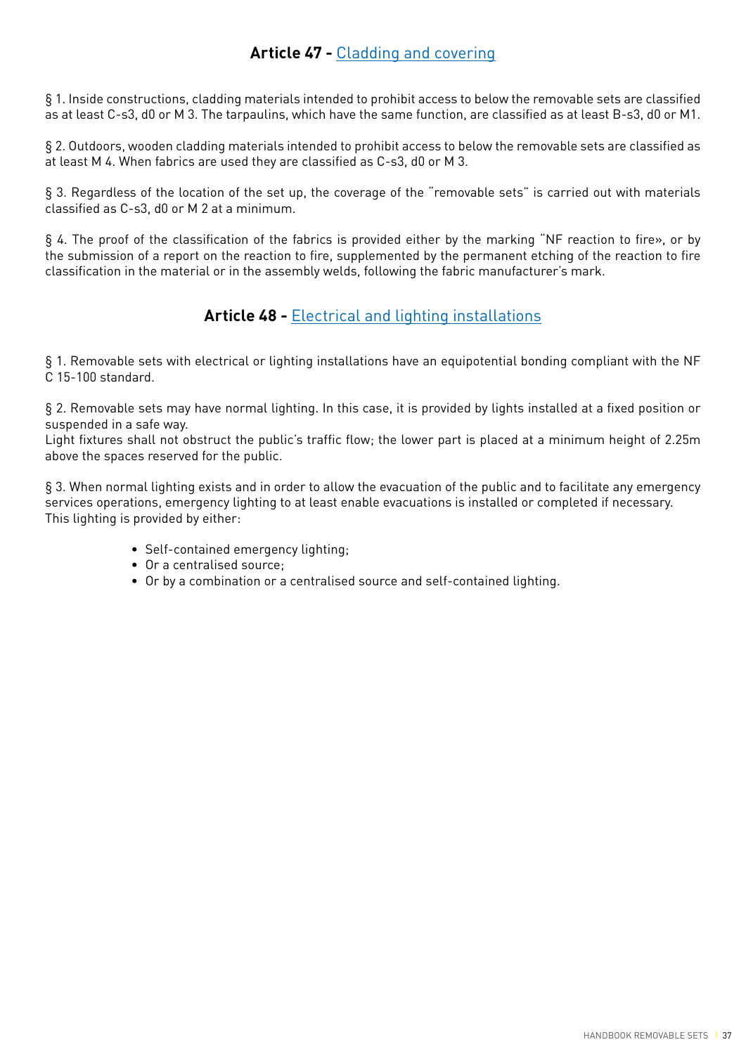## Article 47 - Cladding and covering

§ 1. Inside constructions, cladding materials intended to prohibit access to below the removable sets are classified as at least C-s3, d0 or M 3. The tarpaulins, which have the same function, are classified as at least B-s3, d0 or M1.

§ 2. Outdoors, wooden cladding materials intended to prohibit access to below the removable sets are classified as at least M 4. When fabrics are used they are classified as C-s3, d0 or M 3.

§ 3. Regardless of the location of the set up, the coverage of the "removable sets" is carried out with materials classified as C-s3, d0 or M 2 at a minimum.

§ 4. The proof of the classification of the fabrics is provided either by the marking "NF reaction to fire», or by the submission of a report on the reaction to fire, supplemented by the permanent etching of the reaction to fire classification in the material or in the assembly welds, following the fabric manufacturer's mark.

## Article 48 - Electrical and lighting installations

§ 1. Removable sets with electrical or lighting installations have an equipotential bonding compliant with the NF C 15-100 standard.

§ 2. Removable sets may have normal lighting. In this case, it is provided by lights installed at a fixed position or suspended in a safe way.
Light fixtures shall not obstruct the public's traffic flow; the lower part is placed at a minimum height of 2.25m above the spaces reserved for the public.

§ 3. When normal lighting exists and in order to allow the evacuation of the public and to facilitate any emergency services operations, emergency lighting to at least enable evacuations is installed or completed if necessary.
This lighting is provided by either:

- Self-contained emergency lighting;
- Or a centralised source;
- Or by a combination or a centralised source and self-contained lighting.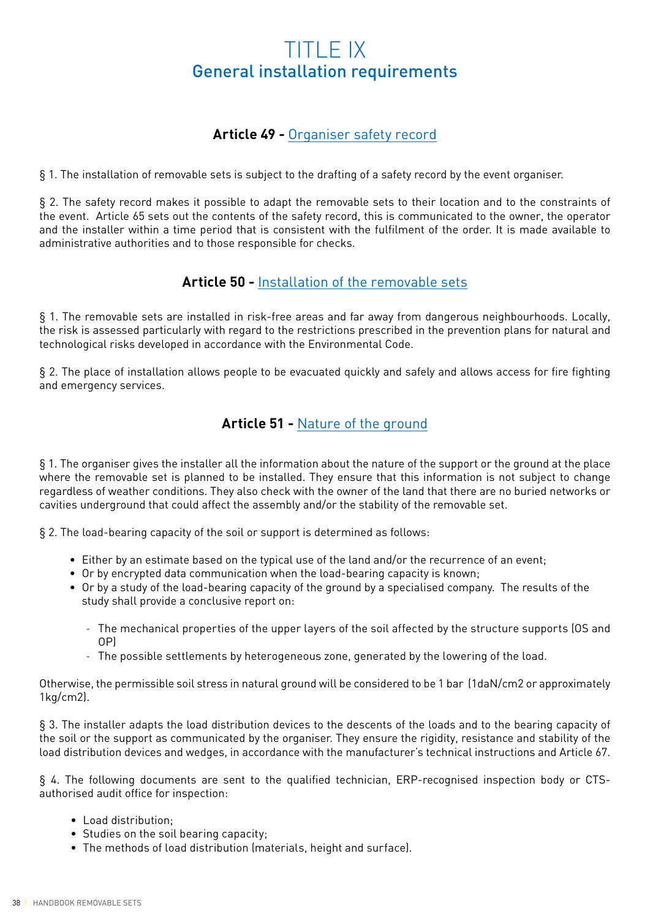# TITLE IX
## General installation requirements

### Article 49 - Organiser safety record

§ 1. The installation of removable sets is subject to the drafting of a safety record by the event organiser.

§ 2. The safety record makes it possible to adapt the removable sets to their location and to the constraints of the event. Article 65 sets out the contents of the safety record, this is communicated to the owner, the operator and the installer within a time period that is consistent with the fulfilment of the order. It is made available to administrative authorities and to those responsible for checks.

### Article 50 - Installation of the removable sets

§ 1. The removable sets are installed in risk-free areas and far away from dangerous neighbourhoods. Locally, the risk is assessed particularly with regard to the restrictions prescribed in the prevention plans for natural and technological risks developed in accordance with the Environmental Code.

§ 2. The place of installation allows people to be evacuated quickly and safely and allows access for fire fighting and emergency services.

### Article 51 - Nature of the ground

§ 1. The organiser gives the installer all the information about the nature of the support or the ground at the place where the removable set is planned to be installed. They ensure that this information is not subject to change regardless of weather conditions. They also check with the owner of the land that there are no buried networks or cavities underground that could affect the assembly and/or the stability of the removable set.

§ 2. The load-bearing capacity of the soil or support is determined as follows:

- Either by an estimate based on the typical use of the land and/or the recurrence of an event;
- Or by encrypted data communication when the load-bearing capacity is known;
- Or by a study of the load-bearing capacity of the ground by a specialised company. The results of the study shall provide a conclusive report on:
  - The mechanical properties of the upper layers of the soil affected by the structure supports (OS and OP)
  - The possible settlements by heterogeneous zone, generated by the lowering of the load.

Otherwise, the permissible soil stress in natural ground will be considered to be 1 bar (1daN/cm2 or approximately 1kg/cm2).

§ 3. The installer adapts the load distribution devices to the descents of the loads and to the bearing capacity of the soil or the support as communicated by the organiser. They ensure the rigidity, resistance and stability of the load distribution devices and wedges, in accordance with the manufacturer's technical instructions and Article 67.

§ 4. The following documents are sent to the qualified technician, ERP-recognised inspection body or CTS-authorised audit office for inspection:

- Load distribution;
- Studies on the soil bearing capacity;
- The methods of load distribution (materials, height and surface).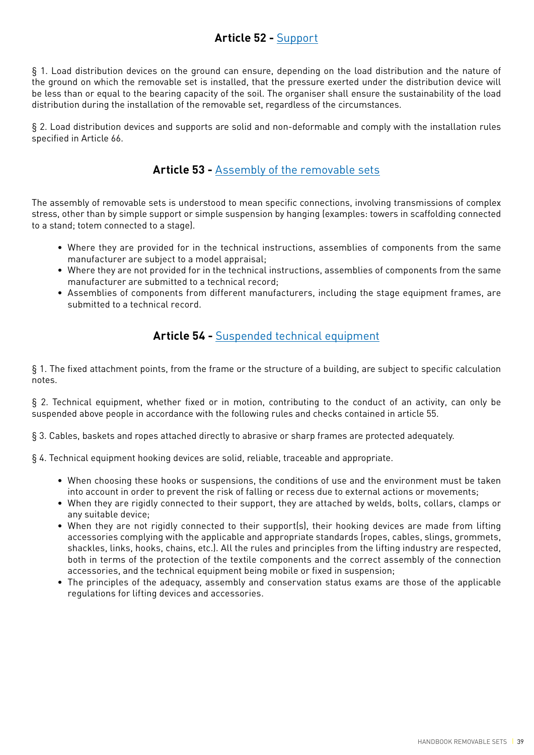## Article 52 - Support

§ 1. Load distribution devices on the ground can ensure, depending on the load distribution and the nature of the ground on which the removable set is installed, that the pressure exerted under the distribution device will be less than or equal to the bearing capacity of the soil. The organiser shall ensure the sustainability of the load distribution during the installation of the removable set, regardless of the circumstances.

§ 2. Load distribution devices and supports are solid and non-deformable and comply with the installation rules specified in Article 66.

## Article 53 - Assembly of the removable sets

The assembly of removable sets is understood to mean specific connections, involving transmissions of complex stress, other than by simple support or simple suspension by hanging (examples: towers in scaffolding connected to a stand; totem connected to a stage).

- Where they are provided for in the technical instructions, assemblies of components from the same manufacturer are subject to a model appraisal;
- Where they are not provided for in the technical instructions, assemblies of components from the same manufacturer are submitted to a technical record;
- Assemblies of components from different manufacturers, including the stage equipment frames, are submitted to a technical record.

## Article 54 - Suspended technical equipment

§ 1. The fixed attachment points, from the frame or the structure of a building, are subject to specific calculation notes.

§ 2. Technical equipment, whether fixed or in motion, contributing to the conduct of an activity, can only be suspended above people in accordance with the following rules and checks contained in article 55.

§ 3. Cables, baskets and ropes attached directly to abrasive or sharp frames are protected adequately.

§ 4. Technical equipment hooking devices are solid, reliable, traceable and appropriate.

- When choosing these hooks or suspensions, the conditions of use and the environment must be taken into account in order to prevent the risk of falling or recess due to external actions or movements;
- When they are rigidly connected to their support, they are attached by welds, bolts, collars, clamps or any suitable device;
- When they are not rigidly connected to their support(s), their hooking devices are made from lifting accessories complying with the applicable and appropriate standards (ropes, cables, slings, grommets, shackles, links, hooks, chains, etc.). All the rules and principles from the lifting industry are respected, both in terms of the protection of the textile components and the correct assembly of the connection accessories, and the technical equipment being mobile or fixed in suspension;
- The principles of the adequacy, assembly and conservation status exams are those of the applicable regulations for lifting devices and accessories.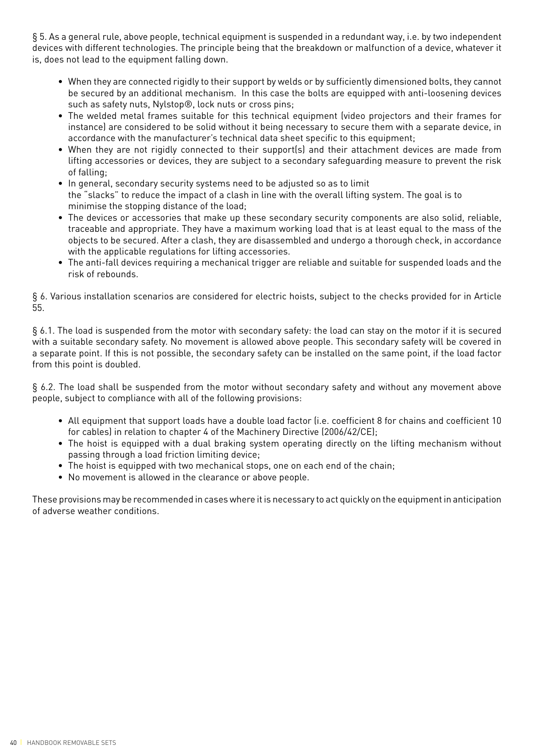§ 5. As a general rule, above people, technical equipment is suspended in a redundant way, i.e. by two independent devices with different technologies. The principle being that the breakdown or malfunction of a device, whatever it is, does not lead to the equipment falling down.

- When they are connected rigidly to their support by welds or by sufficiently dimensioned bolts, they cannot be secured by an additional mechanism. In this case the bolts are equipped with anti-loosening devices such as safety nuts, Nylstop®, lock nuts or cross pins;
- The welded metal frames suitable for this technical equipment (video projectors and their frames for instance) are considered to be solid without it being necessary to secure them with a separate device, in accordance with the manufacturer's technical data sheet specific to this equipment;
- When they are not rigidly connected to their support(s) and their attachment devices are made from lifting accessories or devices, they are subject to a secondary safeguarding measure to prevent the risk of falling;
- In general, secondary security systems need to be adjusted so as to limit the "slacks" to reduce the impact of a clash in line with the overall lifting system. The goal is to minimise the stopping distance of the load;
- The devices or accessories that make up these secondary security components are also solid, reliable, traceable and appropriate. They have a maximum working load that is at least equal to the mass of the objects to be secured. After a clash, they are disassembled and undergo a thorough check, in accordance with the applicable regulations for lifting accessories.
- The anti-fall devices requiring a mechanical trigger are reliable and suitable for suspended loads and the risk of rebounds.

§ 6. Various installation scenarios are considered for electric hoists, subject to the checks provided for in Article 55.

§ 6.1. The load is suspended from the motor with secondary safety: the load can stay on the motor if it is secured with a suitable secondary safety. No movement is allowed above people. This secondary safety will be covered in a separate point. If this is not possible, the secondary safety can be installed on the same point, if the load factor from this point is doubled.

§ 6.2. The load shall be suspended from the motor without secondary safety and without any movement above people, subject to compliance with all of the following provisions:

- All equipment that support loads have a double load factor (i.e. coefficient 8 for chains and coefficient 10 for cables) in relation to chapter 4 of the Machinery Directive (2006/42/CE);
- The hoist is equipped with a dual braking system operating directly on the lifting mechanism without passing through a load friction limiting device;
- The hoist is equipped with two mechanical stops, one on each end of the chain;
- No movement is allowed in the clearance or above people.

These provisions may be recommended in cases where it is necessary to act quickly on the equipment in anticipation of adverse weather conditions.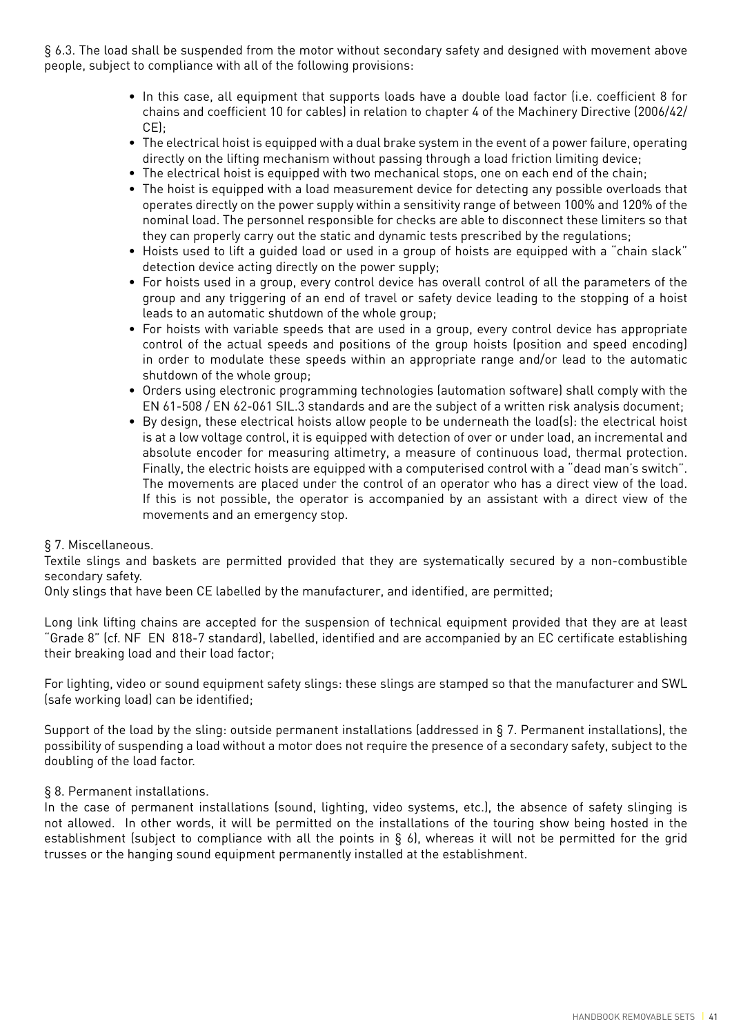§ 6.3. The load shall be suspended from the motor without secondary safety and designed with movement above people, subject to compliance with all of the following provisions:

- In this case, all equipment that supports loads have a double load factor (i.e. coefficient 8 for chains and coefficient 10 for cables) in relation to chapter 4 of the Machinery Directive (2006/42/CE);
- The electrical hoist is equipped with a dual brake system in the event of a power failure, operating directly on the lifting mechanism without passing through a load friction limiting device;
- The electrical hoist is equipped with two mechanical stops, one on each end of the chain;
- The hoist is equipped with a load measurement device for detecting any possible overloads that operates directly on the power supply within a sensitivity range of between 100% and 120% of the nominal load. The personnel responsible for checks are able to disconnect these limiters so that they can properly carry out the static and dynamic tests prescribed by the regulations;
- Hoists used to lift a guided load or used in a group of hoists are equipped with a "chain slack" detection device acting directly on the power supply;
- For hoists used in a group, every control device has overall control of all the parameters of the group and any triggering of an end of travel or safety device leading to the stopping of a hoist leads to an automatic shutdown of the whole group;
- For hoists with variable speeds that are used in a group, every control device has appropriate control of the actual speeds and positions of the group hoists (position and speed encoding) in order to modulate these speeds within an appropriate range and/or lead to the automatic shutdown of the whole group;
- Orders using electronic programming technologies (automation software) shall comply with the EN 61-508 / EN 62-061 SIL.3 standards and are the subject of a written risk analysis document;
- By design, these electrical hoists allow people to be underneath the load(s): the electrical hoist is at a low voltage control, it is equipped with detection of over or under load, an incremental and absolute encoder for measuring altimetry, a measure of continuous load, thermal protection. Finally, the electric hoists are equipped with a computerised control with a "dead man's switch". The movements are placed under the control of an operator who has a direct view of the load. If this is not possible, the operator is accompanied by an assistant with a direct view of the movements and an emergency stop.

§ 7. Miscellaneous.

Textile slings and baskets are permitted provided that they are systematically secured by a non-combustible secondary safety.

Only slings that have been CE labelled by the manufacturer, and identified, are permitted;

Long link lifting chains are accepted for the suspension of technical equipment provided that they are at least "Grade 8" (cf. NF EN 818-7 standard), labelled, identified and are accompanied by an EC certificate establishing their breaking load and their load factor;

For lighting, video or sound equipment safety slings: these slings are stamped so that the manufacturer and SWL (safe working load) can be identified;

Support of the load by the sling: outside permanent installations (addressed in § 7. Permanent installations), the possibility of suspending a load without a motor does not require the presence of a secondary safety, subject to the doubling of the load factor.

§ 8. Permanent installations.

In the case of permanent installations (sound, lighting, video systems, etc.), the absence of safety slinging is not allowed. In other words, it will be permitted on the installations of the touring show being hosted in the establishment (subject to compliance with all the points in § 6), whereas it will not be permitted for the grid trusses or the hanging sound equipment permanently installed at the establishment.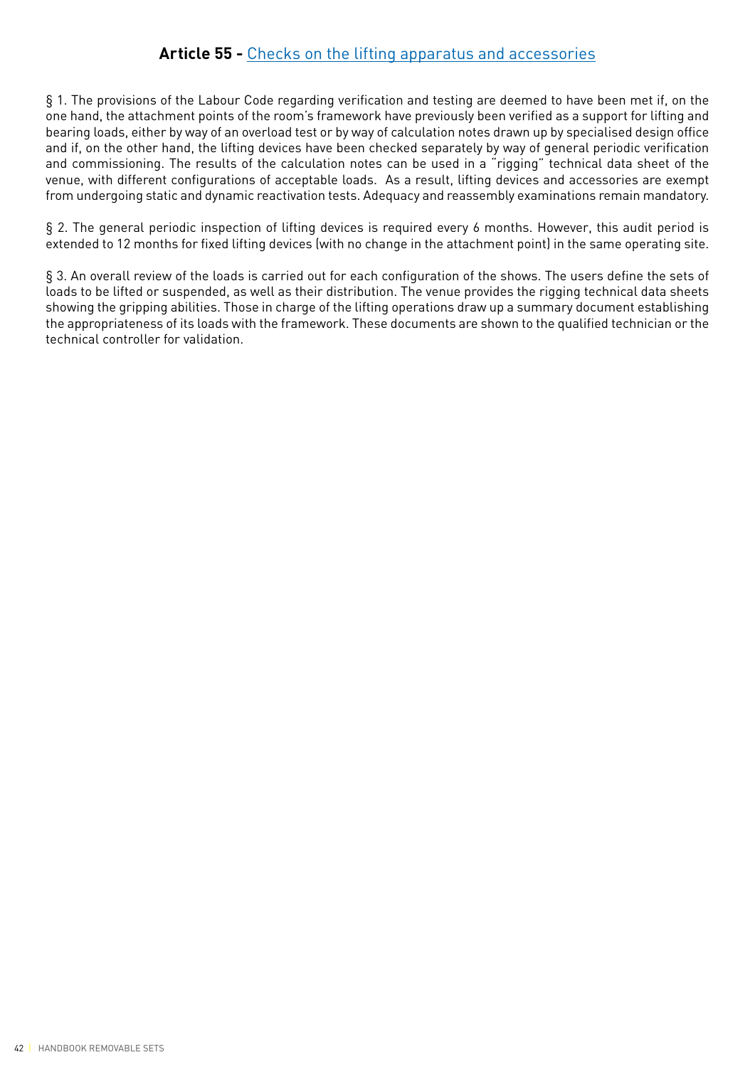## Article 55 - Checks on the lifting apparatus and accessories

§ 1. The provisions of the Labour Code regarding verification and testing are deemed to have been met if, on the one hand, the attachment points of the room's framework have previously been verified as a support for lifting and bearing loads, either by way of an overload test or by way of calculation notes drawn up by specialised design office and if, on the other hand, the lifting devices have been checked separately by way of general periodic verification and commissioning. The results of the calculation notes can be used in a "rigging" technical data sheet of the venue, with different configurations of acceptable loads. As a result, lifting devices and accessories are exempt from undergoing static and dynamic reactivation tests. Adequacy and reassembly examinations remain mandatory.

§ 2. The general periodic inspection of lifting devices is required every 6 months. However, this audit period is extended to 12 months for fixed lifting devices (with no change in the attachment point) in the same operating site.

§ 3. An overall review of the loads is carried out for each configuration of the shows. The users define the sets of loads to be lifted or suspended, as well as their distribution. The venue provides the rigging technical data sheets showing the gripping abilities. Those in charge of the lifting operations draw up a summary document establishing the appropriateness of its loads with the framework. These documents are shown to the qualified technician or the technical controller for validation.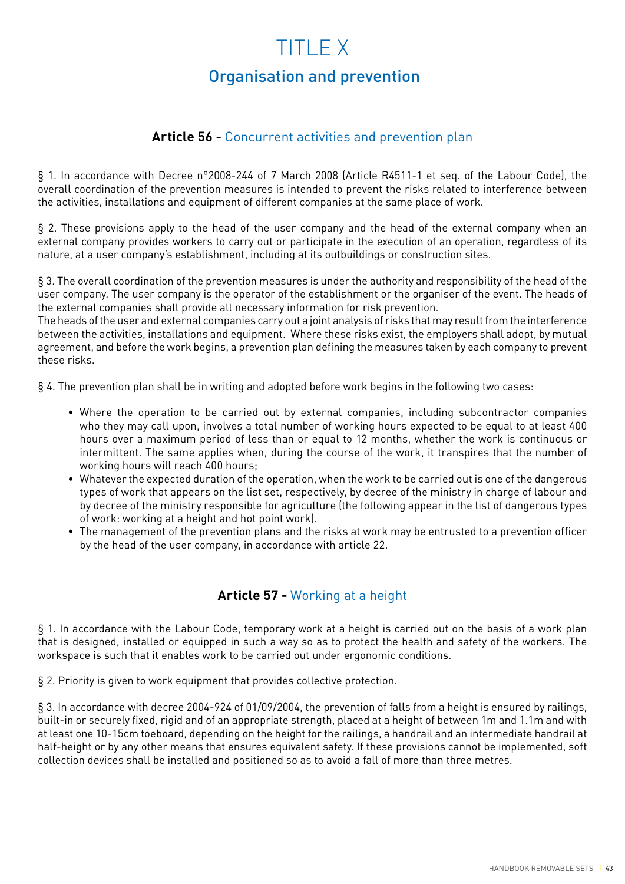# TITLE X

## Organisation and prevention

### Article 56 - Concurrent activities and prevention plan

§ 1. In accordance with Decree n°2008-244 of 7 March 2008 (Article R4511-1 et seq. of the Labour Code), the overall coordination of the prevention measures is intended to prevent the risks related to interference between the activities, installations and equipment of different companies at the same place of work.

§ 2. These provisions apply to the head of the user company and the head of the external company when an external company provides workers to carry out or participate in the execution of an operation, regardless of its nature, at a user company's establishment, including at its outbuildings or construction sites.

§ 3. The overall coordination of the prevention measures is under the authority and responsibility of the head of the user company. The user company is the operator of the establishment or the organiser of the event. The heads of the external companies shall provide all necessary information for risk prevention.
The heads of the user and external companies carry out a joint analysis of risks that may result from the interference between the activities, installations and equipment. Where these risks exist, the employers shall adopt, by mutual agreement, and before the work begins, a prevention plan defining the measures taken by each company to prevent these risks.

§ 4. The prevention plan shall be in writing and adopted before work begins in the following two cases:

- Where the operation to be carried out by external companies, including subcontractor companies who they may call upon, involves a total number of working hours expected to be equal to at least 400 hours over a maximum period of less than or equal to 12 months, whether the work is continuous or intermittent. The same applies when, during the course of the work, it transpires that the number of working hours will reach 400 hours;
- Whatever the expected duration of the operation, when the work to be carried out is one of the dangerous types of work that appears on the list set, respectively, by decree of the ministry in charge of labour and by decree of the ministry responsible for agriculture (the following appear in the list of dangerous types of work: working at a height and hot point work).
- The management of the prevention plans and the risks at work may be entrusted to a prevention officer by the head of the user company, in accordance with article 22.

### Article 57 - Working at a height

§ 1. In accordance with the Labour Code, temporary work at a height is carried out on the basis of a work plan that is designed, installed or equipped in such a way so as to protect the health and safety of the workers. The workspace is such that it enables work to be carried out under ergonomic conditions.

§ 2. Priority is given to work equipment that provides collective protection.

§ 3. In accordance with decree 2004-924 of 01/09/2004, the prevention of falls from a height is ensured by railings, built-in or securely fixed, rigid and of an appropriate strength, placed at a height of between 1m and 1.1m and with at least one 10-15cm toeboard, depending on the height for the railings, a handrail and an intermediate handrail at half-height or by any other means that ensures equivalent safety. If these provisions cannot be implemented, soft collection devices shall be installed and positioned so as to avoid a fall of more than three metres.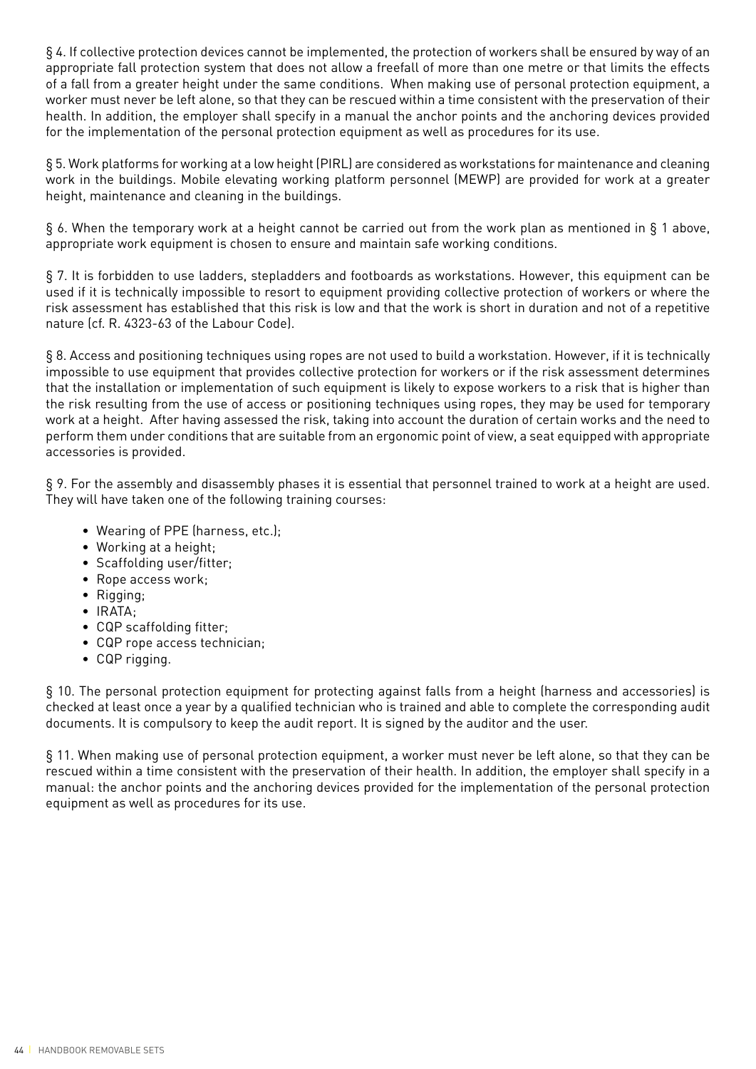§ 4. If collective protection devices cannot be implemented, the protection of workers shall be ensured by way of an appropriate fall protection system that does not allow a freefall of more than one metre or that limits the effects of a fall from a greater height under the same conditions. When making use of personal protection equipment, a worker must never be left alone, so that they can be rescued within a time consistent with the preservation of their health. In addition, the employer shall specify in a manual the anchor points and the anchoring devices provided for the implementation of the personal protection equipment as well as procedures for its use.

§ 5. Work platforms for working at a low height (PIRL) are considered as workstations for maintenance and cleaning work in the buildings. Mobile elevating working platform personnel (MEWP) are provided for work at a greater height, maintenance and cleaning in the buildings.

§ 6. When the temporary work at a height cannot be carried out from the work plan as mentioned in § 1 above, appropriate work equipment is chosen to ensure and maintain safe working conditions.

§ 7. It is forbidden to use ladders, stepladders and footboards as workstations. However, this equipment can be used if it is technically impossible to resort to equipment providing collective protection of workers or where the risk assessment has established that this risk is low and that the work is short in duration and not of a repetitive nature (cf. R. 4323-63 of the Labour Code).

§ 8. Access and positioning techniques using ropes are not used to build a workstation. However, if it is technically impossible to use equipment that provides collective protection for workers or if the risk assessment determines that the installation or implementation of such equipment is likely to expose workers to a risk that is higher than the risk resulting from the use of access or positioning techniques using ropes, they may be used for temporary work at a height. After having assessed the risk, taking into account the duration of certain works and the need to perform them under conditions that are suitable from an ergonomic point of view, a seat equipped with appropriate accessories is provided.

§ 9. For the assembly and disassembly phases it is essential that personnel trained to work at a height are used. They will have taken one of the following training courses:

- Wearing of PPE (harness, etc.);
- Working at a height;
- Scaffolding user/fitter;
- Rope access work;
- Rigging;
- IRATA;
- CQP scaffolding fitter;
- CQP rope access technician;
- CQP rigging.

§ 10. The personal protection equipment for protecting against falls from a height (harness and accessories) is checked at least once a year by a qualified technician who is trained and able to complete the corresponding audit documents. It is compulsory to keep the audit report. It is signed by the auditor and the user.

§ 11. When making use of personal protection equipment, a worker must never be left alone, so that they can be rescued within a time consistent with the preservation of their health. In addition, the employer shall specify in a manual: the anchor points and the anchoring devices provided for the implementation of the personal protection equipment as well as procedures for its use.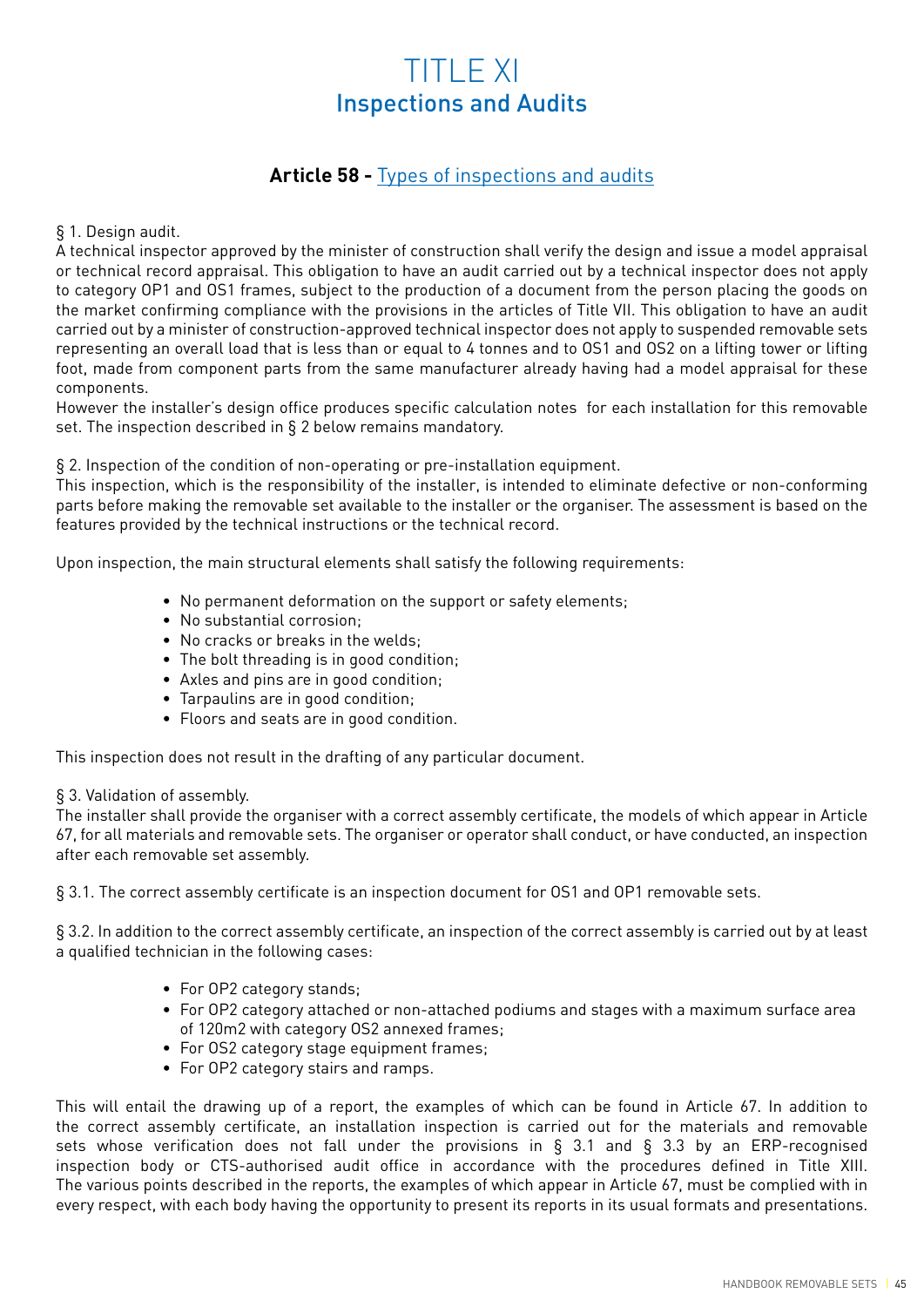# TITLE XI
## Inspections and Audits

### **Article 58 -** Types of inspections and audits

§ 1. Design audit.

A technical inspector approved by the minister of construction shall verify the design and issue a model appraisal or technical record appraisal. This obligation to have an audit carried out by a technical inspector does not apply to category OP1 and OS1 frames, subject to the production of a document from the person placing the goods on the market confirming compliance with the provisions in the articles of Title VII. This obligation to have an audit carried out by a minister of construction-approved technical inspector does not apply to suspended removable sets representing an overall load that is less than or equal to 4 tonnes and to OS1 and OS2 on a lifting tower or lifting foot, made from component parts from the same manufacturer already having had a model appraisal for these components.

However the installer's design office produces specific calculation notes for each installation for this removable set. The inspection described in § 2 below remains mandatory.

§ 2. Inspection of the condition of non-operating or pre-installation equipment.

This inspection, which is the responsibility of the installer, is intended to eliminate defective or non-conforming parts before making the removable set available to the installer or the organiser. The assessment is based on the features provided by the technical instructions or the technical record.

Upon inspection, the main structural elements shall satisfy the following requirements:

- No permanent deformation on the support or safety elements;
- No substantial corrosion;
- No cracks or breaks in the welds;
- The bolt threading is in good condition;
- Axles and pins are in good condition;
- Tarpaulins are in good condition;
- Floors and seats are in good condition.

This inspection does not result in the drafting of any particular document.

§ 3. Validation of assembly.

The installer shall provide the organiser with a correct assembly certificate, the models of which appear in Article 67, for all materials and removable sets. The organiser or operator shall conduct, or have conducted, an inspection after each removable set assembly.

§ 3.1. The correct assembly certificate is an inspection document for OS1 and OP1 removable sets.

§ 3.2. In addition to the correct assembly certificate, an inspection of the correct assembly is carried out by at least a qualified technician in the following cases:

- For OP2 category stands;
- For OP2 category attached or non-attached podiums and stages with a maximum surface area of 120m2 with category OS2 annexed frames;
- For OS2 category stage equipment frames;
- For OP2 category stairs and ramps.

This will entail the drawing up of a report, the examples of which can be found in Article 67. In addition to the correct assembly certificate, an installation inspection is carried out for the materials and removable sets whose verification does not fall under the provisions in § 3.1 and § 3.3 by an ERP-recognised inspection body or CTS-authorised audit office in accordance with the procedures defined in Title XIII. The various points described in the reports, the examples of which appear in Article 67, must be complied with in every respect, with each body having the opportunity to present its reports in its usual formats and presentations.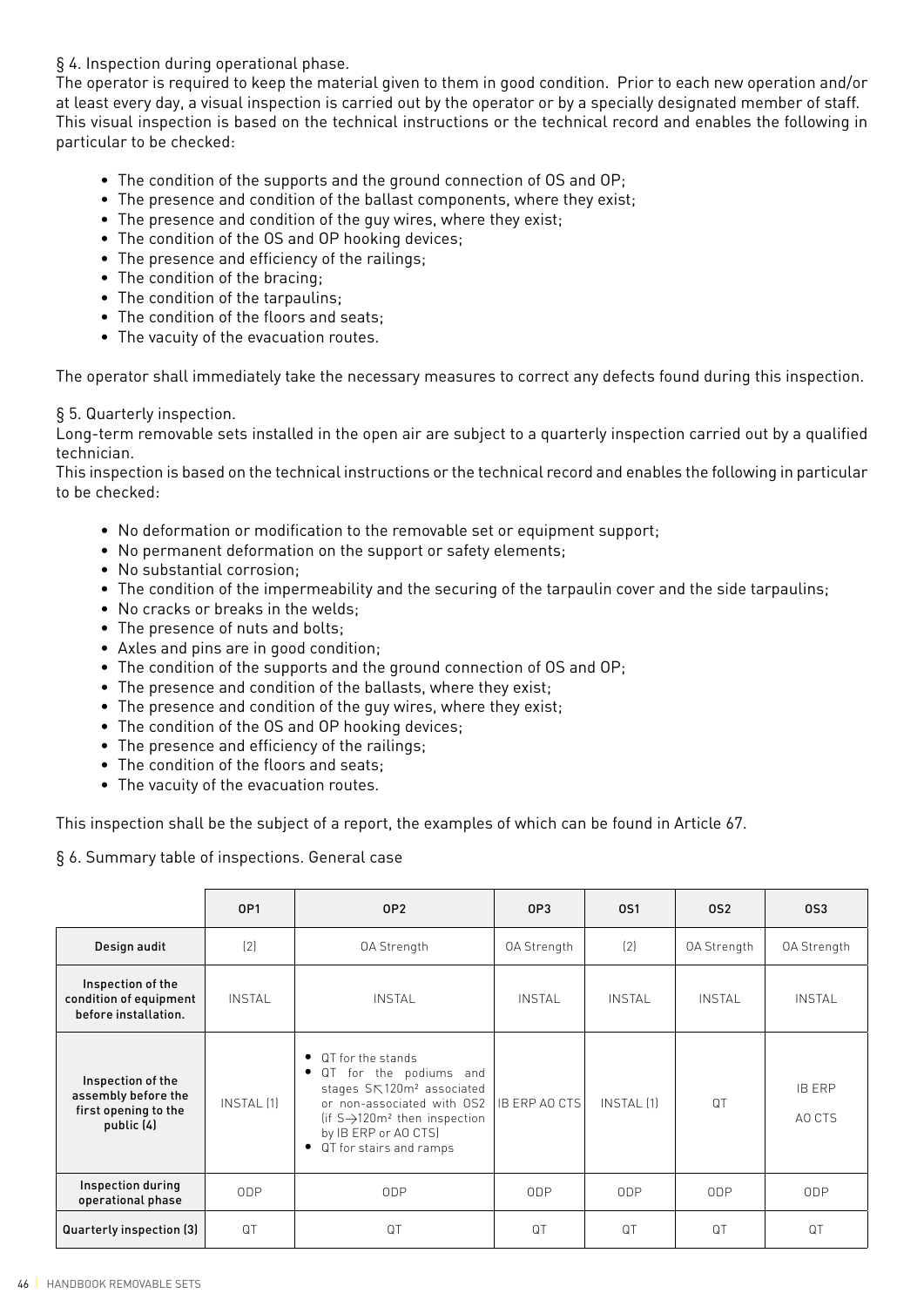§ 4. Inspection during operational phase.

The operator is required to keep the material given to them in good condition. Prior to each new operation and/or at least every day, a visual inspection is carried out by the operator or by a specially designated member of staff. This visual inspection is based on the technical instructions or the technical record and enables the following in particular to be checked:

- The condition of the supports and the ground connection of OS and OP;
- The presence and condition of the ballast components, where they exist;
- The presence and condition of the guy wires, where they exist;
- The condition of the OS and OP hooking devices;
- The presence and efficiency of the railings;
- The condition of the bracing;
- The condition of the tarpaulins;
- The condition of the floors and seats;
- The vacuity of the evacuation routes.

The operator shall immediately take the necessary measures to correct any defects found during this inspection.

§ 5. Quarterly inspection.

Long-term removable sets installed in the open air are subject to a quarterly inspection carried out by a qualified technician.

This inspection is based on the technical instructions or the technical record and enables the following in particular to be checked:

- No deformation or modification to the removable set or equipment support;
- No permanent deformation on the support or safety elements;
- No substantial corrosion;
- The condition of the impermeability and the securing of the tarpaulin cover and the side tarpaulins;
- No cracks or breaks in the welds;
- The presence of nuts and bolts;
- Axles and pins are in good condition;
- The condition of the supports and the ground connection of OS and OP;
- The presence and condition of the ballasts, where they exist;
- The presence and condition of the guy wires, where they exist;
- The condition of the OS and OP hooking devices;
- The presence and efficiency of the railings;
- The condition of the floors and seats;
- The vacuity of the evacuation routes.

This inspection shall be the subject of a report, the examples of which can be found in Article 67.

§ 6. Summary table of inspections. General case

| | OP1 | OP2 | OP3 | OS1 | OS2 | OS3 |
|---|---|---|---|---|---|---|
| **Design audit** | (2) | OA Strength | OA Strength | (2) | OA Strength | OA Strength |
| **Inspection of the condition of equipment before installation.** | INSTAL | INSTAL | INSTAL | INSTAL | INSTAL | INSTAL |
| **Inspection of the assembly before the first opening to the public (4)** | INSTAL (1) | • QT for the stands • QT for the podiums and stages S≤120m² associated or non-associated with OS2 (if S→120m² then inspection by IB ERP or AO CTS) • QT for stairs and ramps | IB ERP AO CTS | INSTAL (1) | QT | IB ERP AO CTS |
| **Inspection during operational phase** | ODP | ODP | ODP | ODP | ODP | ODP |
| **Quarterly inspection (3)** | QT | QT | QT | QT | QT | QT |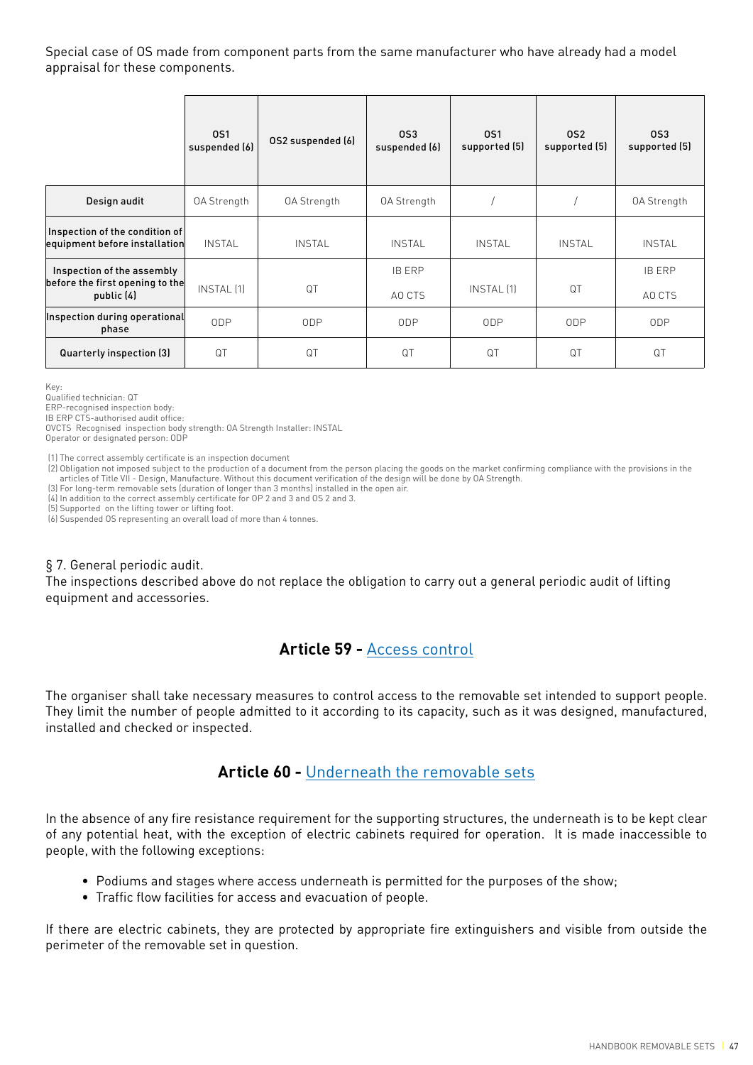Special case of OS made from component parts from the same manufacturer who have already had a model appraisal for these components.

| | OS1 suspended (6) | OS2 suspended (6) | OS3 suspended (6) | OS1 supported (5) | OS2 supported (5) | OS3 supported (5) |
|---|---|---|---|---|---|---|
| **Design audit** | OA Strength | OA Strength | OA Strength | / | / | OA Strength |
| **Inspection of the condition of equipment before installation** | INSTAL | INSTAL | INSTAL | INSTAL | INSTAL | INSTAL |
| **Inspection of the assembly before the first opening to the public (4)** | INSTAL (1) | QT | IB ERP AO CTS | INSTAL (1) | QT | IB ERP AO CTS |
| **Inspection during operational phase** | ODP | ODP | ODP | ODP | ODP | ODP |
| **Quarterly inspection (3)** | QT | QT | QT | QT | QT | QT |

Key:
Qualified technician: QT
ERP-recognised inspection body:
IB ERP CTS-authorised audit office:
OVCTS Recognised inspection body strength: OA Strength Installer: INSTAL
Operator or designated person: ODP

(1) The correct assembly certificate is an inspection document
(2) Obligation not imposed subject to the production of a document from the person placing the goods on the market confirming compliance with the provisions in the articles of Title VII - Design, Manufacture. Without this document verification of the design will be done by OA Strength.
(3) For long-term removable sets (duration of longer than 3 months) installed in the open air.
(4) In addition to the correct assembly certificate for OP 2 and 3 and OS 2 and 3.
(5) Supported on the lifting tower or lifting foot.
(6) Suspended OS representing an overall load of more than 4 tonnes.

§ 7. General periodic audit.
The inspections described above do not replace the obligation to carry out a general periodic audit of lifting equipment and accessories.

## Article 59 - Access control

The organiser shall take necessary measures to control access to the removable set intended to support people. They limit the number of people admitted to it according to its capacity, such as it was designed, manufactured, installed and checked or inspected.

## Article 60 - Underneath the removable sets

In the absence of any fire resistance requirement for the supporting structures, the underneath is to be kept clear of any potential heat, with the exception of electric cabinets required for operation. It is made inaccessible to people, with the following exceptions:

- Podiums and stages where access underneath is permitted for the purposes of the show;
- Traffic flow facilities for access and evacuation of people.

If there are electric cabinets, they are protected by appropriate fire extinguishers and visible from outside the perimeter of the removable set in question.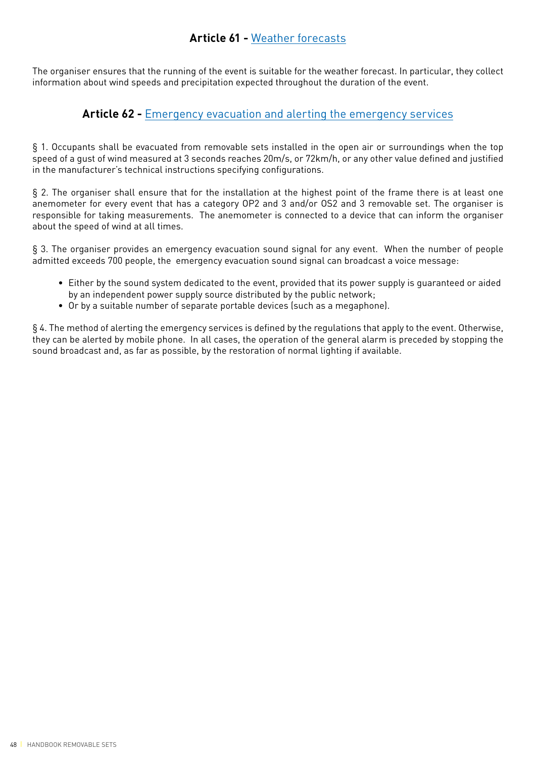## Article 61 - Weather forecasts

The organiser ensures that the running of the event is suitable for the weather forecast. In particular, they collect information about wind speeds and precipitation expected throughout the duration of the event.

## Article 62 - Emergency evacuation and alerting the emergency services

§ 1. Occupants shall be evacuated from removable sets installed in the open air or surroundings when the top speed of a gust of wind measured at 3 seconds reaches 20m/s, or 72km/h, or any other value defined and justified in the manufacturer's technical instructions specifying configurations.

§ 2. The organiser shall ensure that for the installation at the highest point of the frame there is at least one anemometer for every event that has a category OP2 and 3 and/or OS2 and 3 removable set. The organiser is responsible for taking measurements. The anemometer is connected to a device that can inform the organiser about the speed of wind at all times.

§ 3. The organiser provides an emergency evacuation sound signal for any event. When the number of people admitted exceeds 700 people, the emergency evacuation sound signal can broadcast a voice message:

- Either by the sound system dedicated to the event, provided that its power supply is guaranteed or aided by an independent power supply source distributed by the public network;
- Or by a suitable number of separate portable devices (such as a megaphone).

§ 4. The method of alerting the emergency services is defined by the regulations that apply to the event. Otherwise, they can be alerted by mobile phone. In all cases, the operation of the general alarm is preceded by stopping the sound broadcast and, as far as possible, by the restoration of normal lighting if available.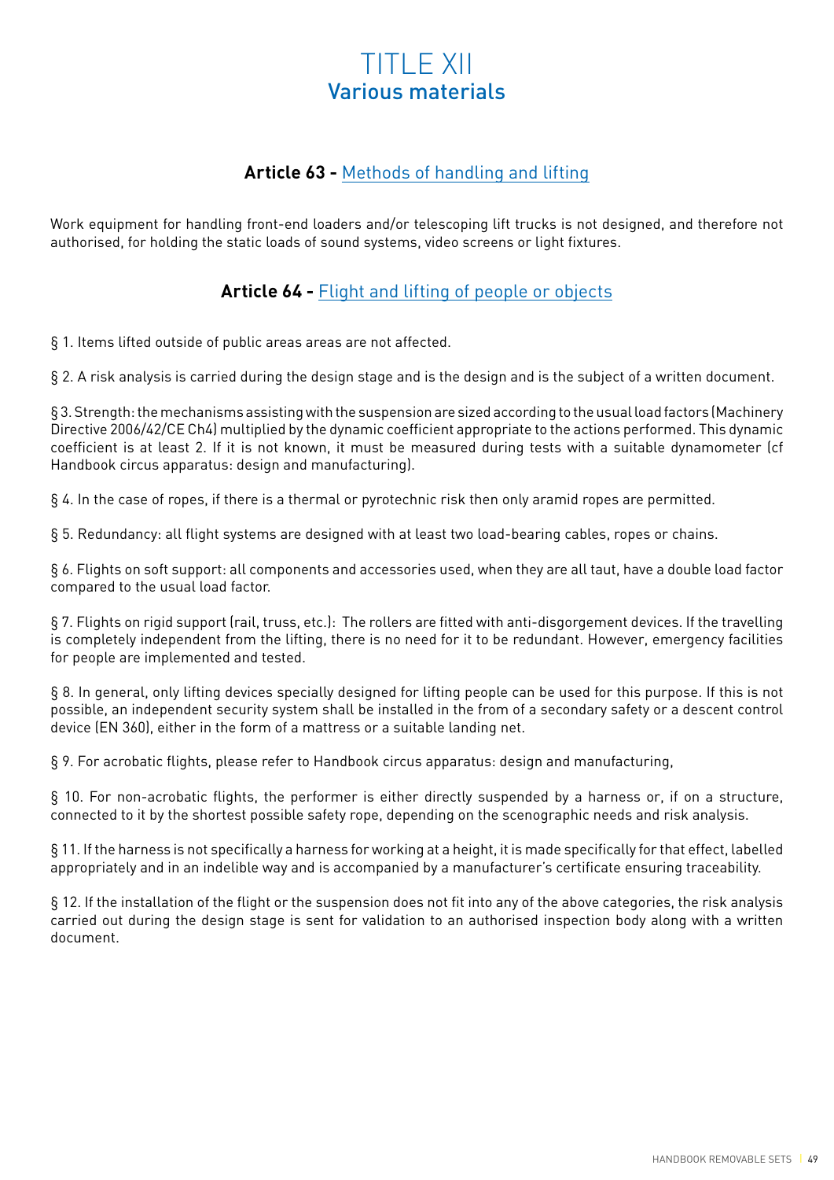# TITLE XII
## Various materials

### **Article 63 -** Methods of handling and lifting

Work equipment for handling front-end loaders and/or telescoping lift trucks is not designed, and therefore not authorised, for holding the static loads of sound systems, video screens or light fixtures.

### **Article 64 -** Flight and lifting of people or objects

§ 1. Items lifted outside of public areas areas are not affected.

§ 2. A risk analysis is carried during the design stage and is the design and is the subject of a written document.

§ 3. Strength: the mechanisms assisting with the suspension are sized according to the usual load factors (Machinery Directive 2006/42/CE Ch4) multiplied by the dynamic coefficient appropriate to the actions performed. This dynamic coefficient is at least 2. If it is not known, it must be measured during tests with a suitable dynamometer (cf Handbook circus apparatus: design and manufacturing).

§ 4. In the case of ropes, if there is a thermal or pyrotechnic risk then only aramid ropes are permitted.

§ 5. Redundancy: all flight systems are designed with at least two load-bearing cables, ropes or chains.

§ 6. Flights on soft support: all components and accessories used, when they are all taut, have a double load factor compared to the usual load factor.

§ 7. Flights on rigid support (rail, truss, etc.): The rollers are fitted with anti-disgorgement devices. If the travelling is completely independent from the lifting, there is no need for it to be redundant. However, emergency facilities for people are implemented and tested.

§ 8. In general, only lifting devices specially designed for lifting people can be used for this purpose. If this is not possible, an independent security system shall be installed in the from of a secondary safety or a descent control device (EN 360), either in the form of a mattress or a suitable landing net.

§ 9. For acrobatic flights, please refer to Handbook circus apparatus: design and manufacturing,

§ 10. For non-acrobatic flights, the performer is either directly suspended by a harness or, if on a structure, connected to it by the shortest possible safety rope, depending on the scenographic needs and risk analysis.

§ 11. If the harness is not specifically a harness for working at a height, it is made specifically for that effect, labelled appropriately and in an indelible way and is accompanied by a manufacturer's certificate ensuring traceability.

§ 12. If the installation of the flight or the suspension does not fit into any of the above categories, the risk analysis carried out during the design stage is sent for validation to an authorised inspection body along with a written document.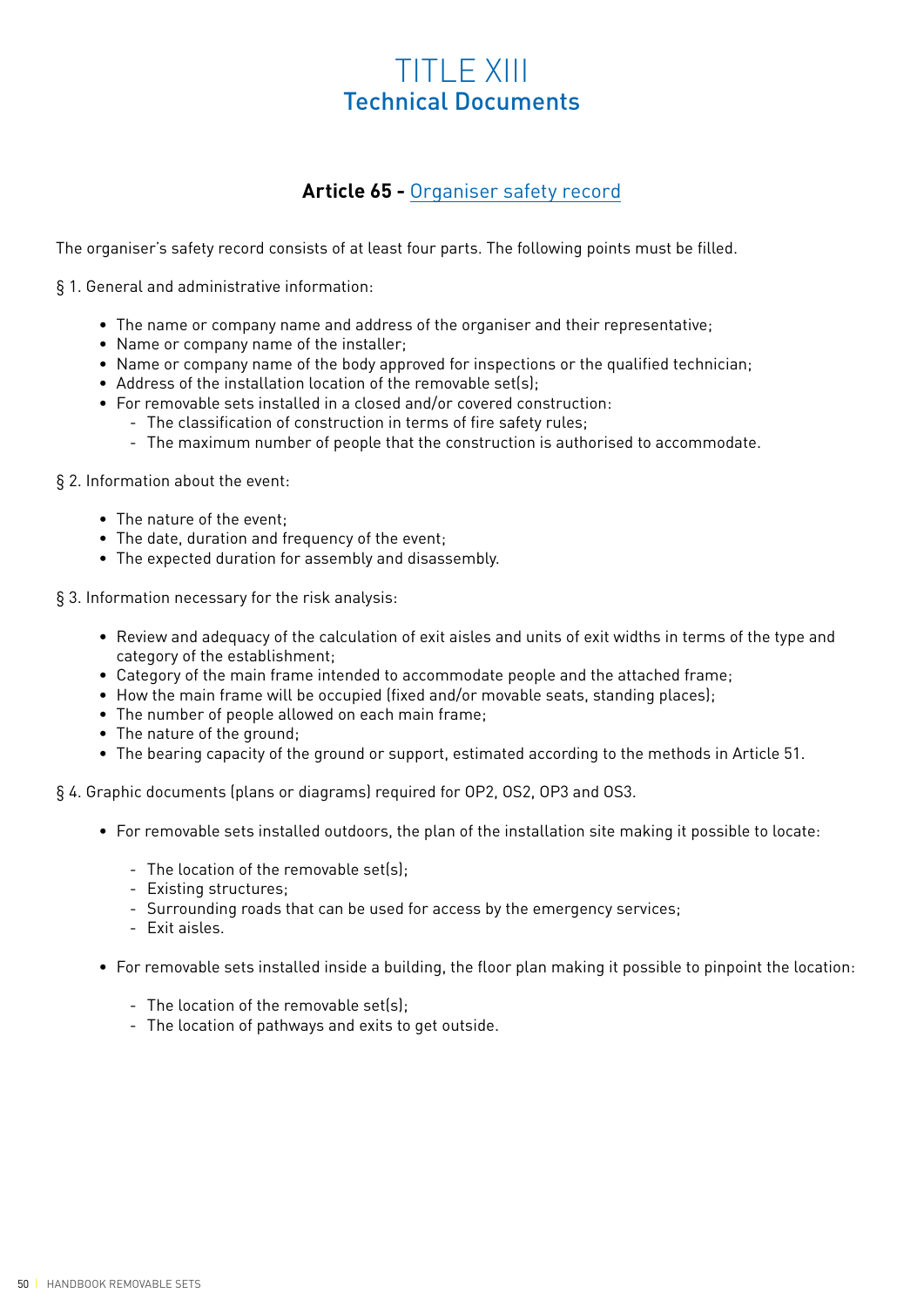# TITLE XIII
## Technical Documents

### Article 65 - Organiser safety record

The organiser's safety record consists of at least four parts. The following points must be filled.

§ 1. General and administrative information:

- The name or company name and address of the organiser and their representative;
- Name or company name of the installer;
- Name or company name of the body approved for inspections or the qualified technician;
- Address of the installation location of the removable set(s);
- For removable sets installed in a closed and/or covered construction:
  - The classification of construction in terms of fire safety rules;
  - The maximum number of people that the construction is authorised to accommodate.

§ 2. Information about the event:

- The nature of the event;
- The date, duration and frequency of the event;
- The expected duration for assembly and disassembly.

§ 3. Information necessary for the risk analysis:

- Review and adequacy of the calculation of exit aisles and units of exit widths in terms of the type and category of the establishment;
- Category of the main frame intended to accommodate people and the attached frame;
- How the main frame will be occupied (fixed and/or movable seats, standing places);
- The number of people allowed on each main frame;
- The nature of the ground;
- The bearing capacity of the ground or support, estimated according to the methods in Article 51.

§ 4. Graphic documents (plans or diagrams) required for OP2, OS2, OP3 and OS3.

- For removable sets installed outdoors, the plan of the installation site making it possible to locate:
  - The location of the removable set(s);
  - Existing structures;
  - Surrounding roads that can be used for access by the emergency services;
  - Exit aisles.
- For removable sets installed inside a building, the floor plan making it possible to pinpoint the location:
  - The location of the removable set(s);
  - The location of pathways and exits to get outside.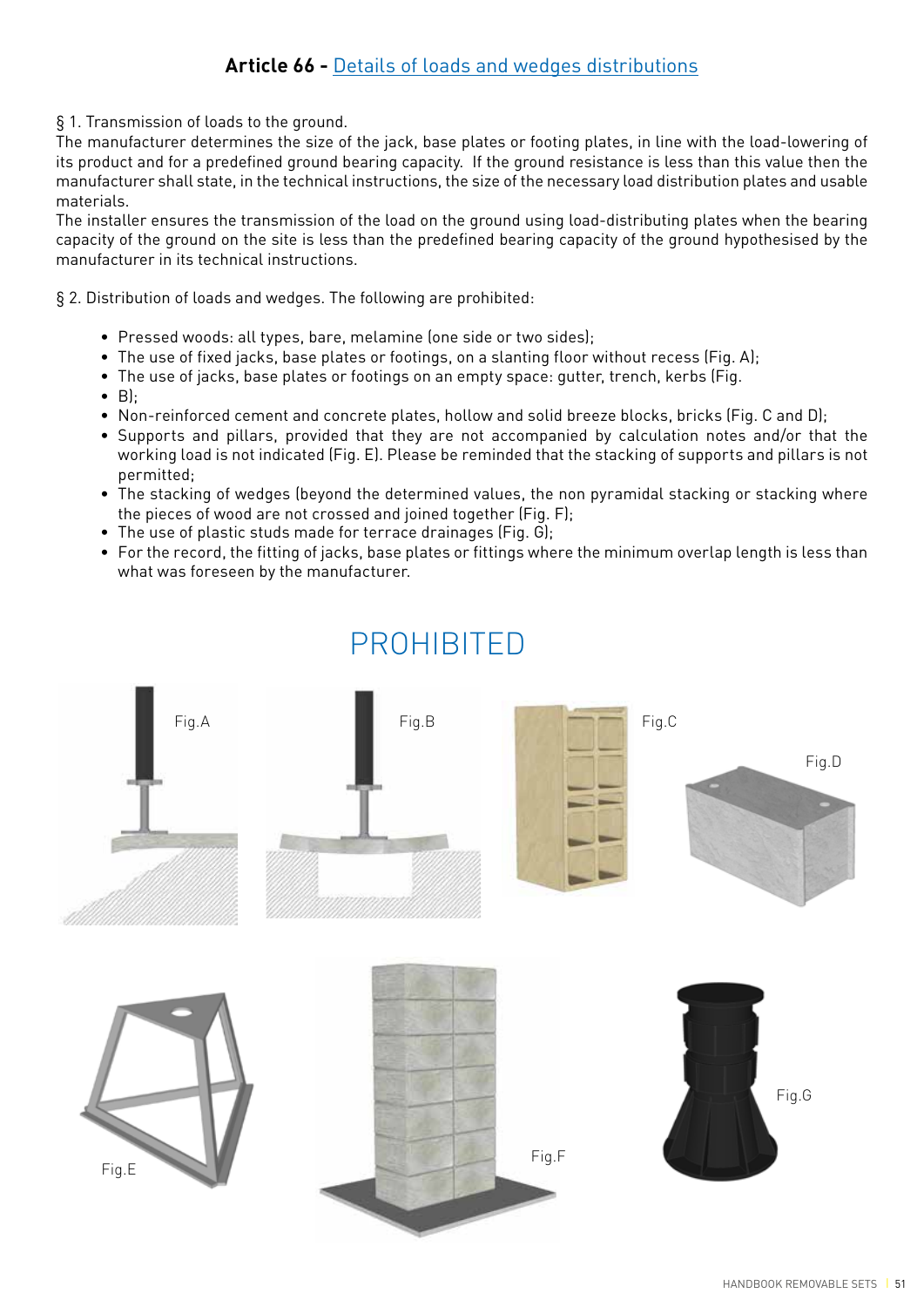## Article 66 - Details of loads and wedges distributions

§ 1. Transmission of loads to the ground.
The manufacturer determines the size of the jack, base plates or footing plates, in line with the load-lowering of its product and for a predefined ground bearing capacity. If the ground resistance is less than this value then the manufacturer shall state, in the technical instructions, the size of the necessary load distribution plates and usable materials.
The installer ensures the transmission of the load on the ground using load-distributing plates when the bearing capacity of the ground on the site is less than the predefined bearing capacity of the ground hypothesised by the manufacturer in its technical instructions.

§ 2. Distribution of loads and wedges. The following are prohibited:

- Pressed woods: all types, bare, melamine (one side or two sides);
- The use of fixed jacks, base plates or footings, on a slanting floor without recess (Fig. A);
- The use of jacks, base plates or footings on an empty space: gutter, trench, kerbs (Fig.
- B);
- Non-reinforced cement and concrete plates, hollow and solid breeze blocks, bricks (Fig. C and D);
- Supports and pillars, provided that they are not accompanied by calculation notes and/or that the working load is not indicated (Fig. E). Please be reminded that the stacking of supports and pillars is not permitted;
- The stacking of wedges (beyond the determined values, the non pyramidal stacking or stacking where the pieces of wood are not crossed and joined together (Fig. F);
- The use of plastic studs made for terrace drainages (Fig. G);
- For the record, the fitting of jacks, base plates or fittings where the minimum overlap length is less than what was foreseen by the manufacturer.

PROHIBITED

Fig.A

Fig.B

Fig.C

Fig.D

Fig.E

Fig.F

Fig.G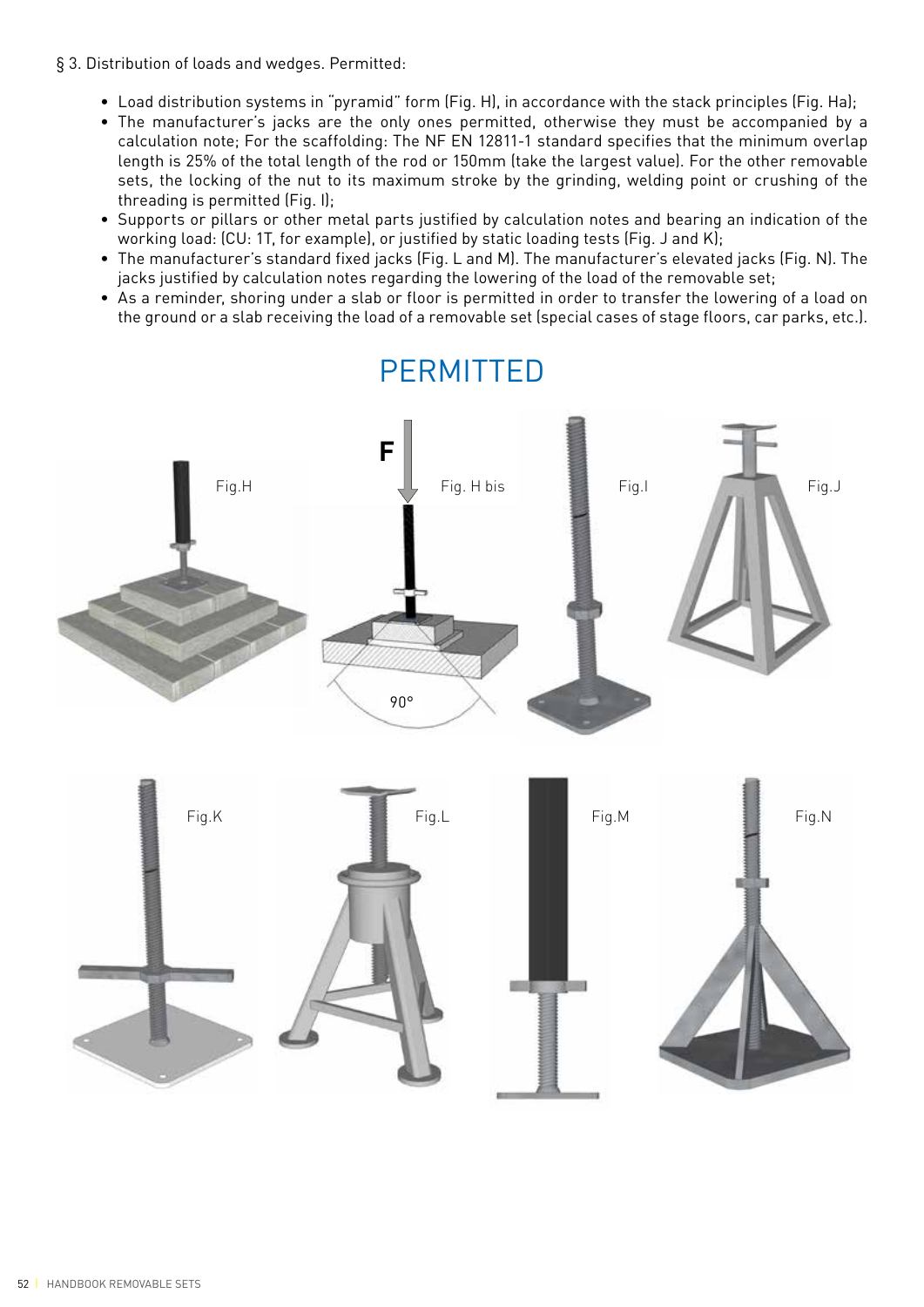§ 3. Distribution of loads and wedges. Permitted:

- Load distribution systems in "pyramid" form (Fig. H), in accordance with the stack principles (Fig. Ha);
- The manufacturer's jacks are the only ones permitted, otherwise they must be accompanied by a calculation note; For the scaffolding: The NF EN 12811-1 standard specifies that the minimum overlap length is 25% of the total length of the rod or 150mm (take the largest value). For the other removable sets, the locking of the nut to its maximum stroke by the grinding, welding point or crushing of the threading is permitted (Fig. I);
- Supports or pillars or other metal parts justified by calculation notes and bearing an indication of the working load: (CU: 1T, for example), or justified by static loading tests (Fig. J and K);
- The manufacturer's standard fixed jacks (Fig. L and M). The manufacturer's elevated jacks (Fig. N). The jacks justified by calculation notes regarding the lowering of the load of the removable set;
- As a reminder, shoring under a slab or floor is permitted in order to transfer the lowering of a load on the ground or a slab receiving the load of a removable set (special cases of stage floors, car parks, etc.).

## PERMITTED

Fig.H

F

Fig. H bis

90°

Fig.I

Fig.J

Fig.K

Fig.L

Fig.M

Fig.N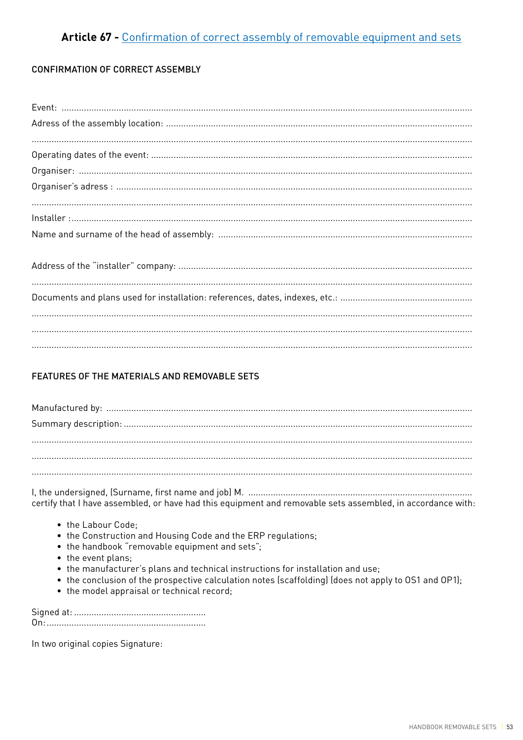## Article 67 - Confirmation of correct assembly of removable equipment and sets

### CONFIRMATION OF CORRECT ASSEMBLY

Event: ..........................................................................................................................................................

Adress of the assembly location: ................................................................................................................

..........................................................................................................................................................

Operating dates of the event: .....................................................................................................................

Organiser: ...................................................................................................................................................

Organiser's adress : .....................................................................................................................................

..........................................................................................................................................................

Installer :.....................................................................................................................................................

Name and surname of the head of assembly: ..............................................................................................

Address of the "installer" company: .............................................................................................................

..........................................................................................................................................................

Documents and plans used for installation: references, dates, indexes, etc.: ..................................................

..........................................................................................................................................................

..........................................................................................................................................................

..........................................................................................................................................................

### FEATURES OF THE MATERIALS AND REMOVABLE SETS

Manufactured by: ........................................................................................................................................

Summary description: ..................................................................................................................................

..........................................................................................................................................................

..........................................................................................................................................................

..........................................................................................................................................................

I, the undersigned, (Surname, first name and job) M. .........................................................................................
certify that I have assembled, or have had this equipment and removable sets assembled, in accordance with:

- the Labour Code;
- the Construction and Housing Code and the ERP regulations;
- the handbook "removable equipment and sets";
- the event plans;
- the manufacturer's plans and technical instructions for installation and use;
- the conclusion of the prospective calculation notes (scaffolding) (does not apply to OS1 and OP1);
- the model appraisal or technical record;

Signed at: .....................................................
On: ................................................................

In two original copies Signature: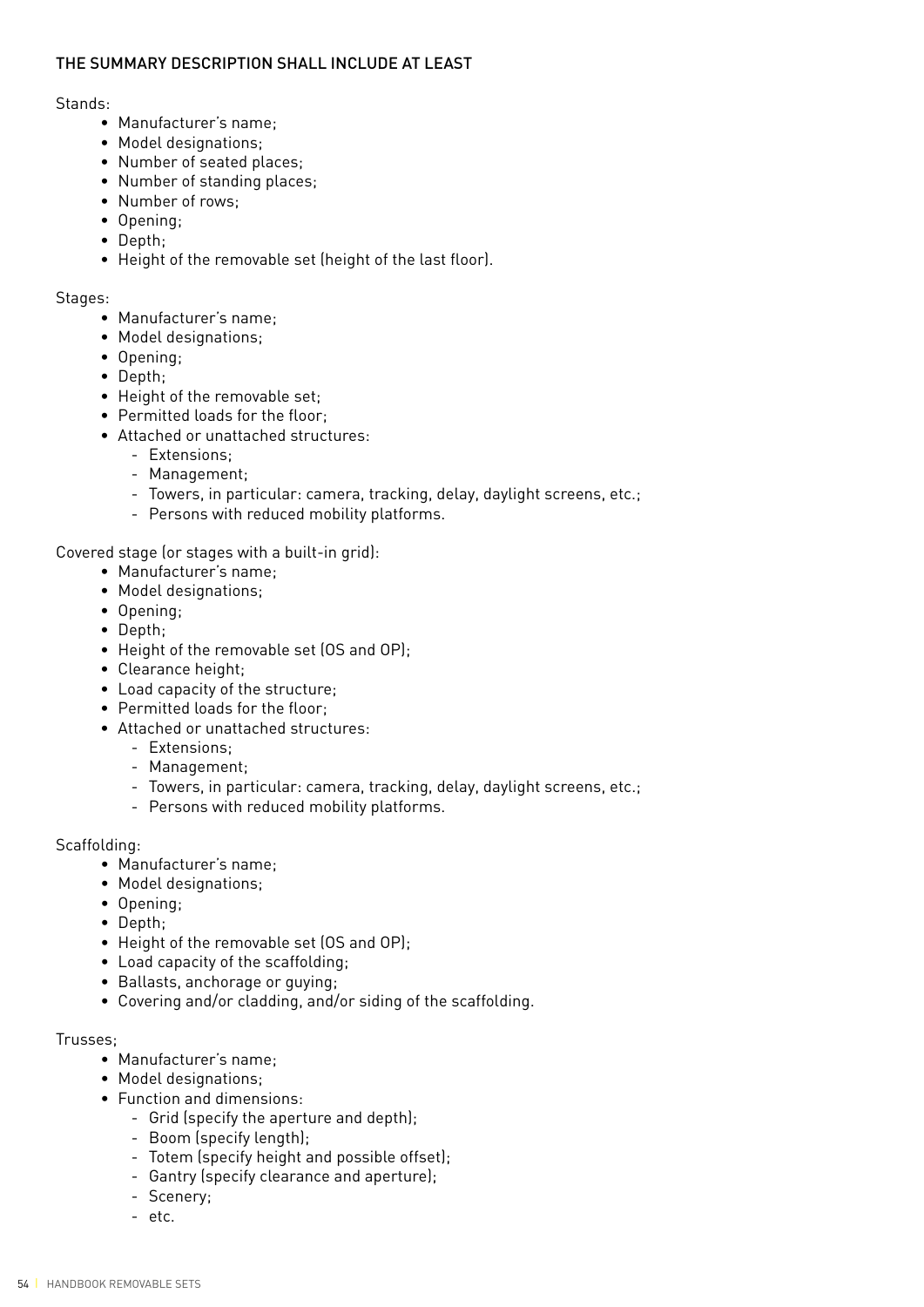### THE SUMMARY DESCRIPTION SHALL INCLUDE AT LEAST

Stands:

- Manufacturer's name;
- Model designations;
- Number of seated places;
- Number of standing places;
- Number of rows;
- Opening;
- Depth;
- Height of the removable set (height of the last floor).

Stages:

- Manufacturer's name;
- Model designations;
- Opening;
- Depth;
- Height of the removable set;
- Permitted loads for the floor;
- Attached or unattached structures:
  - Extensions;
  - Management;
  - Towers, in particular: camera, tracking, delay, daylight screens, etc.;
  - Persons with reduced mobility platforms.

Covered stage (or stages with a built-in grid):

- Manufacturer's name;
- Model designations;
- Opening;
- Depth;
- Height of the removable set (OS and OP);
- Clearance height;
- Load capacity of the structure;
- Permitted loads for the floor;
- Attached or unattached structures:
  - Extensions;
  - Management;
  - Towers, in particular: camera, tracking, delay, daylight screens, etc.;
  - Persons with reduced mobility platforms.

Scaffolding:

- Manufacturer's name;
- Model designations;
- Opening;
- Depth;
- Height of the removable set (OS and OP);
- Load capacity of the scaffolding;
- Ballasts, anchorage or guying;
- Covering and/or cladding, and/or siding of the scaffolding.

Trusses;

- Manufacturer's name;
- Model designations;
- Function and dimensions:
  - Grid (specify the aperture and depth);
  - Boom (specify length);
  - Totem (specify height and possible offset);
  - Gantry (specify clearance and aperture);
  - Scenery;
  - etc.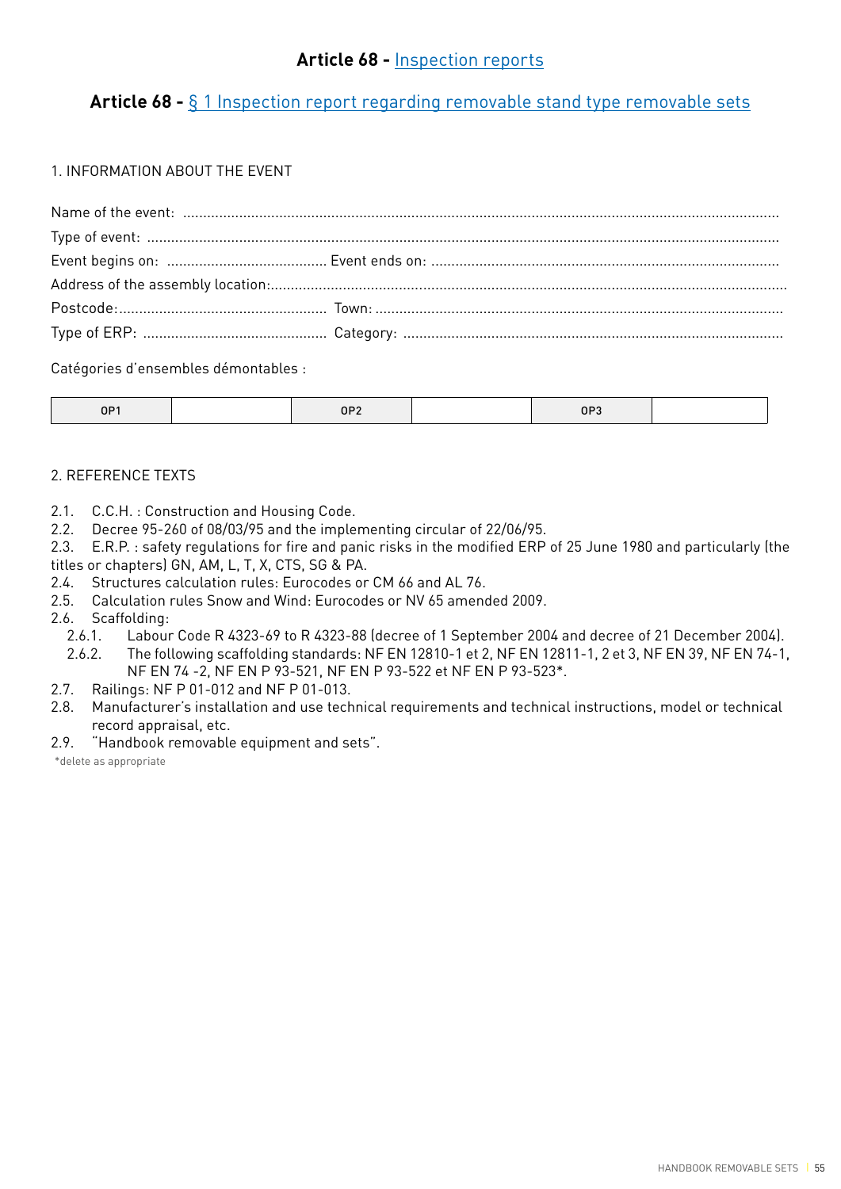# Article 68 - Inspection reports

## Article 68 - § 1 Inspection report regarding removable stand type removable sets

1. INFORMATION ABOUT THE EVENT

Name of the event: ..................................................................................................................................................

Type of event: ..........................................................................................................................................................

Event begins on: ........................................ Event ends on: ......................................................................................

Address of the assembly location:...............................................................................................................................

Postcode:.................................................... Town: ......................................................................................................

Type of ERP: .............................................. Category: ...............................................................................................

Catégories d'ensembles démontables :

| OP1 | | OP2 | | OP3 | |
|---|---|---|---|---|---|

2. REFERENCE TEXTS

2.1. C.C.H. : Construction and Housing Code.
2.2. Decree 95-260 of 08/03/95 and the implementing circular of 22/06/95.
2.3. E.R.P. : safety regulations for fire and panic risks in the modified ERP of 25 June 1980 and particularly (the titles or chapters) GN, AM, L, T, X, CTS, SG & PA.
2.4. Structures calculation rules: Eurocodes or CM 66 and AL 76.
2.5. Calculation rules Snow and Wind: Eurocodes or NV 65 amended 2009.
2.6. Scaffolding:
   2.6.1. Labour Code R 4323-69 to R 4323-88 (decree of 1 September 2004 and decree of 21 December 2004).
   2.6.2. The following scaffolding standards: NF EN 12810-1 et 2, NF EN 12811-1, 2 et 3, NF EN 39, NF EN 74-1, NF EN 74 -2, NF EN P 93-521, NF EN P 93-522 et NF EN P 93-523*.
2.7. Railings: NF P 01-012 and NF P 01-013.
2.8. Manufacturer's installation and use technical requirements and technical instructions, model or technical record appraisal, etc.
2.9. "Handbook removable equipment and sets".

*delete as appropriate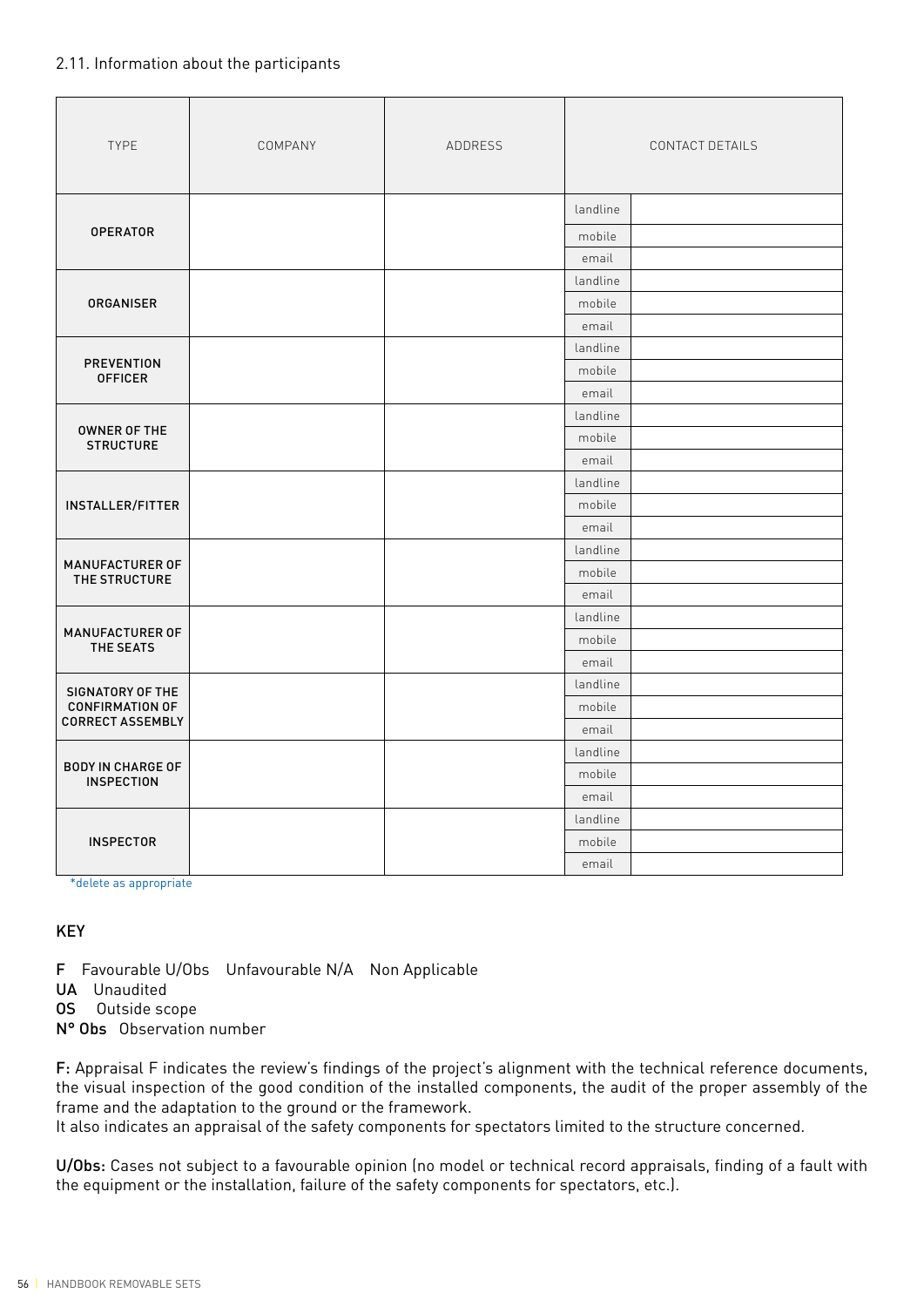2.11. Information about the participants

| TYPE | COMPANY | ADDRESS | CONTACT DETAILS | |
|---|---|---|---|---|
| **OPERATOR** | | | landline | |
| | | | mobile | |
| | | | email | |
| **ORGANISER** | | | landline | |
| | | | mobile | |
| | | | email | |
| **PREVENTION OFFICER** | | | landline | |
| | | | mobile | |
| | | | email | |
| **OWNER OF THE STRUCTURE** | | | landline | |
| | | | mobile | |
| | | | email | |
| **INSTALLER/FITTER** | | | landline | |
| | | | mobile | |
| | | | email | |
| **MANUFACTURER OF THE STRUCTURE** | | | landline | |
| | | | mobile | |
| | | | email | |
| **MANUFACTURER OF THE SEATS** | | | landline | |
| | | | mobile | |
| | | | email | |
| **SIGNATORY OF THE CONFIRMATION OF CORRECT ASSEMBLY** | | | landline | |
| | | | mobile | |
| | | | email | |
| **BODY IN CHARGE OF INSPECTION** | | | landline | |
| | | | mobile | |
| | | | email | |
| **INSPECTOR** | | | landline | |
| | | | mobile | |
| | | | email | |

*delete as appropriate

KEY

**F** Favourable U/Obs Unfavourable N/A Non Applicable
**UA** Unaudited
**OS** Outside scope
**N° Obs** Observation number

**F:** Appraisal F indicates the review's findings of the project's alignment with the technical reference documents, the visual inspection of the good condition of the installed components, the audit of the proper assembly of the frame and the adaptation to the ground or the framework.
It also indicates an appraisal of the safety components for spectators limited to the structure concerned.

**U/Obs:** Cases not subject to a favourable opinion (no model or technical record appraisals, finding of a fault with the equipment or the installation, failure of the safety components for spectators, etc.).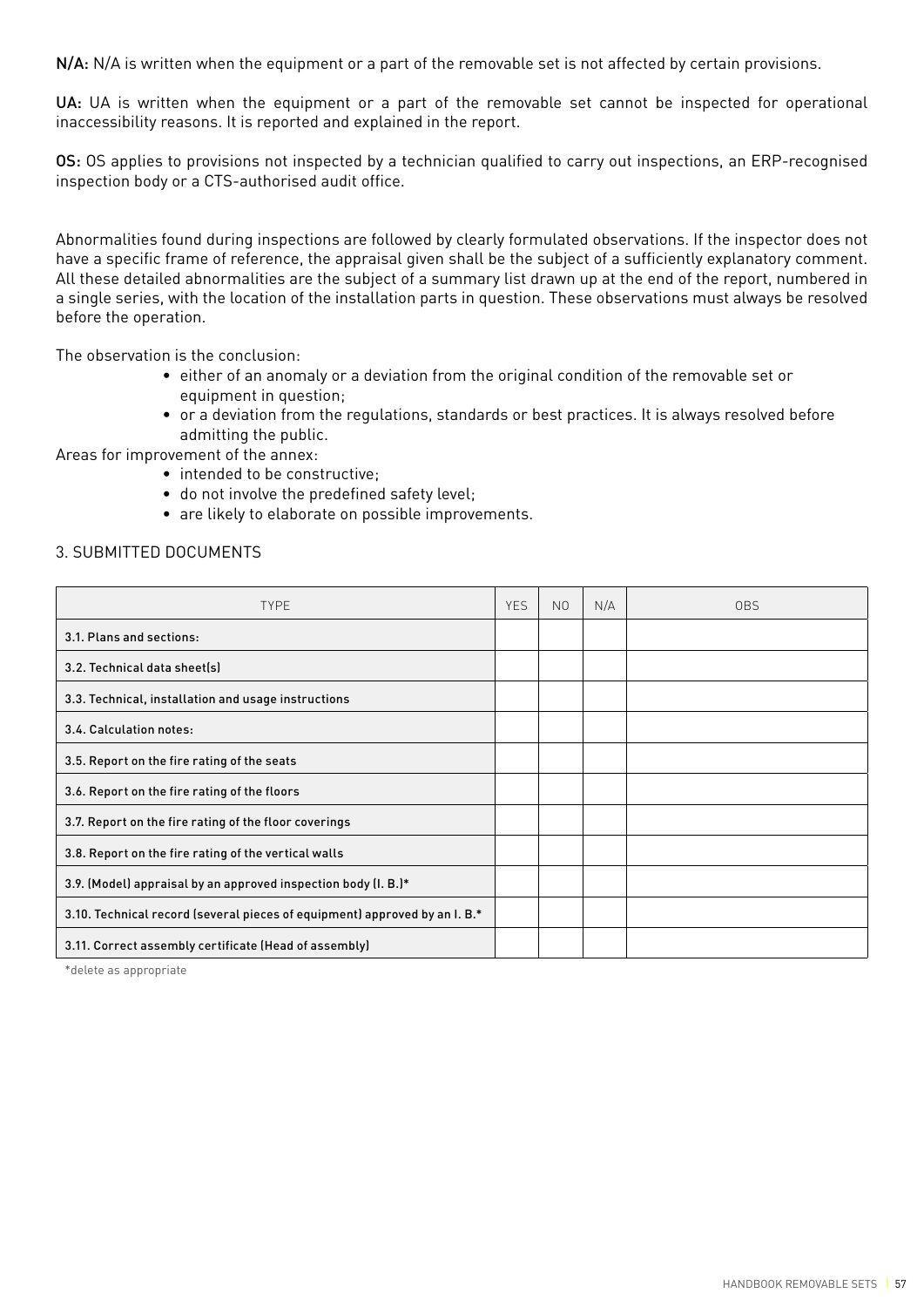**N/A:** N/A is written when the equipment or a part of the removable set is not affected by certain provisions.

**UA:** UA is written when the equipment or a part of the removable set cannot be inspected for operational inaccessibility reasons. It is reported and explained in the report.

**OS:** OS applies to provisions not inspected by a technician qualified to carry out inspections, an ERP-recognised inspection body or a CTS-authorised audit office.

Abnormalities found during inspections are followed by clearly formulated observations. If the inspector does not have a specific frame of reference, the appraisal given shall be the subject of a sufficiently explanatory comment. All these detailed abnormalities are the subject of a summary list drawn up at the end of the report, numbered in a single series, with the location of the installation parts in question. These observations must always be resolved before the operation.

The observation is the conclusion:

- either of an anomaly or a deviation from the original condition of the removable set or equipment in question;
- or a deviation from the regulations, standards or best practices. It is always resolved before admitting the public.

Areas for improvement of the annex:

- intended to be constructive;
- do not involve the predefined safety level;
- are likely to elaborate on possible improvements.

## 3. SUBMITTED DOCUMENTS

| TYPE | YES | NO | N/A | OBS |
|---|---|---|---|---|
| 3.1. Plans and sections: | | | | |
| 3.2. Technical data sheet(s) | | | | |
| 3.3. Technical, installation and usage instructions | | | | |
| 3.4. Calculation notes: | | | | |
| 3.5. Report on the fire rating of the seats | | | | |
| 3.6. Report on the fire rating of the floors | | | | |
| 3.7. Report on the fire rating of the floor coverings | | | | |
| 3.8. Report on the fire rating of the vertical walls | | | | |
| 3.9. (Model) appraisal by an approved inspection body (I. B.)* | | | | |
| 3.10. Technical record (several pieces of equipment) approved by an I. B.* | | | | |
| 3.11. Correct assembly certificate (Head of assembly) | | | | |

*delete as appropriate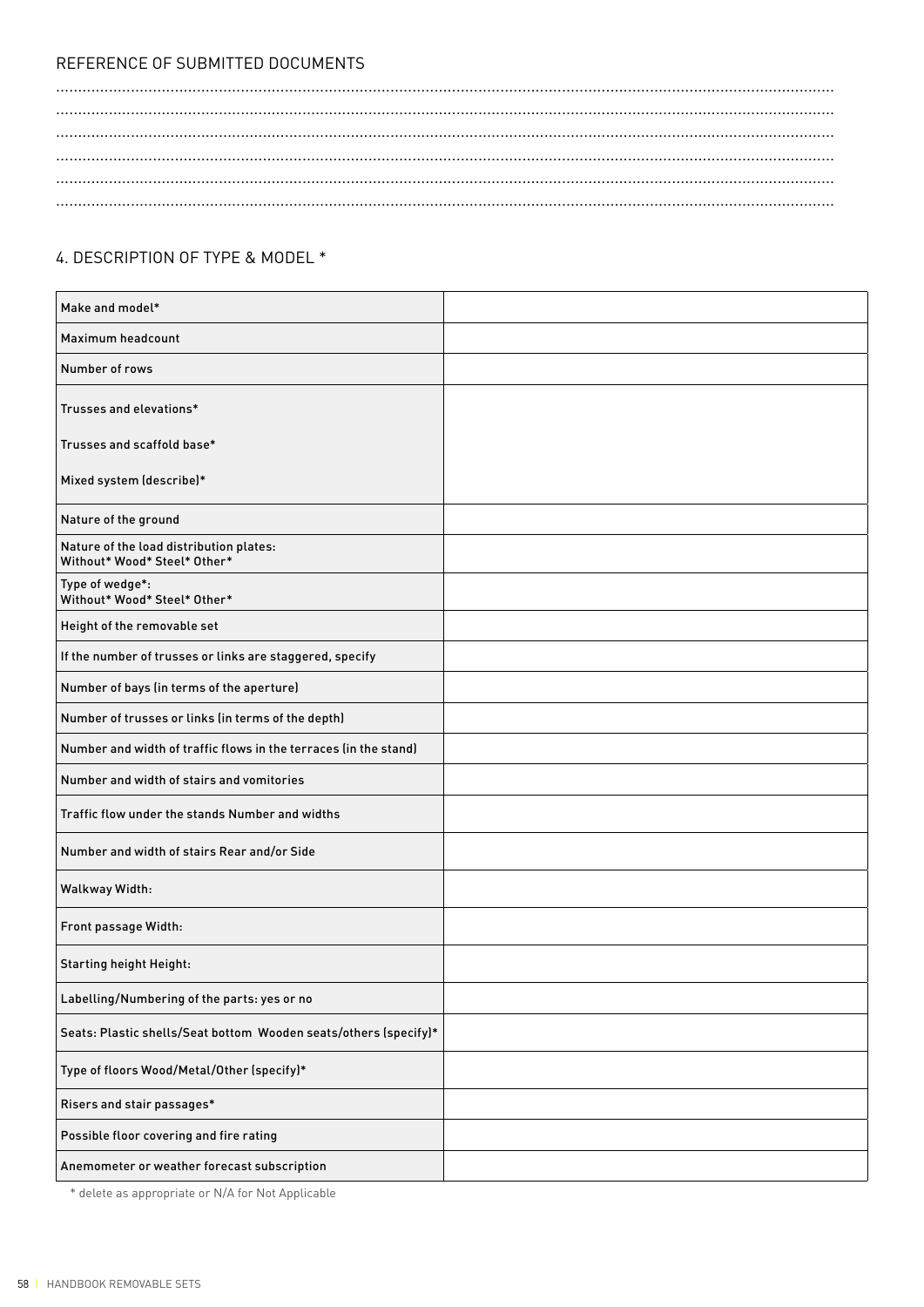REFERENCE OF SUBMITTED DOCUMENTS

.......................................................................................................................................................................
.......................................................................................................................................................................
.......................................................................................................................................................................
.......................................................................................................................................................................
.......................................................................................................................................................................
.......................................................................................................................................................................

## 4. DESCRIPTION OF TYPE & MODEL *

| | |
|---|---|
| Make and model* | |
| Maximum headcount | |
| Number of rows | |
| Trusses and elevations*<br><br>Trusses and scaffold base*<br><br>Mixed system (describe)* | |
| Nature of the ground | |
| Nature of the load distribution plates:<br>Without* Wood* Steel* Other* | |
| Type of wedge*:<br>Without* Wood* Steel* Other* | |
| Height of the removable set | |
| If the number of trusses or links are staggered, specify | |
| Number of bays (in terms of the aperture) | |
| Number of trusses or links (in terms of the depth) | |
| Number and width of traffic flows in the terraces (in the stand) | |
| Number and width of stairs and vomitories | |
| Traffic flow under the stands Number and widths | |
| Number and width of stairs Rear and/or Side | |
| Walkway Width: | |
| Front passage Width: | |
| Starting height Height: | |
| Labelling/Numbering of the parts: yes or no | |
| Seats: Plastic shells/Seat bottom Wooden seats/others (specify)* | |
| Type of floors Wood/Metal/Other (specify)* | |
| Risers and stair passages* | |
| Possible floor covering and fire rating | |
| Anemometer or weather forecast subscription | |

* delete as appropriate or N/A for Not Applicable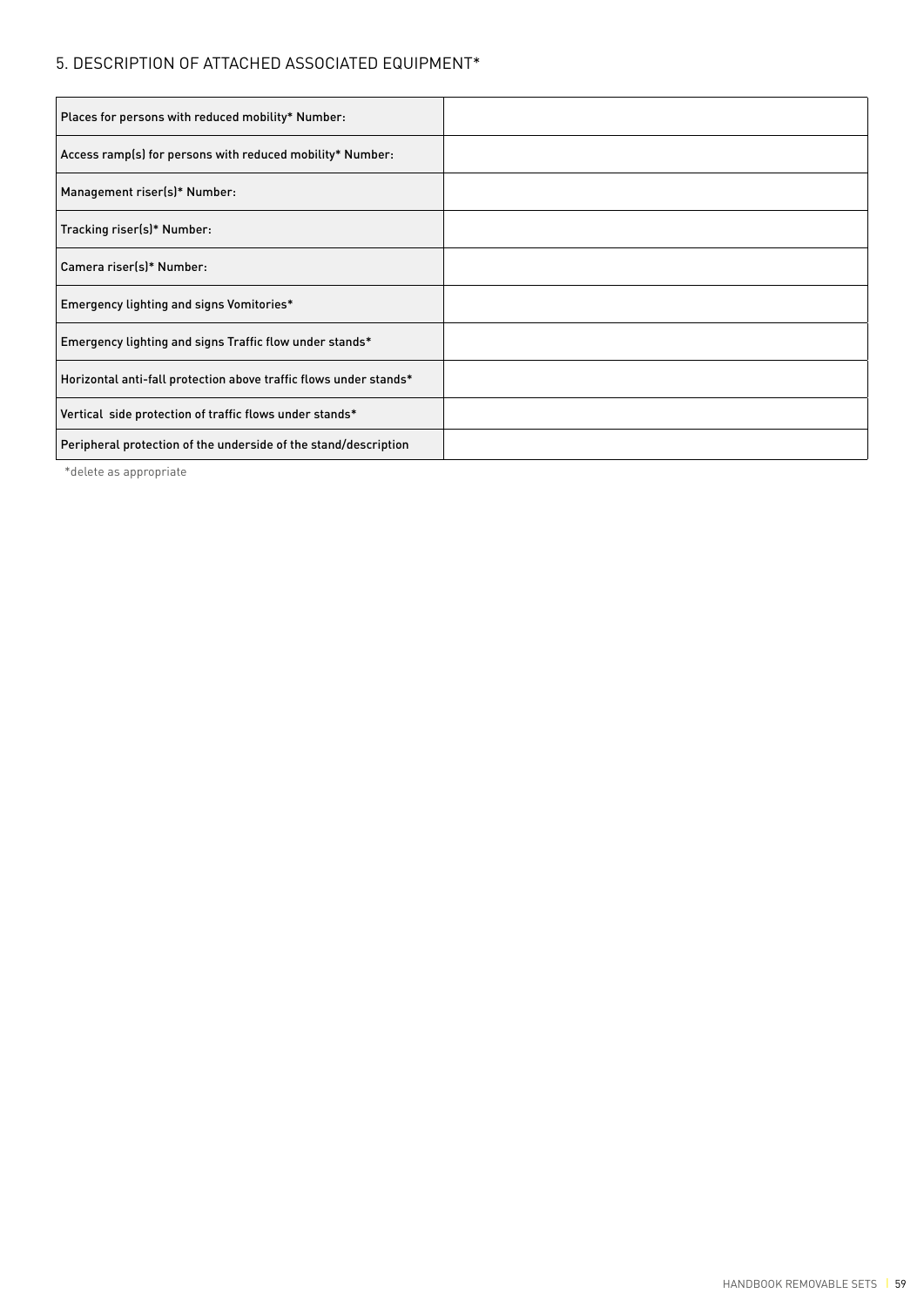## 5. DESCRIPTION OF ATTACHED ASSOCIATED EQUIPMENT*

| | |
|---|---|
| Places for persons with reduced mobility* Number: | |
| Access ramp(s) for persons with reduced mobility* Number: | |
| Management riser(s)* Number: | |
| Tracking riser(s)* Number: | |
| Camera riser(s)* Number: | |
| Emergency lighting and signs Vomitories* | |
| Emergency lighting and signs Traffic flow under stands* | |
| Horizontal anti-fall protection above traffic flows under stands* | |
| Vertical side protection of traffic flows under stands* | |
| Peripheral protection of the underside of the stand/description | |

*delete as appropriate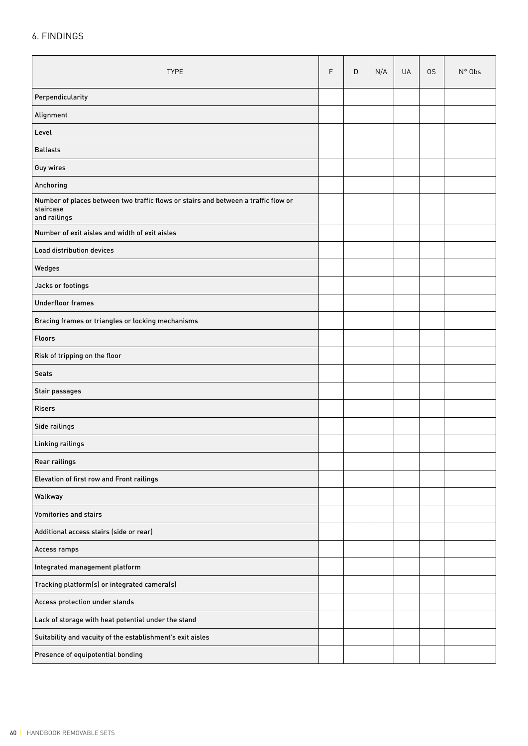## 6. FINDINGS

| TYPE | F | D | N/A | UA | OS | N° Obs |
|---|---|---|---|---|---|---|
| Perpendicularity | | | | | | |
| Alignment | | | | | | |
| Level | | | | | | |
| Ballasts | | | | | | |
| Guy wires | | | | | | |
| Anchoring | | | | | | |
| Number of places between two traffic flows or stairs and between a traffic flow or staircase and railings | | | | | | |
| Number of exit aisles and width of exit aisles | | | | | | |
| Load distribution devices | | | | | | |
| Wedges | | | | | | |
| Jacks or footings | | | | | | |
| Underfloor frames | | | | | | |
| Bracing frames or triangles or locking mechanisms | | | | | | |
| Floors | | | | | | |
| Risk of tripping on the floor | | | | | | |
| Seats | | | | | | |
| Stair passages | | | | | | |
| Risers | | | | | | |
| Side railings | | | | | | |
| Linking railings | | | | | | |
| Rear railings | | | | | | |
| Elevation of first row and Front railings | | | | | | |
| Walkway | | | | | | |
| Vomitories and stairs | | | | | | |
| Additional access stairs (side or rear) | | | | | | |
| Access ramps | | | | | | |
| Integrated management platform | | | | | | |
| Tracking platform(s) or integrated camera(s) | | | | | | |
| Access protection under stands | | | | | | |
| Lack of storage with heat potential under the stand | | | | | | |
| Suitability and vacuity of the establishment's exit aisles | | | | | | |
| Presence of equipotential bonding | | | | | | |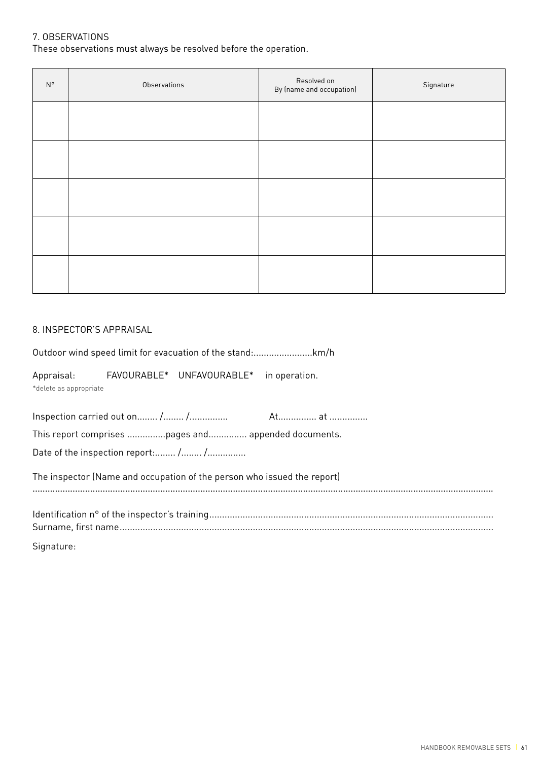## 7. OBSERVATIONS

These observations must always be resolved before the operation.

| N° | Observations | Resolved on<br>By (name and occupation) | Signature |
|---|---|---|---|
| | | | |
| | | | |
| | | | |
| | | | |
| | | | |

## 8. INSPECTOR'S APPRAISAL

Outdoor wind speed limit for evacuation of the stand:.......................km/h

Appraisal: FAVOURABLE* UNFAVOURABLE* in operation.

*delete as appropriate

Inspection carried out on........ /........ /.............. At............... at ...............

This report comprises ...............pages and............... appended documents.

Date of the inspection report:........ /........ /..............

The inspector (Name and occupation of the person who issued the report)

.......................................................................................................................................................................

Identification n° of the inspector's training.............................................................................................................

Surname, first name...............................................................................................................................

Signature: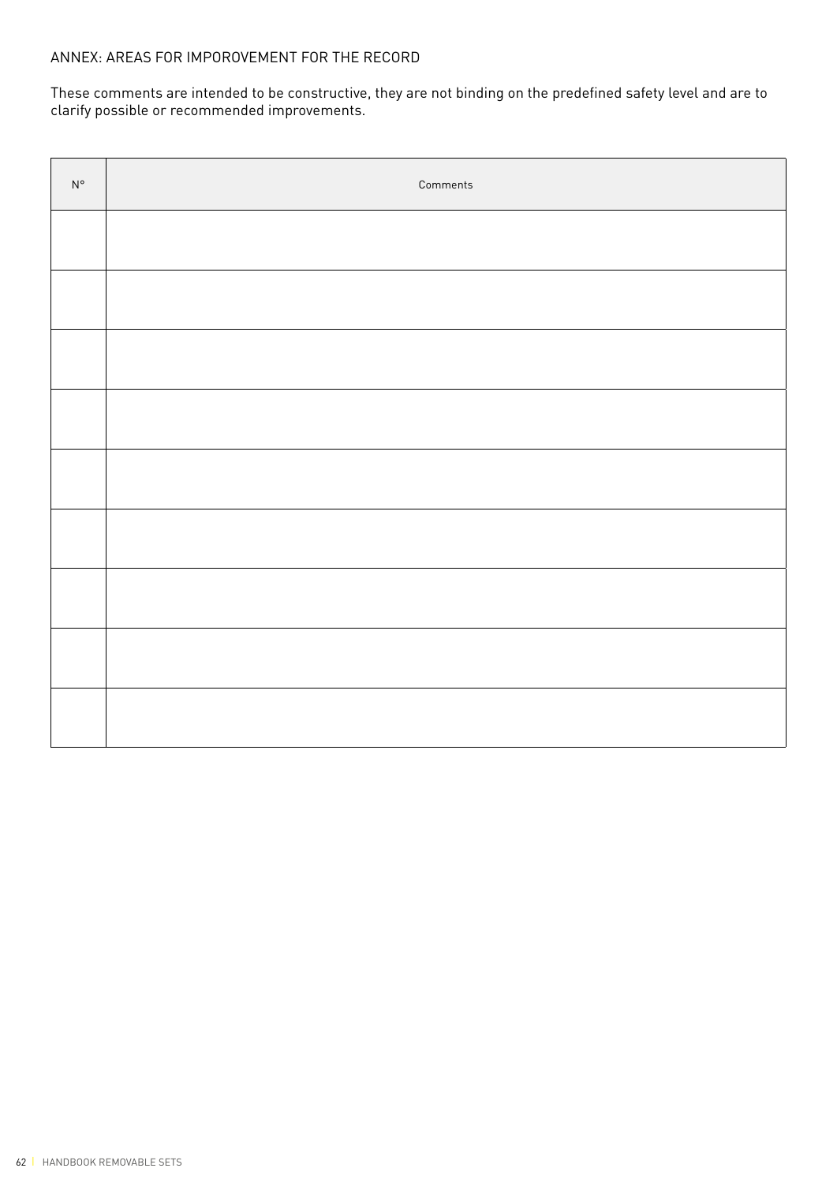## ANNEX: AREAS FOR IMPOROVEMENT FOR THE RECORD

These comments are intended to be constructive, they are not binding on the predefined safety level and are to clarify possible or recommended improvements.

| N° | Comments |
| --- | --- |
| | |
| | |
| | |
| | |
| | |
| | |
| | |
| | |
| | |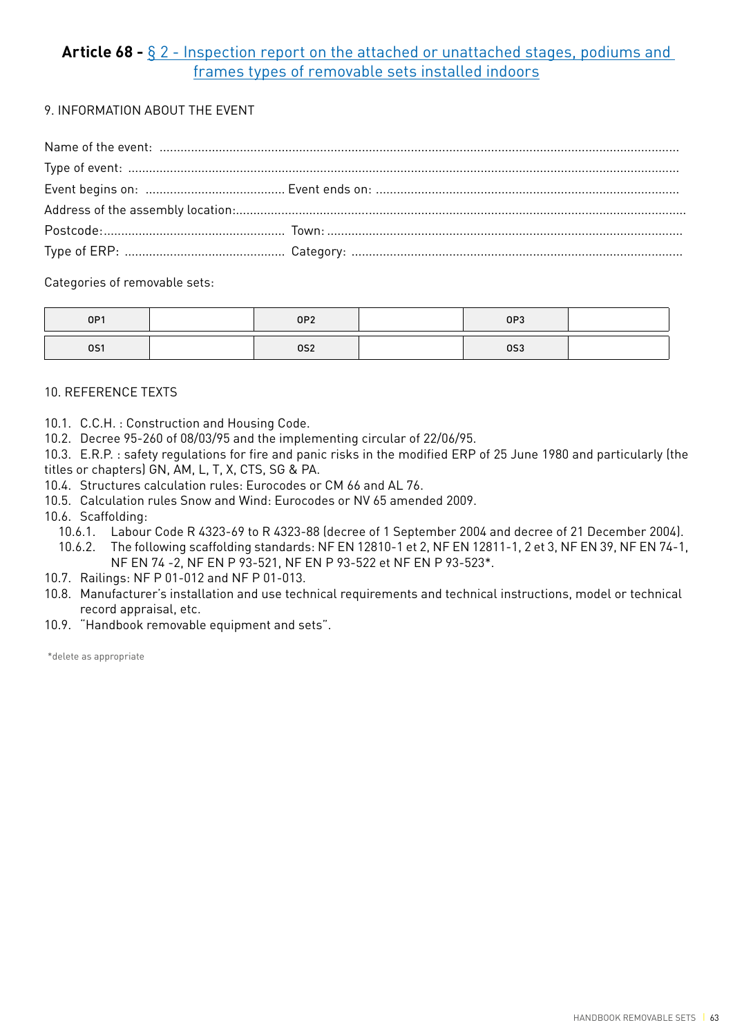## **Article 68 -** § 2 - Inspection report on the attached or unattached stages, podiums and frames types of removable sets installed indoors

9. INFORMATION ABOUT THE EVENT

Name of the event: ....................................................................................................................................................

Type of event: ............................................................................................................................................................

Event begins on: ........................................ Event ends on: ......................................................................................

Address of the assembly location:................................................................................................................................

Postcode:.................................................... Town: .....................................................................................................

Type of ERP: .............................................. Category: ...............................................................................................

Categories of removable sets:

| OP1 | | OP2 | | OP3 | |
|---|---|---|---|---|---|
| OS1 | | OS2 | | OS3 | |

10. REFERENCE TEXTS

10.1. C.C.H. : Construction and Housing Code.
10.2. Decree 95-260 of 08/03/95 and the implementing circular of 22/06/95.
10.3. E.R.P. : safety regulations for fire and panic risks in the modified ERP of 25 June 1980 and particularly (the titles or chapters) GN, AM, L, T, X, CTS, SG & PA.
10.4. Structures calculation rules: Eurocodes or CM 66 and AL 76.
10.5. Calculation rules Snow and Wind: Eurocodes or NV 65 amended 2009.
10.6. Scaffolding:
  10.6.1. Labour Code R 4323-69 to R 4323-88 (decree of 1 September 2004 and decree of 21 December 2004).
  10.6.2. The following scaffolding standards: NF EN 12810-1 et 2, NF EN 12811-1, 2 et 3, NF EN 39, NF EN 74-1, NF EN 74 -2, NF EN P 93-521, NF EN P 93-522 et NF EN P 93-523*.
10.7. Railings: NF P 01-012 and NF P 01-013.
10.8. Manufacturer's installation and use technical requirements and technical instructions, model or technical record appraisal, etc.
10.9. "Handbook removable equipment and sets".

*delete as appropriate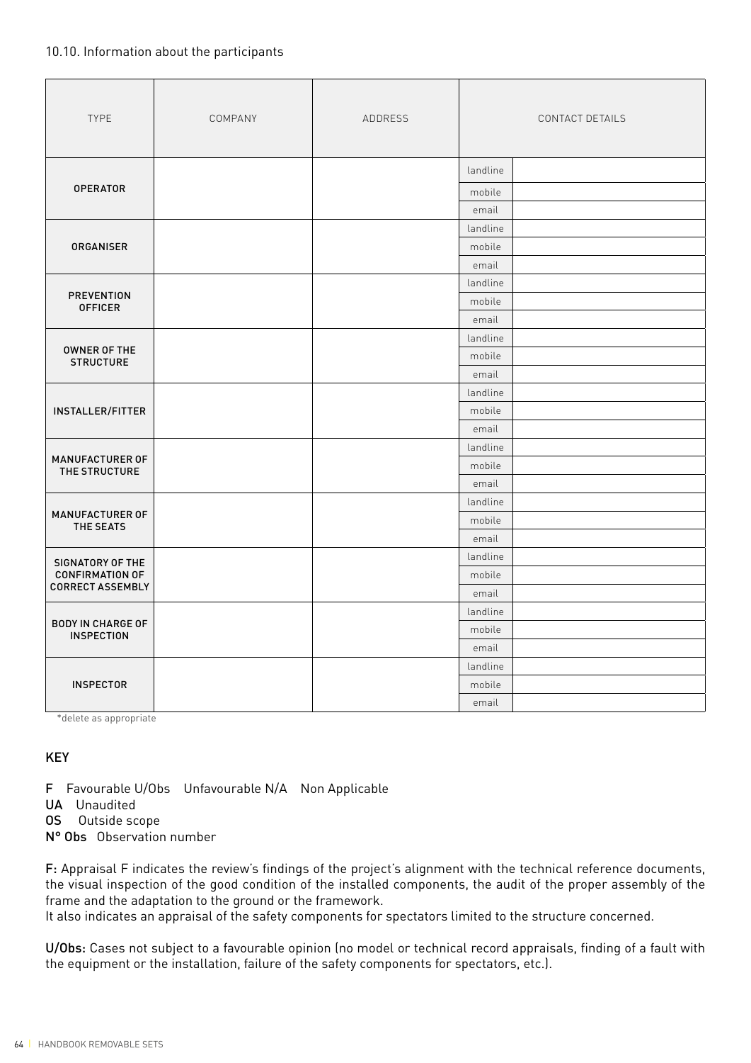10.10. Information about the participants

| TYPE | COMPANY | ADDRESS | CONTACT DETAILS | |
|---|---|---|---|---|
| **OPERATOR** | | | landline | |
| | | | mobile | |
| | | | email | |
| **ORGANISER** | | | landline | |
| | | | mobile | |
| | | | email | |
| **PREVENTION OFFICER** | | | landline | |
| | | | mobile | |
| | | | email | |
| **OWNER OF THE STRUCTURE** | | | landline | |
| | | | mobile | |
| | | | email | |
| **INSTALLER/FITTER** | | | landline | |
| | | | mobile | |
| | | | email | |
| **MANUFACTURER OF THE STRUCTURE** | | | landline | |
| | | | mobile | |
| | | | email | |
| **MANUFACTURER OF THE SEATS** | | | landline | |
| | | | mobile | |
| | | | email | |
| **SIGNATORY OF THE CONFIRMATION OF CORRECT ASSEMBLY** | | | landline | |
| | | | mobile | |
| | | | email | |
| **BODY IN CHARGE OF INSPECTION** | | | landline | |
| | | | mobile | |
| | | | email | |
| **INSPECTOR** | | | landline | |
| | | | mobile | |
| | | | email | |

*delete as appropriate

## KEY

**F** Favourable U/Obs Unfavourable N/A Non Applicable
**UA** Unaudited
**OS** Outside scope
**N° Obs** Observation number

**F:** Appraisal F indicates the review's findings of the project's alignment with the technical reference documents, the visual inspection of the good condition of the installed components, the audit of the proper assembly of the frame and the adaptation to the ground or the framework.
It also indicates an appraisal of the safety components for spectators limited to the structure concerned.

**U/Obs:** Cases not subject to a favourable opinion (no model or technical record appraisals, finding of a fault with the equipment or the installation, failure of the safety components for spectators, etc.).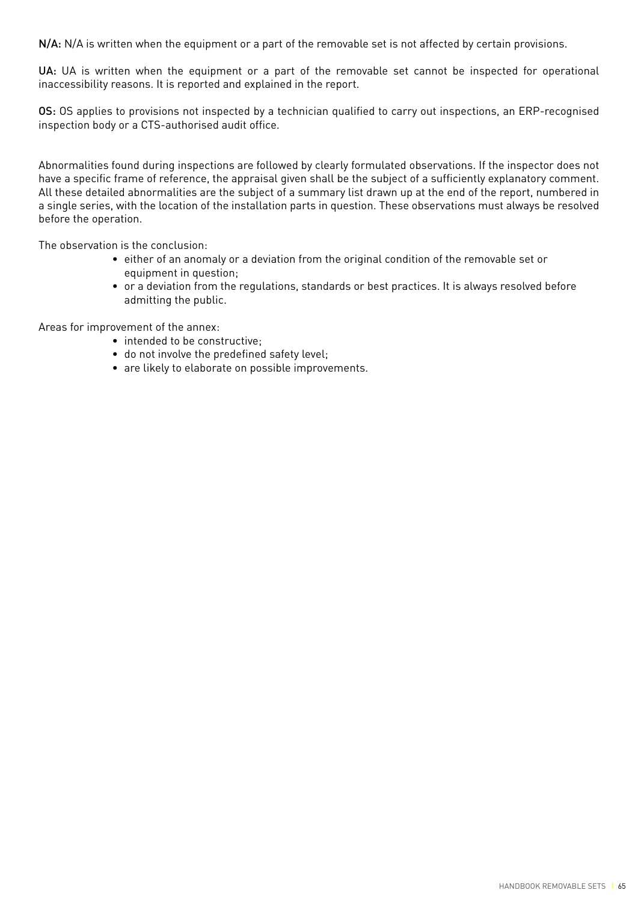**N/A:** N/A is written when the equipment or a part of the removable set is not affected by certain provisions.

**UA:** UA is written when the equipment or a part of the removable set cannot be inspected for operational inaccessibility reasons. It is reported and explained in the report.

**OS:** OS applies to provisions not inspected by a technician qualified to carry out inspections, an ERP-recognised inspection body or a CTS-authorised audit office.

Abnormalities found during inspections are followed by clearly formulated observations. If the inspector does not have a specific frame of reference, the appraisal given shall be the subject of a sufficiently explanatory comment. All these detailed abnormalities are the subject of a summary list drawn up at the end of the report, numbered in a single series, with the location of the installation parts in question. These observations must always be resolved before the operation.

The observation is the conclusion:

- either of an anomaly or a deviation from the original condition of the removable set or equipment in question;
- or a deviation from the regulations, standards or best practices. It is always resolved before admitting the public.

Areas for improvement of the annex:

- intended to be constructive;
- do not involve the predefined safety level;
- are likely to elaborate on possible improvements.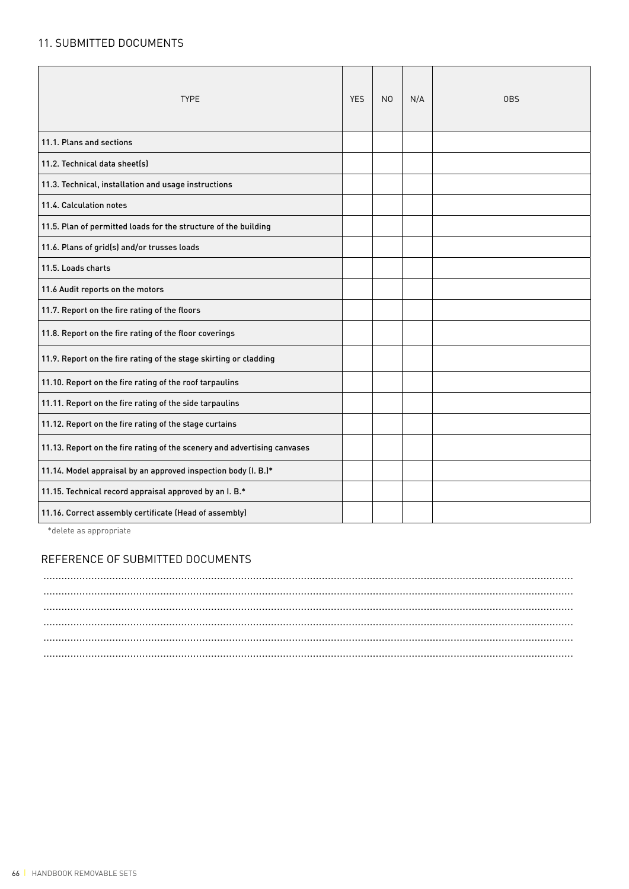## 11. SUBMITTED DOCUMENTS

| TYPE | YES | NO | N/A | OBS |
|---|---|---|---|---|
| 11.1. Plans and sections | | | | |
| 11.2. Technical data sheet(s) | | | | |
| 11.3. Technical, installation and usage instructions | | | | |
| 11.4. Calculation notes | | | | |
| 11.5. Plan of permitted loads for the structure of the building | | | | |
| 11.6. Plans of grid(s) and/or trusses loads | | | | |
| 11.5. Loads charts | | | | |
| 11.6 Audit reports on the motors | | | | |
| 11.7. Report on the fire rating of the floors | | | | |
| 11.8. Report on the fire rating of the floor coverings | | | | |
| 11.9. Report on the fire rating of the stage skirting or cladding | | | | |
| 11.10. Report on the fire rating of the roof tarpaulins | | | | |
| 11.11. Report on the fire rating of the side tarpaulins | | | | |
| 11.12. Report on the fire rating of the stage curtains | | | | |
| 11.13. Report on the fire rating of the scenery and advertising canvases | | | | |
| 11.14. Model appraisal by an approved inspection body (I. B.)* | | | | |
| 11.15. Technical record appraisal approved by an I. B.* | | | | |
| 11.16. Correct assembly certificate (Head of assembly) | | | | |

*delete as appropriate

## REFERENCE OF SUBMITTED DOCUMENTS

..........................................................................................................................................................................

..........................................................................................................................................................................

..........................................................................................................................................................................

..........................................................................................................................................................................

..........................................................................................................................................................................

..........................................................................................................................................................................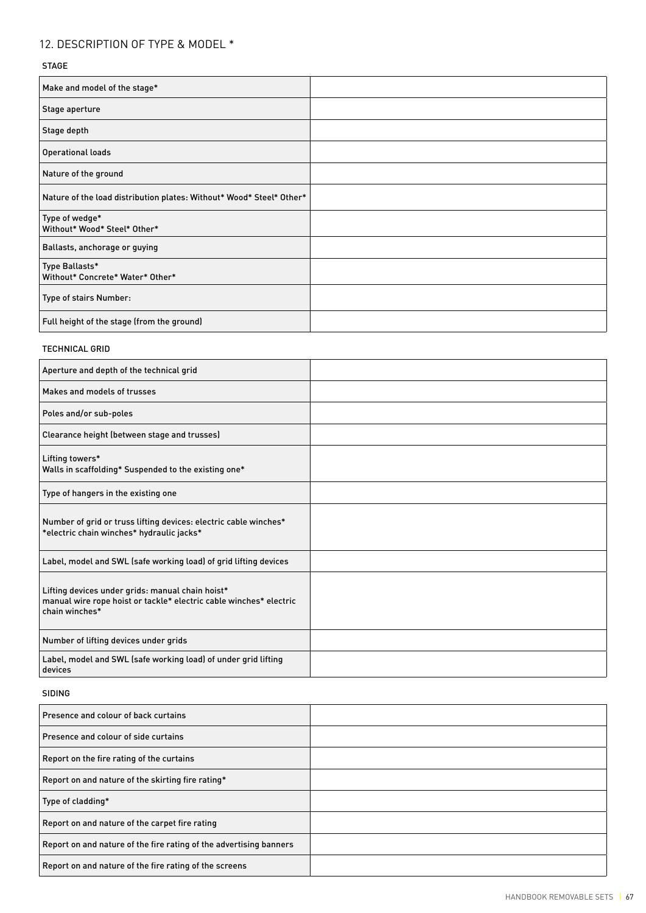## 12. DESCRIPTION OF TYPE & MODEL *

### STAGE

| | |
|---|---|
| Make and model of the stage* | |
| Stage aperture | |
| Stage depth | |
| Operational loads | |
| Nature of the ground | |
| Nature of the load distribution plates: Without* Wood* Steel* Other* | |
| Type of wedge*<br>Without* Wood* Steel* Other* | |
| Ballasts, anchorage or guying | |
| Type Ballasts*<br>Without* Concrete* Water* Other* | |
| Type of stairs Number: | |
| Full height of the stage (from the ground) | |

### TECHNICAL GRID

| | |
|---|---|
| Aperture and depth of the technical grid | |
| Makes and models of trusses | |
| Poles and/or sub-poles | |
| Clearance height (between stage and trusses) | |
| Lifting towers*<br>Walls in scaffolding* Suspended to the existing one* | |
| Type of hangers in the existing one | |
| Number of grid or truss lifting devices: electric cable winches* *electric chain winches* hydraulic jacks* | |
| Label, model and SWL (safe working load) of grid lifting devices | |
| Lifting devices under grids: manual chain hoist* manual wire rope hoist or tackle* electric cable winches* electric chain winches* | |
| Number of lifting devices under grids | |
| Label, model and SWL (safe working load) of under grid lifting devices | |

### SIDING

| | |
|---|---|
| Presence and colour of back curtains | |
| Presence and colour of side curtains | |
| Report on the fire rating of the curtains | |
| Report on and nature of the skirting fire rating* | |
| Type of cladding* | |
| Report on and nature of the carpet fire rating | |
| Report on and nature of the fire rating of the advertising banners | |
| Report on and nature of the fire rating of the screens | |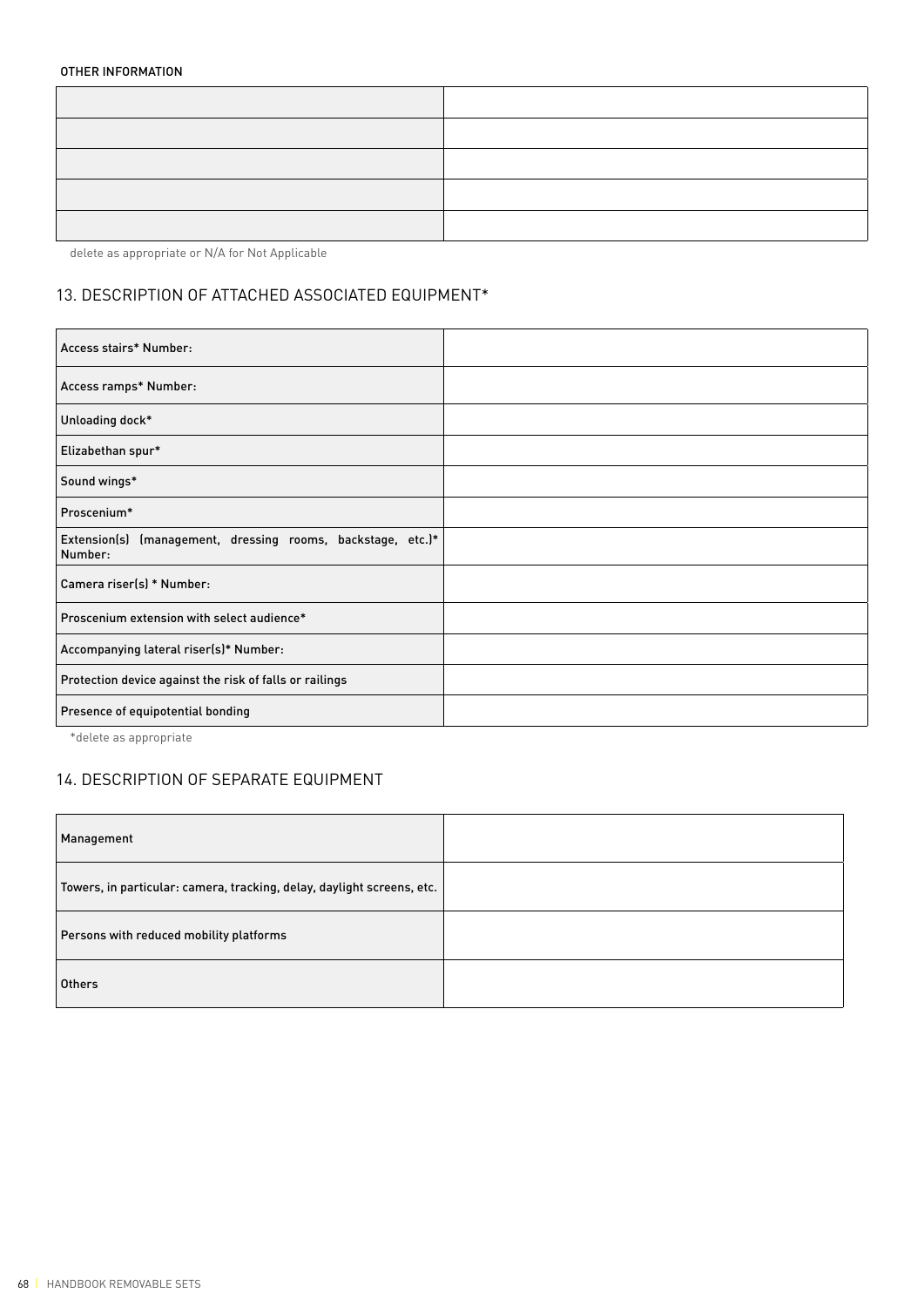OTHER INFORMATION

| | |
|---|---|
| | |
| | |
| | |
| | |
| | |

delete as appropriate or N/A for Not Applicable

## 13. DESCRIPTION OF ATTACHED ASSOCIATED EQUIPMENT*

| | |
|---|---|
| Access stairs* Number: | |
| Access ramps* Number: | |
| Unloading dock* | |
| Elizabethan spur* | |
| Sound wings* | |
| Proscenium* | |
| Extension(s) (management, dressing rooms, backstage, etc.)* Number: | |
| Camera riser(s) * Number: | |
| Proscenium extension with select audience* | |
| Accompanying lateral riser(s)* Number: | |
| Protection device against the risk of falls or railings | |
| Presence of equipotential bonding | |

*delete as appropriate

## 14. DESCRIPTION OF SEPARATE EQUIPMENT

| | |
|---|---|
| Management | |
| Towers, in particular: camera, tracking, delay, daylight screens, etc. | |
| Persons with reduced mobility platforms | |
| Others | |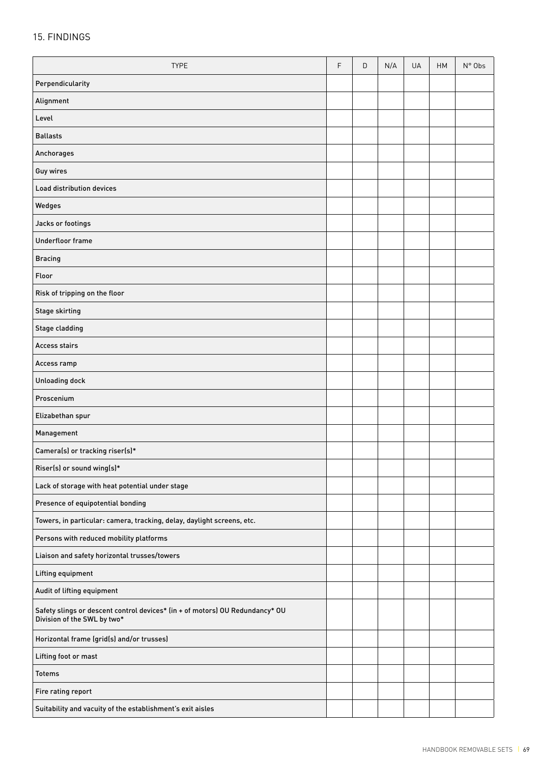## 15. FINDINGS

| TYPE | F | D | N/A | UA | HM | N° Obs |
|---|---|---|---|---|---|---|
| Perpendicularity | | | | | | |
| Alignment | | | | | | |
| Level | | | | | | |
| Ballasts | | | | | | |
| Anchorages | | | | | | |
| Guy wires | | | | | | |
| Load distribution devices | | | | | | |
| Wedges | | | | | | |
| Jacks or footings | | | | | | |
| Underfloor frame | | | | | | |
| Bracing | | | | | | |
| Floor | | | | | | |
| Risk of tripping on the floor | | | | | | |
| Stage skirting | | | | | | |
| Stage cladding | | | | | | |
| Access stairs | | | | | | |
| Access ramp | | | | | | |
| Unloading dock | | | | | | |
| Proscenium | | | | | | |
| Elizabethan spur | | | | | | |
| Management | | | | | | |
| Camera(s) or tracking riser(s)* | | | | | | |
| Riser(s) or sound wing(s)* | | | | | | |
| Lack of storage with heat potential under stage | | | | | | |
| Presence of equipotential bonding | | | | | | |
| Towers, in particular: camera, tracking, delay, daylight screens, etc. | | | | | | |
| Persons with reduced mobility platforms | | | | | | |
| Liaison and safety horizontal trusses/towers | | | | | | |
| Lifting equipment | | | | | | |
| Audit of lifting equipment | | | | | | |
| Safety slings or descent control devices* (in + of motors) OU Redundancy* OU Division of the SWL by two* | | | | | | |
| Horizontal frame (grid(s) and/or trusses) | | | | | | |
| Lifting foot or mast | | | | | | |
| Totems | | | | | | |
| Fire rating report | | | | | | |
| Suitability and vacuity of the establishment's exit aisles | | | | | | |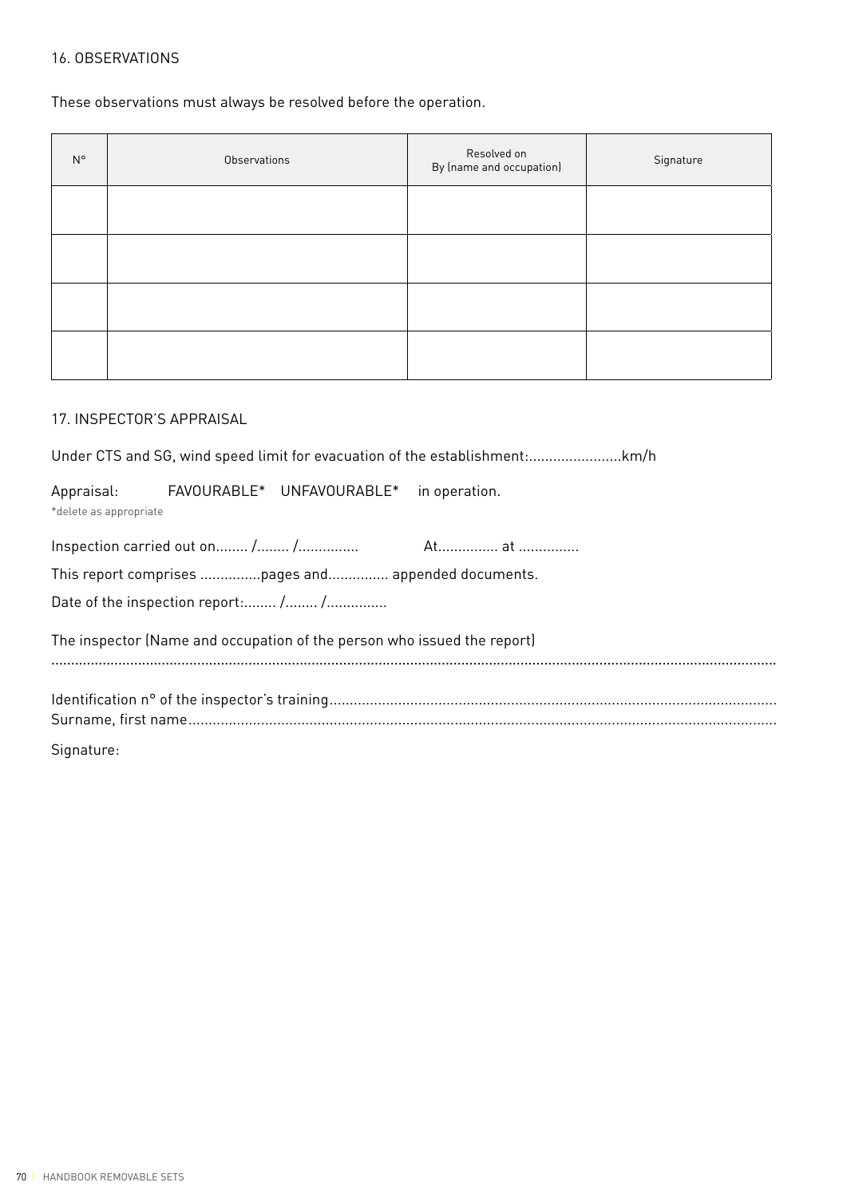## 16. OBSERVATIONS

These observations must always be resolved before the operation.

| N° | Observations | Resolved on By (name and occupation) | Signature |
|---|---|---|---|
| | | | |
| | | | |
| | | | |
| | | | |

## 17. INSPECTOR'S APPRAISAL

Under CTS and SG, wind speed limit for evacuation of the establishment:......................km/h

Appraisal: FAVOURABLE* UNFAVOURABLE* in operation.

*delete as appropriate

Inspection carried out on........ /........ /.............. At............... at ...............

This report comprises ...............pages and............... appended documents.

Date of the inspection report:........ /........ /..............

The inspector (Name and occupation of the person who issued the report)

.....................................................................................................................................................................

Identification n° of the inspector's training.............................................................................................................

Surname, first name...............................................................................................................................................

Signature: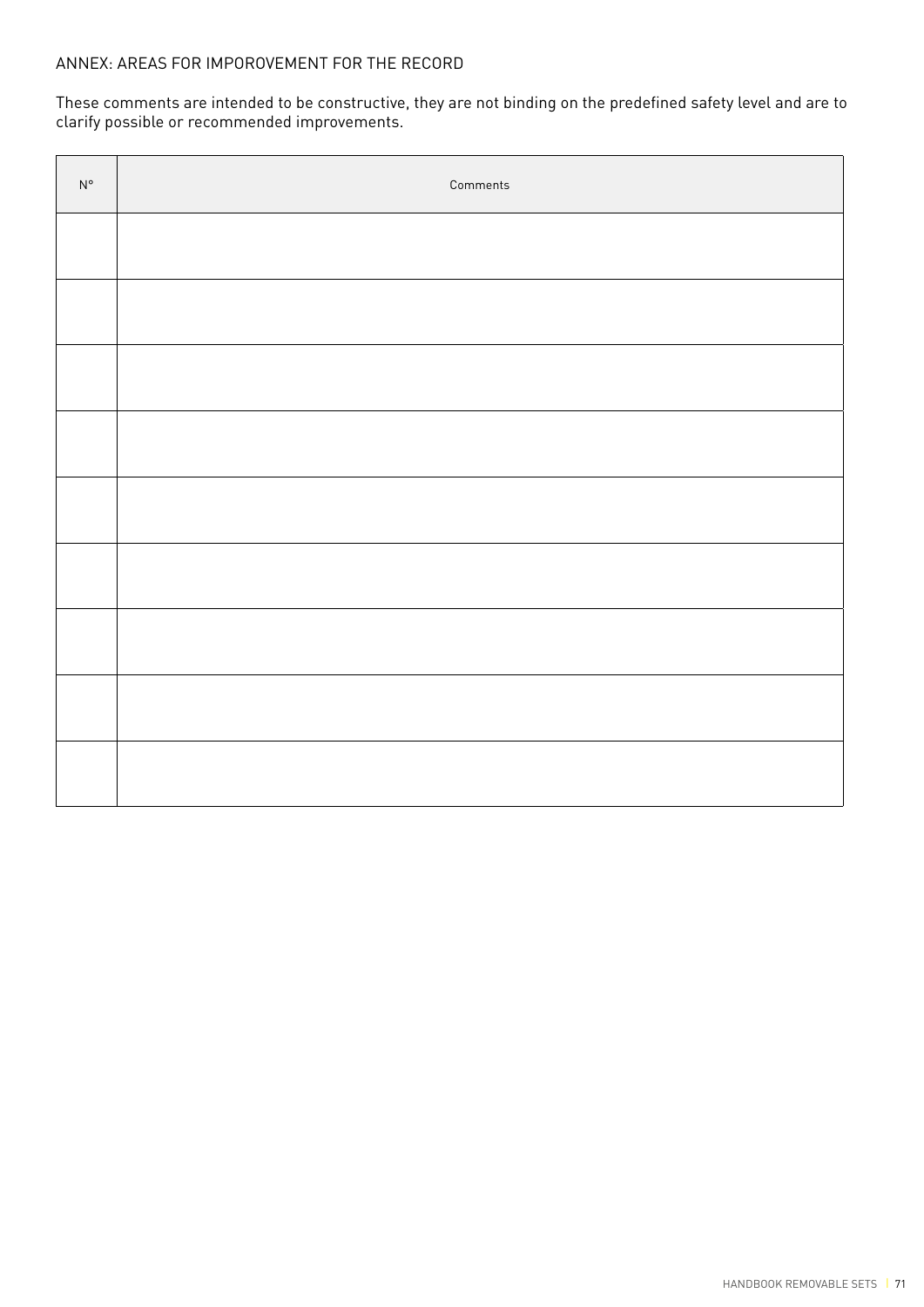ANNEX: AREAS FOR IMPOROVEMENT FOR THE RECORD

These comments are intended to be constructive, they are not binding on the predefined safety level and are to clarify possible or recommended improvements.

| N° | Comments |
|---|---|
| | |
| | |
| | |
| | |
| | |
| | |
| | |
| | |
| | |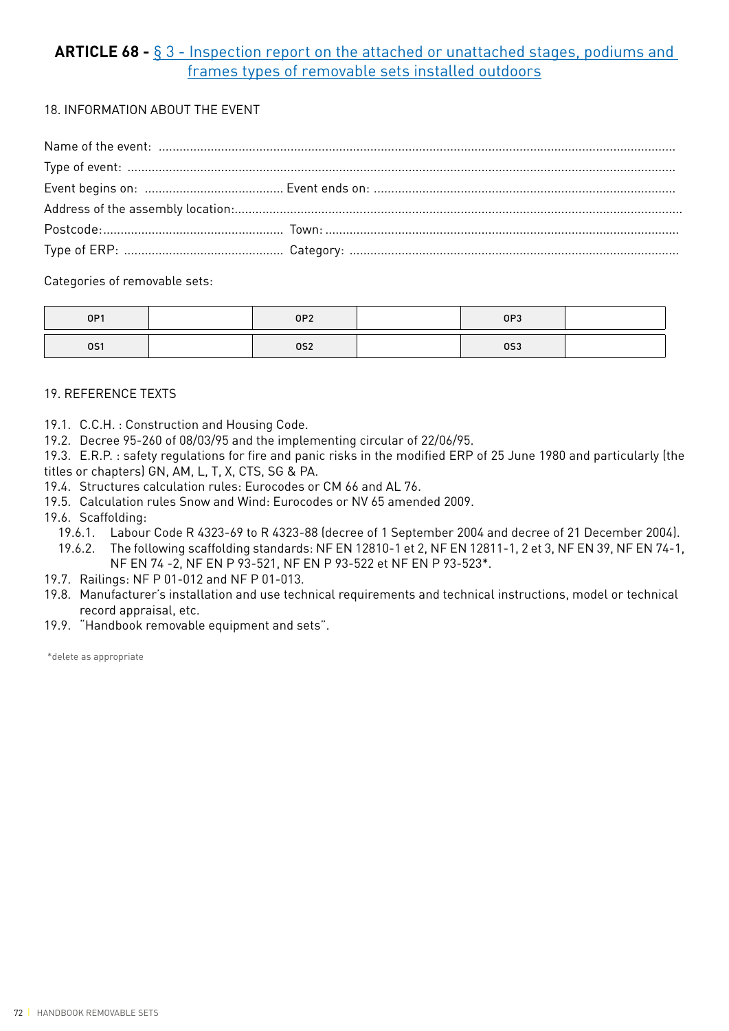## ARTICLE 68 - § 3 - Inspection report on the attached or unattached stages, podiums and frames types of removable sets installed outdoors

18. INFORMATION ABOUT THE EVENT

Name of the event: ...............................................................................................................................................

Type of event: .......................................................................................................................................................

Event begins on: ........................................ Event ends on: ..............................................................................

Address of the assembly location:..........................................................................................................................

Postcode:.................................................... Town: .............................................................................................

Type of ERP: ............................................ Category: .........................................................................................

Categories of removable sets:

| OP1 | | OP2 | | OP3 | |
|---|---|---|---|---|---|
| OS1 | | OS2 | | OS3 | |

19. REFERENCE TEXTS

19.1. C.C.H. : Construction and Housing Code.
19.2. Decree 95-260 of 08/03/95 and the implementing circular of 22/06/95.
19.3. E.R.P. : safety regulations for fire and panic risks in the modified ERP of 25 June 1980 and particularly (the titles or chapters) GN, AM, L, T, X, CTS, SG & PA.
19.4. Structures calculation rules: Eurocodes or CM 66 and AL 76.
19.5. Calculation rules Snow and Wind: Eurocodes or NV 65 amended 2009.
19.6. Scaffolding:
  19.6.1. Labour Code R 4323-69 to R 4323-88 (decree of 1 September 2004 and decree of 21 December 2004).
  19.6.2. The following scaffolding standards: NF EN 12810-1 et 2, NF EN 12811-1, 2 et 3, NF EN 39, NF EN 74-1, NF EN 74 -2, NF EN P 93-521, NF EN P 93-522 et NF EN P 93-523*.
19.7. Railings: NF P 01-012 and NF P 01-013.
19.8. Manufacturer's installation and use technical requirements and technical instructions, model or technical record appraisal, etc.
19.9. "Handbook removable equipment and sets".

*delete as appropriate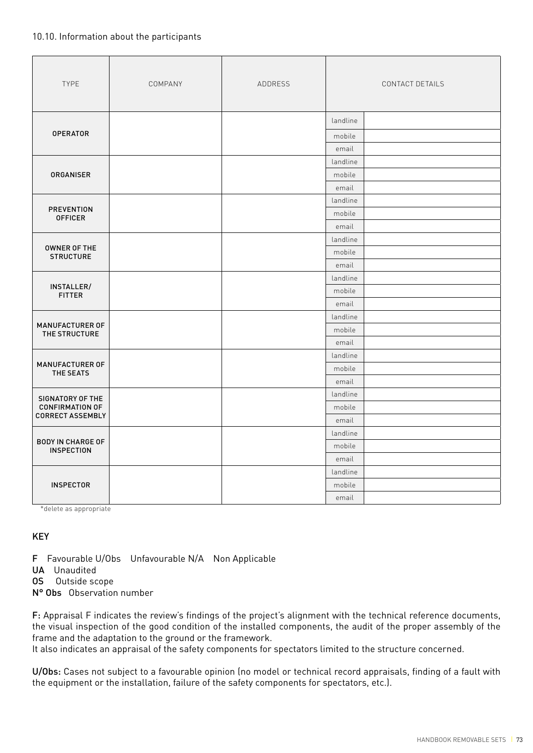10.10. Information about the participants

| TYPE | COMPANY | ADDRESS | CONTACT DETAILS | |
|---|---|---|---|---|
| **OPERATOR** | | | landline | |
| | | | mobile | |
| | | | email | |
| **ORGANISER** | | | landline | |
| | | | mobile | |
| | | | email | |
| **PREVENTION OFFICER** | | | landline | |
| | | | mobile | |
| | | | email | |
| **OWNER OF THE STRUCTURE** | | | landline | |
| | | | mobile | |
| | | | email | |
| **INSTALLER/ FITTER** | | | landline | |
| | | | mobile | |
| | | | email | |
| **MANUFACTURER OF THE STRUCTURE** | | | landline | |
| | | | mobile | |
| | | | email | |
| **MANUFACTURER OF THE SEATS** | | | landline | |
| | | | mobile | |
| | | | email | |
| **SIGNATORY OF THE CONFIRMATION OF CORRECT ASSEMBLY** | | | landline | |
| | | | mobile | |
| | | | email | |
| **BODY IN CHARGE OF INSPECTION** | | | landline | |
| | | | mobile | |
| | | | email | |
| **INSPECTOR** | | | landline | |
| | | | mobile | |
| | | | email | |

*delete as appropriate

## KEY

**F** Favourable U/Obs Unfavourable N/A Non Applicable
**UA** Unaudited
**OS** Outside scope
**N° Obs** Observation number

F: Appraisal F indicates the review's findings of the project's alignment with the technical reference documents, the visual inspection of the good condition of the installed components, the audit of the proper assembly of the frame and the adaptation to the ground or the framework.
It also indicates an appraisal of the safety components for spectators limited to the structure concerned.

U/Obs: Cases not subject to a favourable opinion (no model or technical record appraisals, finding of a fault with the equipment or the installation, failure of the safety components for spectators, etc.).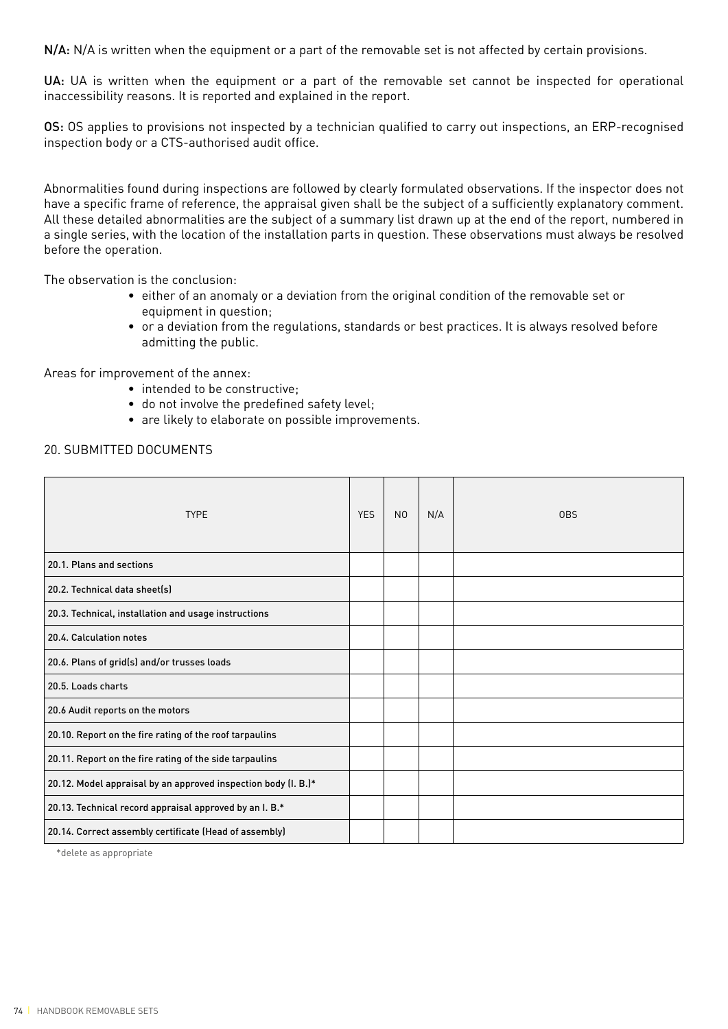**N/A:** N/A is written when the equipment or a part of the removable set is not affected by certain provisions.

**UA:** UA is written when the equipment or a part of the removable set cannot be inspected for operational inaccessibility reasons. It is reported and explained in the report.

**OS:** OS applies to provisions not inspected by a technician qualified to carry out inspections, an ERP-recognised inspection body or a CTS-authorised audit office.

Abnormalities found during inspections are followed by clearly formulated observations. If the inspector does not have a specific frame of reference, the appraisal given shall be the subject of a sufficiently explanatory comment. All these detailed abnormalities are the subject of a summary list drawn up at the end of the report, numbered in a single series, with the location of the installation parts in question. These observations must always be resolved before the operation.

The observation is the conclusion:

- either of an anomaly or a deviation from the original condition of the removable set or equipment in question;
- or a deviation from the regulations, standards or best practices. It is always resolved before admitting the public.

Areas for improvement of the annex:

- intended to be constructive;
- do not involve the predefined safety level;
- are likely to elaborate on possible improvements.

## 20. SUBMITTED DOCUMENTS

| TYPE | YES | NO | N/A | OBS |
|---|---|---|---|---|
| 20.1. Plans and sections | | | | |
| 20.2. Technical data sheet(s) | | | | |
| 20.3. Technical, installation and usage instructions | | | | |
| 20.4. Calculation notes | | | | |
| 20.6. Plans of grid(s) and/or trusses loads | | | | |
| 20.5. Loads charts | | | | |
| 20.6 Audit reports on the motors | | | | |
| 20.10. Report on the fire rating of the roof tarpaulins | | | | |
| 20.11. Report on the fire rating of the side tarpaulins | | | | |
| 20.12. Model appraisal by an approved inspection body (I. B.)* | | | | |
| 20.13. Technical record appraisal approved by an I. B.* | | | | |
| 20.14. Correct assembly certificate (Head of assembly) | | | | |

*delete as appropriate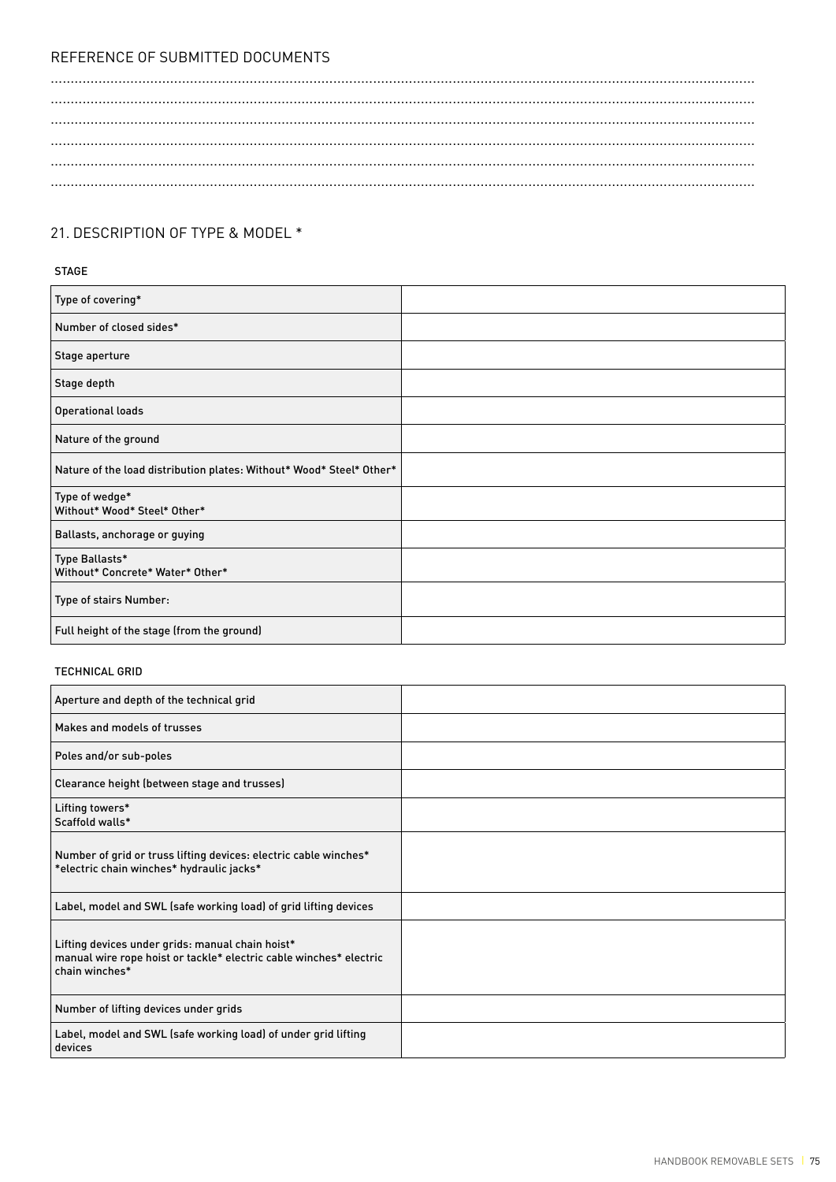REFERENCE OF SUBMITTED DOCUMENTS

.............................................................................................................................................................................
.............................................................................................................................................................................
.............................................................................................................................................................................
.............................................................................................................................................................................
.............................................................................................................................................................................
.............................................................................................................................................................................

## 21. DESCRIPTION OF TYPE & MODEL *

STAGE

| | |
|---|---|
| Type of covering* | |
| Number of closed sides* | |
| Stage aperture | |
| Stage depth | |
| Operational loads | |
| Nature of the ground | |
| Nature of the load distribution plates: Without* Wood* Steel* Other* | |
| Type of wedge*<br>Without* Wood* Steel* Other* | |
| Ballasts, anchorage or guying | |
| Type Ballasts*<br>Without* Concrete* Water* Other* | |
| Type of stairs Number: | |
| Full height of the stage (from the ground) | |

TECHNICAL GRID

| | |
|---|---|
| Aperture and depth of the technical grid | |
| Makes and models of trusses | |
| Poles and/or sub-poles | |
| Clearance height (between stage and trusses) | |
| Lifting towers*<br>Scaffold walls* | |
| Number of grid or truss lifting devices: electric cable winches* *electric chain winches* hydraulic jacks* | |
| Label, model and SWL (safe working load) of grid lifting devices | |
| Lifting devices under grids: manual chain hoist* manual wire rope hoist or tackle* electric cable winches* electric chain winches* | |
| Number of lifting devices under grids | |
| Label, model and SWL (safe working load) of under grid lifting devices | |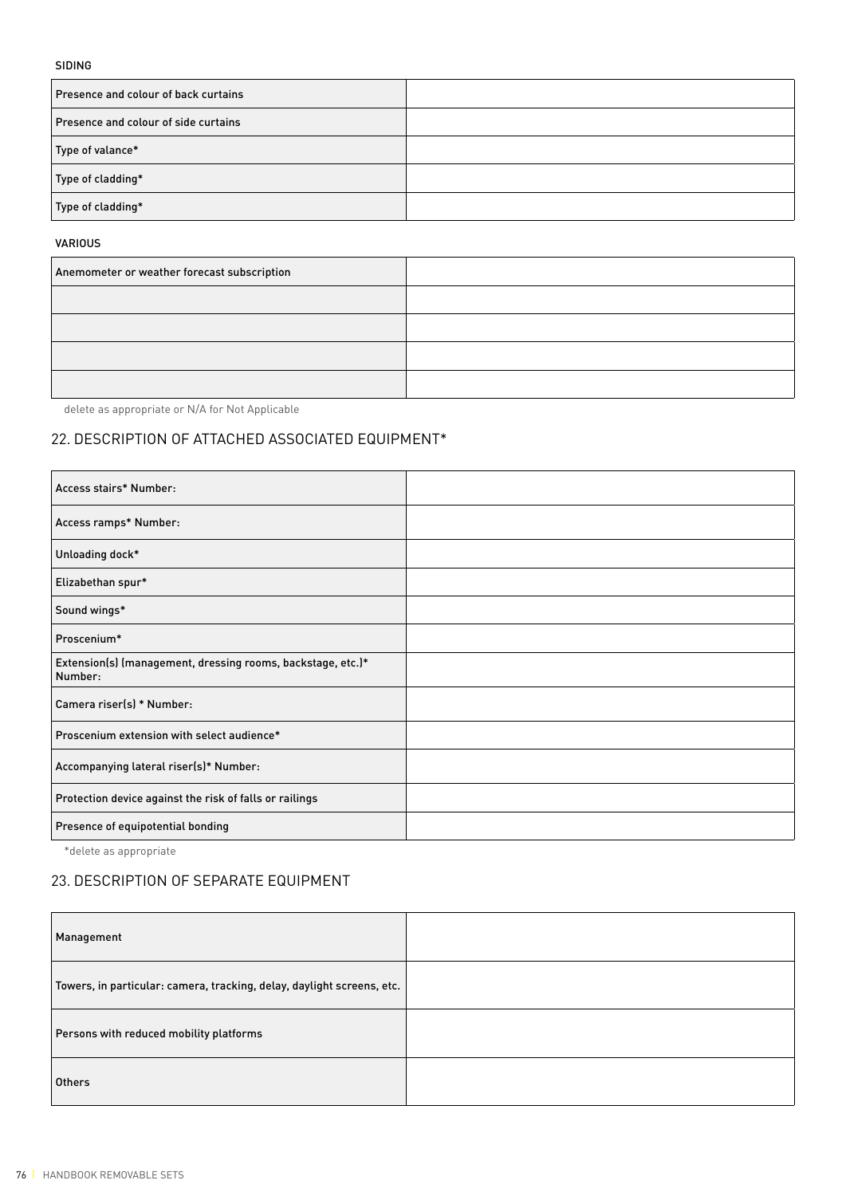SIDING

| Presence and colour of back curtains | |
|---|---|
| Presence and colour of side curtains | |
| Type of valance* | |
| Type of cladding* | |
| Type of cladding* | |

VARIOUS

| Anemometer or weather forecast subscription | |
|---|---|
| | |
| | |
| | |
| | |

delete as appropriate or N/A for Not Applicable

## 22. DESCRIPTION OF ATTACHED ASSOCIATED EQUIPMENT*

| Access stairs* Number: | |
|---|---|
| Access ramps* Number: | |
| Unloading dock* | |
| Elizabethan spur* | |
| Sound wings* | |
| Proscenium* | |
| Extension(s) (management, dressing rooms, backstage, etc.)* Number: | |
| Camera riser(s) * Number: | |
| Proscenium extension with select audience* | |
| Accompanying lateral riser(s)* Number: | |
| Protection device against the risk of falls or railings | |
| Presence of equipotential bonding | |

*delete as appropriate

## 23. DESCRIPTION OF SEPARATE EQUIPMENT

| Management | |
|---|---|
| Towers, in particular: camera, tracking, delay, daylight screens, etc. | |
| Persons with reduced mobility platforms | |
| Others | |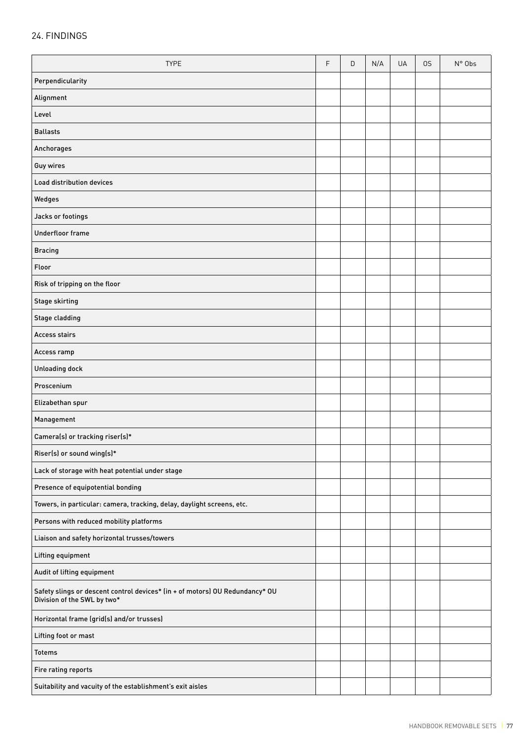## 24. FINDINGS

| TYPE | F | D | N/A | UA | OS | N° Obs |
|---|---|---|---|---|---|---|
| Perpendicularity | | | | | | |
| Alignment | | | | | | |
| Level | | | | | | |
| Ballasts | | | | | | |
| Anchorages | | | | | | |
| Guy wires | | | | | | |
| Load distribution devices | | | | | | |
| Wedges | | | | | | |
| Jacks or footings | | | | | | |
| Underfloor frame | | | | | | |
| Bracing | | | | | | |
| Floor | | | | | | |
| Risk of tripping on the floor | | | | | | |
| Stage skirting | | | | | | |
| Stage cladding | | | | | | |
| Access stairs | | | | | | |
| Access ramp | | | | | | |
| Unloading dock | | | | | | |
| Proscenium | | | | | | |
| Elizabethan spur | | | | | | |
| Management | | | | | | |
| Camera(s) or tracking riser(s)* | | | | | | |
| Riser(s) or sound wing(s)* | | | | | | |
| Lack of storage with heat potential under stage | | | | | | |
| Presence of equipotential bonding | | | | | | |
| Towers, in particular: camera, tracking, delay, daylight screens, etc. | | | | | | |
| Persons with reduced mobility platforms | | | | | | |
| Liaison and safety horizontal trusses/towers | | | | | | |
| Lifting equipment | | | | | | |
| Audit of lifting equipment | | | | | | |
| Safety slings or descent control devices* (in + of motors) OU Redundancy* OU Division of the SWL by two* | | | | | | |
| Horizontal frame (grid(s) and/or trusses) | | | | | | |
| Lifting foot or mast | | | | | | |
| Totems | | | | | | |
| Fire rating reports | | | | | | |
| Suitability and vacuity of the establishment's exit aisles | | | | | | |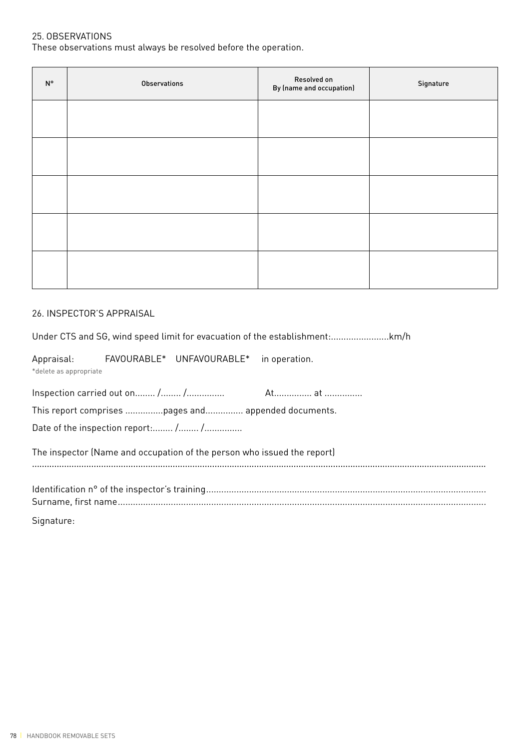## 25. OBSERVATIONS

These observations must always be resolved before the operation.

| N° | Observations | Resolved on<br>By (name and occupation) | Signature |
|---|---|---|---|
| | | | |
| | | | |
| | | | |
| | | | |
| | | | |

## 26. INSPECTOR'S APPRAISAL

Under CTS and SG, wind speed limit for evacuation of the establishment:.......................km/h

Appraisal: FAVOURABLE* UNFAVOURABLE* in operation.

*delete as appropriate

Inspection carried out on........ /........ /.............. At............... at ...............

This report comprises ...............pages and............... appended documents.

Date of the inspection report:........ /........ /...............

The inspector (Name and occupation of the person who issued the report)

........................................................................................................................................................................

Identification n° of the inspector's training.............................................................................................................

Surname, first name................................................................................................................................

Signature: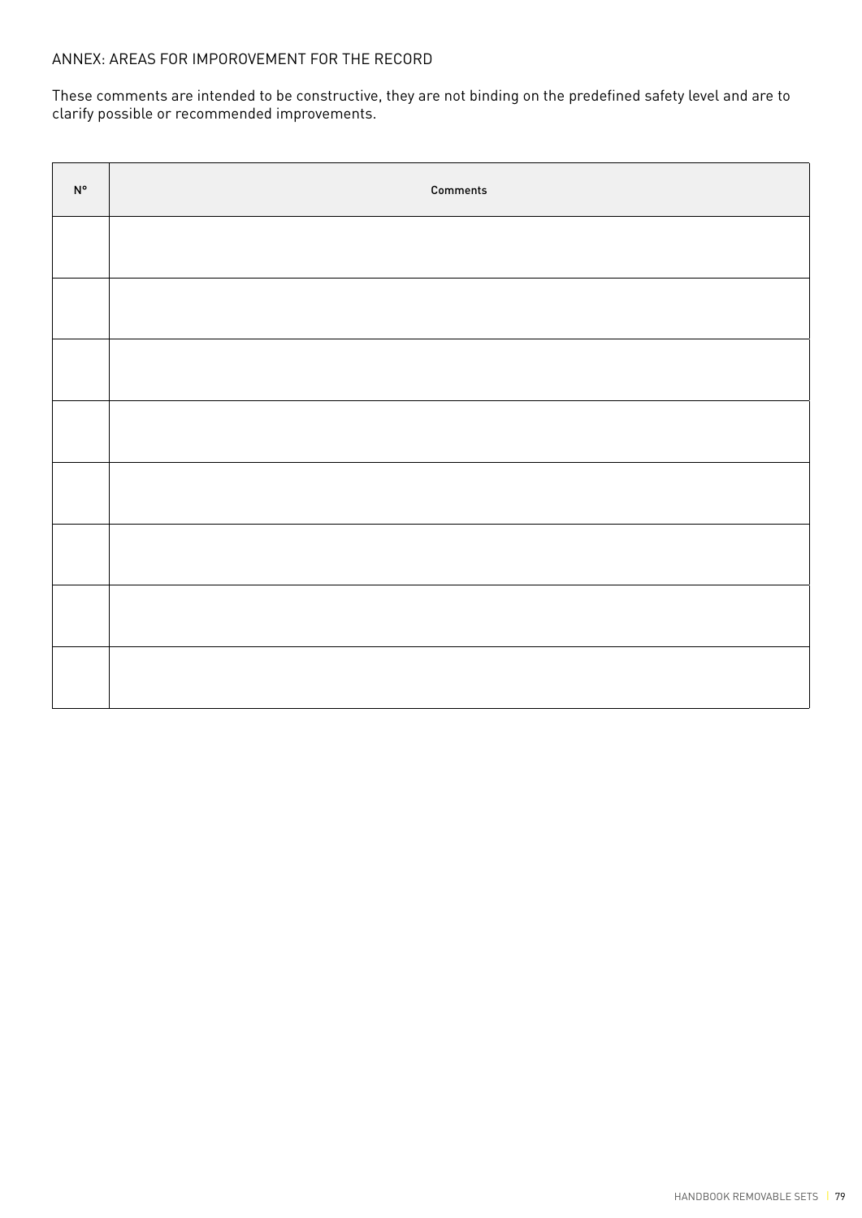## ANNEX: AREAS FOR IMPOROVEMENT FOR THE RECORD

These comments are intended to be constructive, they are not binding on the predefined safety level and are to clarify possible or recommended improvements.

| N° | Comments |
|---|---|
| | |
| | |
| | |
| | |
| | |
| | |
| | |
| | |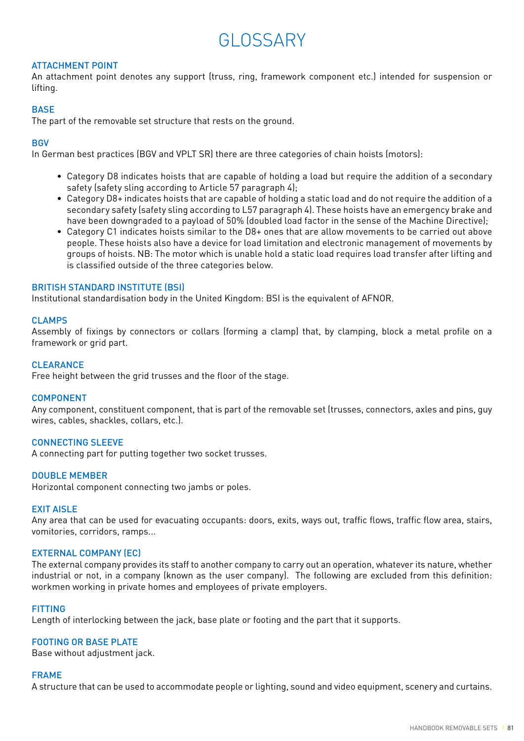# GLOSSARY

### ATTACHMENT POINT

An attachment point denotes any support (truss, ring, framework component etc.) intended for suspension or lifting.

### BASE

The part of the removable set structure that rests on the ground.

### BGV

In German best practices (BGV and VPLT SR) there are three categories of chain hoists (motors):

- Category D8 indicates hoists that are capable of holding a load but require the addition of a secondary safety (safety sling according to Article 57 paragraph 4);
- Category D8+ indicates hoists that are capable of holding a static load and do not require the addition of a secondary safety (safety sling according to L57 paragraph 4). These hoists have an emergency brake and have been downgraded to a payload of 50% (doubled load factor in the sense of the Machine Directive);
- Category C1 indicates hoists similar to the D8+ ones that are allow movements to be carried out above people. These hoists also have a device for load limitation and electronic management of movements by groups of hoists. NB: The motor which is unable hold a static load requires load transfer after lifting and is classified outside of the three categories below.

### BRITISH STANDARD INSTITUTE (BSI)

Institutional standardisation body in the United Kingdom: BSI is the equivalent of AFNOR.

### CLAMPS

Assembly of fixings by connectors or collars (forming a clamp) that, by clamping, block a metal profile on a framework or grid part.

### CLEARANCE

Free height between the grid trusses and the floor of the stage.

### COMPONENT

Any component, constituent component, that is part of the removable set (trusses, connectors, axles and pins, guy wires, cables, shackles, collars, etc.).

### CONNECTING SLEEVE

A connecting part for putting together two socket trusses.

### DOUBLE MEMBER

Horizontal component connecting two jambs or poles.

### EXIT AISLE

Any area that can be used for evacuating occupants: doors, exits, ways out, traffic flows, traffic flow area, stairs, vomitories, corridors, ramps...

### EXTERNAL COMPANY (EC)

The external company provides its staff to another company to carry out an operation, whatever its nature, whether industrial or not, in a company (known as the user company). The following are excluded from this definition: workmen working in private homes and employees of private employers.

### FITTING

Length of interlocking between the jack, base plate or footing and the part that it supports.

### FOOTING OR BASE PLATE

Base without adjustment jack.

### FRAME

A structure that can be used to accommodate people or lighting, sound and video equipment, scenery and curtains.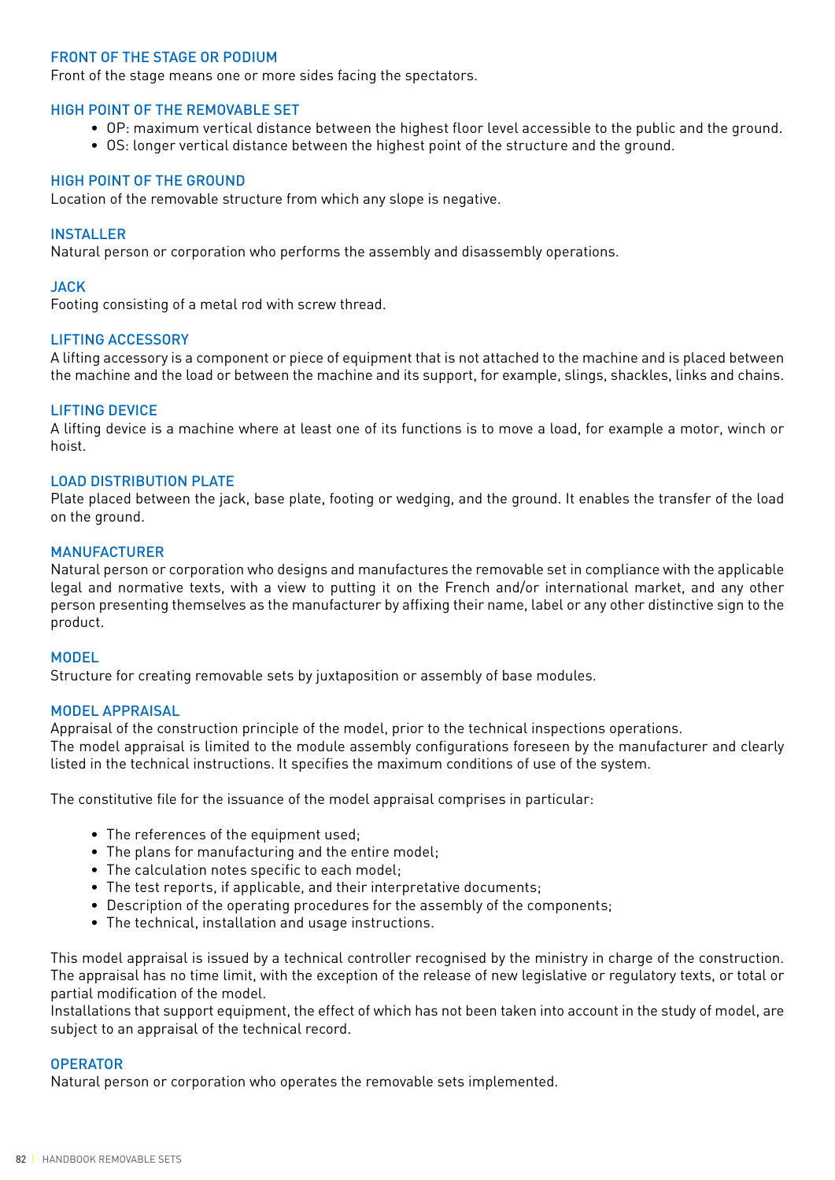### FRONT OF THE STAGE OR PODIUM

Front of the stage means one or more sides facing the spectators.

### HIGH POINT OF THE REMOVABLE SET

- OP: maximum vertical distance between the highest floor level accessible to the public and the ground.
- OS: longer vertical distance between the highest point of the structure and the ground.

### HIGH POINT OF THE GROUND

Location of the removable structure from which any slope is negative.

### INSTALLER

Natural person or corporation who performs the assembly and disassembly operations.

### JACK

Footing consisting of a metal rod with screw thread.

### LIFTING ACCESSORY

A lifting accessory is a component or piece of equipment that is not attached to the machine and is placed between the machine and the load or between the machine and its support, for example, slings, shackles, links and chains.

### LIFTING DEVICE

A lifting device is a machine where at least one of its functions is to move a load, for example a motor, winch or hoist.

### LOAD DISTRIBUTION PLATE

Plate placed between the jack, base plate, footing or wedging, and the ground. It enables the transfer of the load on the ground.

### MANUFACTURER

Natural person or corporation who designs and manufactures the removable set in compliance with the applicable legal and normative texts, with a view to putting it on the French and/or international market, and any other person presenting themselves as the manufacturer by affixing their name, label or any other distinctive sign to the product.

### MODEL

Structure for creating removable sets by juxtaposition or assembly of base modules.

### MODEL APPRAISAL

Appraisal of the construction principle of the model, prior to the technical inspections operations.
The model appraisal is limited to the module assembly configurations foreseen by the manufacturer and clearly listed in the technical instructions. It specifies the maximum conditions of use of the system.

The constitutive file for the issuance of the model appraisal comprises in particular:

- The references of the equipment used;
- The plans for manufacturing and the entire model;
- The calculation notes specific to each model;
- The test reports, if applicable, and their interpretative documents;
- Description of the operating procedures for the assembly of the components;
- The technical, installation and usage instructions.

This model appraisal is issued by a technical controller recognised by the ministry in charge of the construction. The appraisal has no time limit, with the exception of the release of new legislative or regulatory texts, or total or partial modification of the model.
Installations that support equipment, the effect of which has not been taken into account in the study of model, are subject to an appraisal of the technical record.

### OPERATOR

Natural person or corporation who operates the removable sets implemented.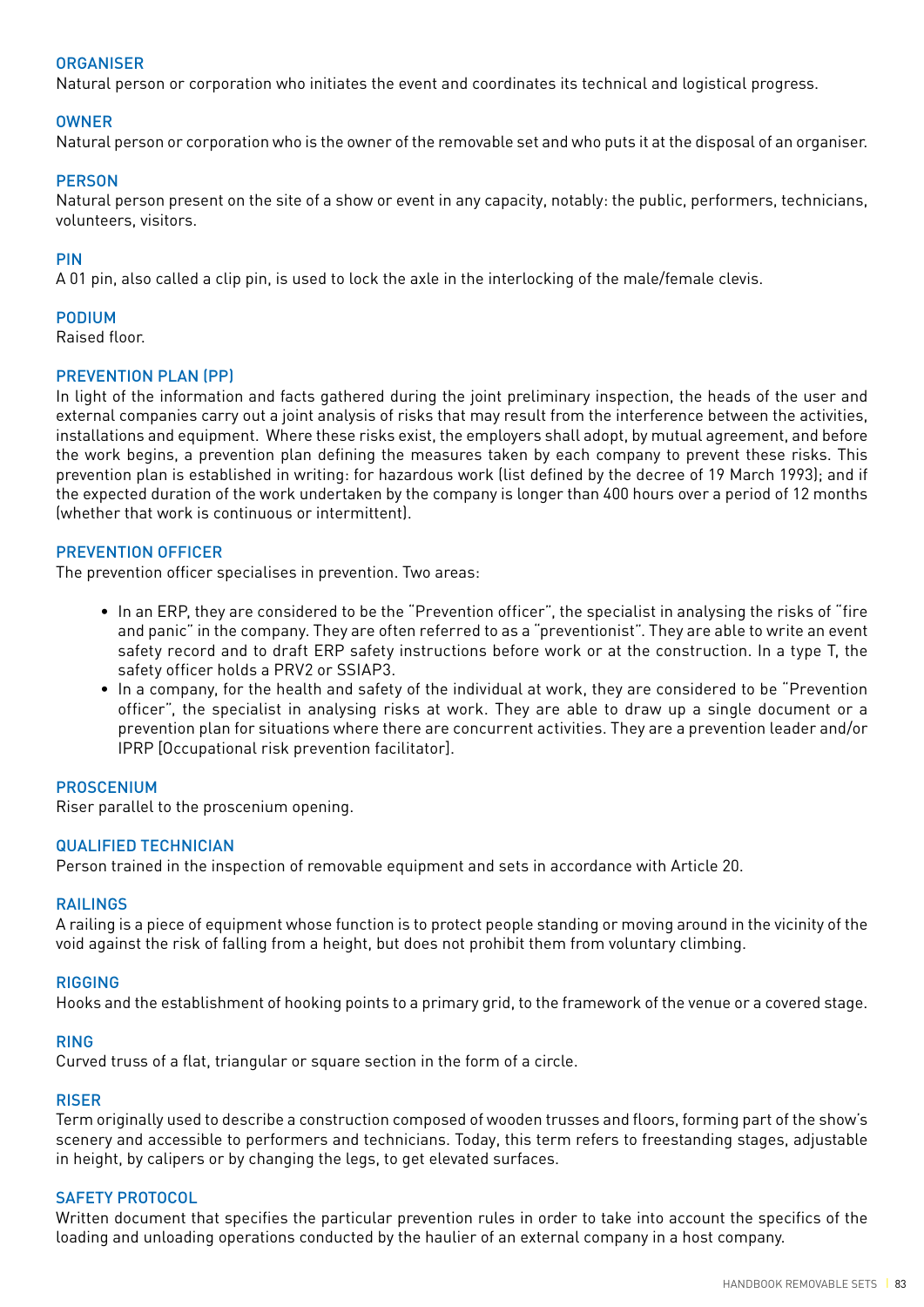### ORGANISER

Natural person or corporation who initiates the event and coordinates its technical and logistical progress.

### OWNER

Natural person or corporation who is the owner of the removable set and who puts it at the disposal of an organiser.

### PERSON

Natural person present on the site of a show or event in any capacity, notably: the public, performers, technicians, volunteers, visitors.

### PIN

A 01 pin, also called a clip pin, is used to lock the axle in the interlocking of the male/female clevis.

### PODIUM

Raised floor.

### PREVENTION PLAN (PP)

In light of the information and facts gathered during the joint preliminary inspection, the heads of the user and external companies carry out a joint analysis of risks that may result from the interference between the activities, installations and equipment. Where these risks exist, the employers shall adopt, by mutual agreement, and before the work begins, a prevention plan defining the measures taken by each company to prevent these risks. This prevention plan is established in writing: for hazardous work (list defined by the decree of 19 March 1993); and if the expected duration of the work undertaken by the company is longer than 400 hours over a period of 12 months (whether that work is continuous or intermittent).

### PREVENTION OFFICER

The prevention officer specialises in prevention. Two areas:

- In an ERP, they are considered to be the "Prevention officer", the specialist in analysing the risks of "fire and panic" in the company. They are often referred to as a "preventionist". They are able to write an event safety record and to draft ERP safety instructions before work or at the construction. In a type T, the safety officer holds a PRV2 or SSIAP3.
- In a company, for the health and safety of the individual at work, they are considered to be "Prevention officer", the specialist in analysing risks at work. They are able to draw up a single document or a prevention plan for situations where there are concurrent activities. They are a prevention leader and/or IPRP [Occupational risk prevention facilitator].

### PROSCENIUM

Riser parallel to the proscenium opening.

### QUALIFIED TECHNICIAN

Person trained in the inspection of removable equipment and sets in accordance with Article 20.

### RAILINGS

A railing is a piece of equipment whose function is to protect people standing or moving around in the vicinity of the void against the risk of falling from a height, but does not prohibit them from voluntary climbing.

### RIGGING

Hooks and the establishment of hooking points to a primary grid, to the framework of the venue or a covered stage.

### RING

Curved truss of a flat, triangular or square section in the form of a circle.

### RISER

Term originally used to describe a construction composed of wooden trusses and floors, forming part of the show's scenery and accessible to performers and technicians. Today, this term refers to freestanding stages, adjustable in height, by calipers or by changing the legs, to get elevated surfaces.

### SAFETY PROTOCOL

Written document that specifies the particular prevention rules in order to take into account the specifics of the loading and unloading operations conducted by the haulier of an external company in a host company.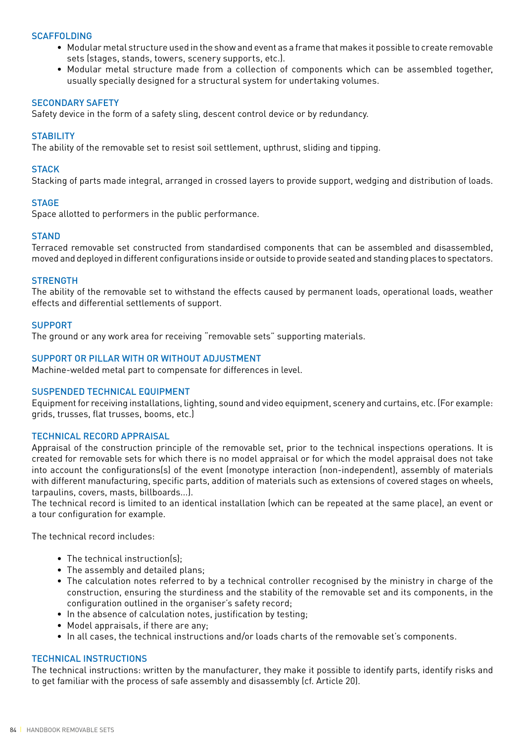### SCAFFOLDING

- Modular metal structure used in the show and event as a frame that makes it possible to create removable sets (stages, stands, towers, scenery supports, etc.).
- Modular metal structure made from a collection of components which can be assembled together, usually specially designed for a structural system for undertaking volumes.

### SECONDARY SAFETY

Safety device in the form of a safety sling, descent control device or by redundancy.

### STABILITY

The ability of the removable set to resist soil settlement, upthrust, sliding and tipping.

### STACK

Stacking of parts made integral, arranged in crossed layers to provide support, wedging and distribution of loads.

### STAGE

Space allotted to performers in the public performance.

### STAND

Terraced removable set constructed from standardised components that can be assembled and disassembled, moved and deployed in different configurations inside or outside to provide seated and standing places to spectators.

### STRENGTH

The ability of the removable set to withstand the effects caused by permanent loads, operational loads, weather effects and differential settlements of support.

### SUPPORT

The ground or any work area for receiving "removable sets" supporting materials.

### SUPPORT OR PILLAR WITH OR WITHOUT ADJUSTMENT

Machine-welded metal part to compensate for differences in level.

### SUSPENDED TECHNICAL EQUIPMENT

Equipment for receiving installations, lighting, sound and video equipment, scenery and curtains, etc. (For example: grids, trusses, flat trusses, booms, etc.)

### TECHNICAL RECORD APPRAISAL

Appraisal of the construction principle of the removable set, prior to the technical inspections operations. It is created for removable sets for which there is no model appraisal or for which the model appraisal does not take into account the configurations(s) of the event (monotype interaction (non-independent), assembly of materials with different manufacturing, specific parts, addition of materials such as extensions of covered stages on wheels, tarpaulins, covers, masts, billboards...).

The technical record is limited to an identical installation (which can be repeated at the same place), an event or a tour configuration for example.

The technical record includes:

- The technical instruction(s);
- The assembly and detailed plans;
- The calculation notes referred to by a technical controller recognised by the ministry in charge of the construction, ensuring the sturdiness and the stability of the removable set and its components, in the configuration outlined in the organiser's safety record;
- In the absence of calculation notes, justification by testing;
- Model appraisals, if there are any;
- In all cases, the technical instructions and/or loads charts of the removable set's components.

### TECHNICAL INSTRUCTIONS

The technical instructions: written by the manufacturer, they make it possible to identify parts, identify risks and to get familiar with the process of safe assembly and disassembly (cf. Article 20).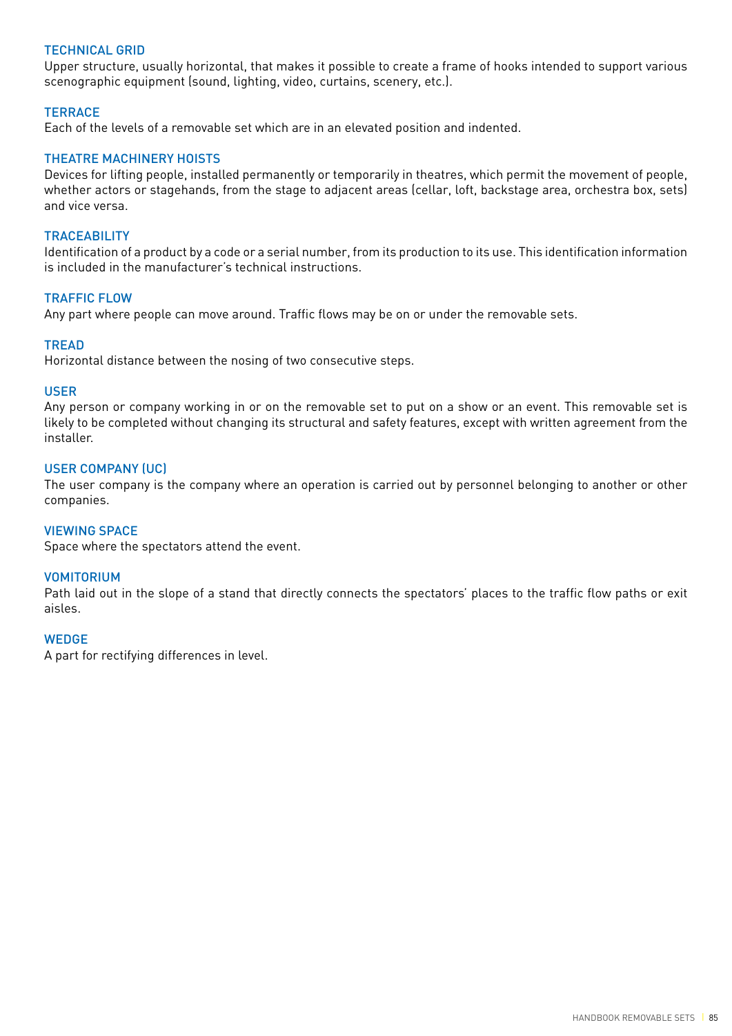### TECHNICAL GRID

Upper structure, usually horizontal, that makes it possible to create a frame of hooks intended to support various scenographic equipment (sound, lighting, video, curtains, scenery, etc.).

### TERRACE

Each of the levels of a removable set which are in an elevated position and indented.

### THEATRE MACHINERY HOISTS

Devices for lifting people, installed permanently or temporarily in theatres, which permit the movement of people, whether actors or stagehands, from the stage to adjacent areas (cellar, loft, backstage area, orchestra box, sets) and vice versa.

### TRACEABILITY

Identification of a product by a code or a serial number, from its production to its use. This identification information is included in the manufacturer's technical instructions.

### TRAFFIC FLOW

Any part where people can move around. Traffic flows may be on or under the removable sets.

### TREAD

Horizontal distance between the nosing of two consecutive steps.

### USER

Any person or company working in or on the removable set to put on a show or an event. This removable set is likely to be completed without changing its structural and safety features, except with written agreement from the installer.

### USER COMPANY (UC)

The user company is the company where an operation is carried out by personnel belonging to another or other companies.

### VIEWING SPACE

Space where the spectators attend the event.

### VOMITORIUM

Path laid out in the slope of a stand that directly connects the spectators' places to the traffic flow paths or exit aisles.

### WEDGE

A part for rectifying differences in level.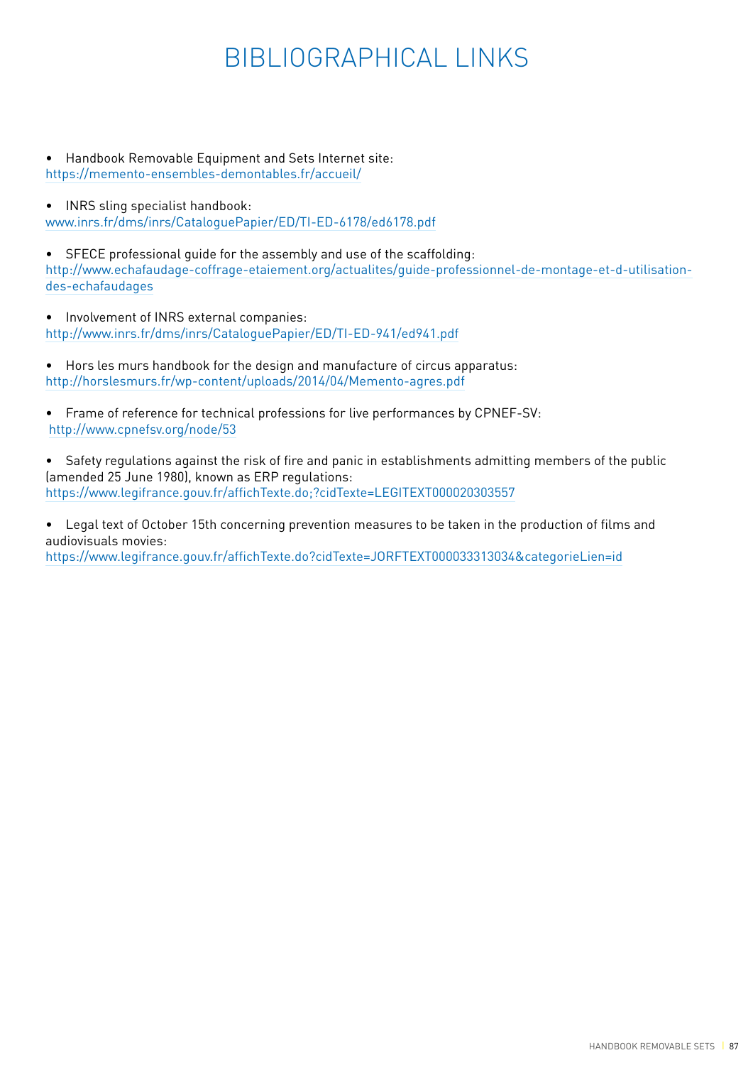# BIBLIOGRAPHICAL LINKS

- Handbook Removable Equipment and Sets Internet site:
https://memento-ensembles-demontables.fr/accueil/

- INRS sling specialist handbook:
www.inrs.fr/dms/inrs/CataloguePapier/ED/TI-ED-6178/ed6178.pdf

- SFECE professional guide for the assembly and use of the scaffolding:
http://www.echafaudage-coffrage-etaiement.org/actualites/guide-professionnel-de-montage-et-d-utilisation-des-echafaudages

- Involvement of INRS external companies:
http://www.inrs.fr/dms/inrs/CataloguePapier/ED/TI-ED-941/ed941.pdf

- Hors les murs handbook for the design and manufacture of circus apparatus:
http://horslesmurs.fr/wp-content/uploads/2014/04/Memento-agres.pdf

- Frame of reference for technical professions for live performances by CPNEF-SV:
http://www.cpnefsv.org/node/53

- Safety regulations against the risk of fire and panic in establishments admitting members of the public (amended 25 June 1980), known as ERP regulations:
https://www.legifrance.gouv.fr/affichTexte.do;?cidTexte=LEGITEXT000020303557

- Legal text of October 15th concerning prevention measures to be taken in the production of films and audiovisuals movies:
https://www.legifrance.gouv.fr/affichTexte.do?cidTexte=JORFTEXT000033313034&categorieLien=id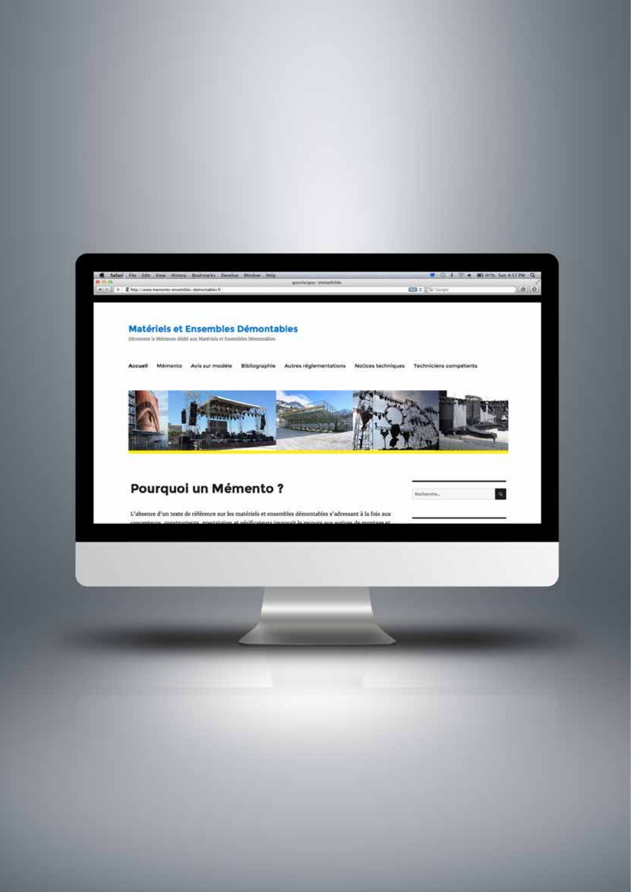## Matériels et Ensembles Démontables

Découvrez le Mémento dédié aux Matériels et Ensembles Démontables

Accueil Mémento Avis sur modèle Bibliographie Autres réglementations Notices techniques Techniciens compétents

## Pourquoi un Mémento ?

L'absence d'un texte de référence sur les matériels et ensembles démontables s'adressant à la fois aux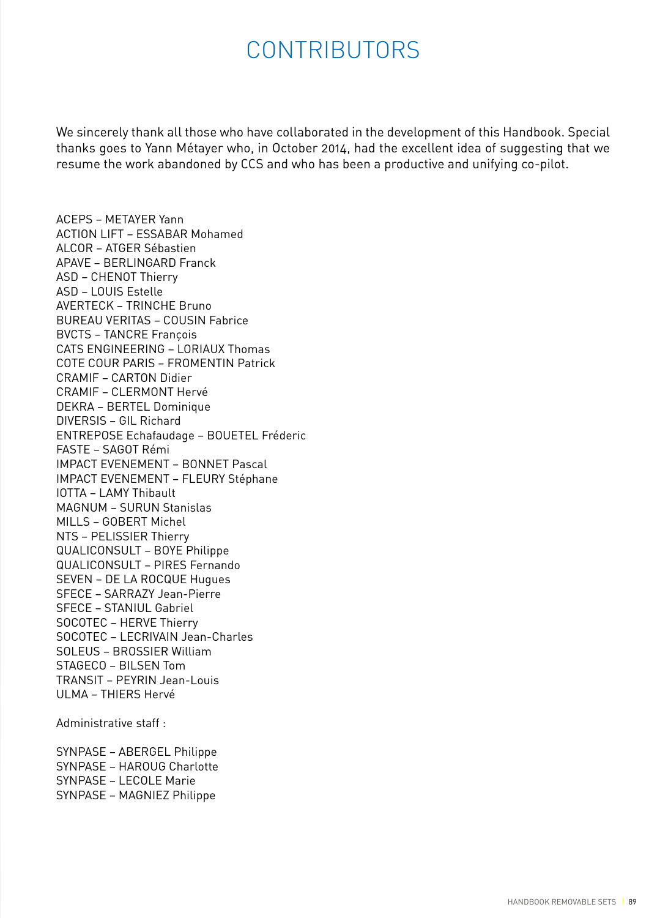# CONTRIBUTORS

We sincerely thank all those who have collaborated in the development of this Handbook. Special thanks goes to Yann Métayer who, in October 2014, had the excellent idea of suggesting that we resume the work abandoned by CCS and who has been a productive and unifying co-pilot.

ACEPS – METAYER Yann
ACTION LIFT – ESSABAR Mohamed
ALCOR – ATGER Sébastien
APAVE – BERLINGARD Franck
ASD – CHENOT Thierry
ASD – LOUIS Estelle
AVERTECK – TRINCHE Bruno
BUREAU VERITAS – COUSIN Fabrice
BVCTS – TANCRE François
CATS ENGINEERING – LORIAUX Thomas
COTE COUR PARIS – FROMENTIN Patrick
CRAMIF – CARTON Didier
CRAMIF – CLERMONT Hervé
DEKRA – BERTEL Dominique
DIVERSIS – GIL Richard
ENTREPOSE Echafaudage – BOUETEL Fréderic
FASTE – SAGOT Rémi
IMPACT EVENEMENT – BONNET Pascal
IMPACT EVENEMENT – FLEURY Stéphane
IOTTA – LAMY Thibault
MAGNUM – SURUN Stanislas
MILLS – GOBERT Michel
NTS – PELISSIER Thierry
QUALICONSULT – BOYE Philippe
QUALICONSULT – PIRES Fernando
SEVEN – DE LA ROCQUE Hugues
SFECE – SARRAZY Jean-Pierre
SFECE – STANIUL Gabriel
SOCOTEC – HERVE Thierry
SOCOTEC – LECRIVAIN Jean-Charles
SOLEUS – BROSSIER William
STAGECO – BILSEN Tom
TRANSIT – PEYRIN Jean-Louis
ULMA – THIERS Hervé

Administrative staff :

SYNPASE – ABERGEL Philippe
SYNPASE – HAROUG Charlotte
SYNPASE – LECOLE Marie
SYNPASE – MAGNIEZ Philippe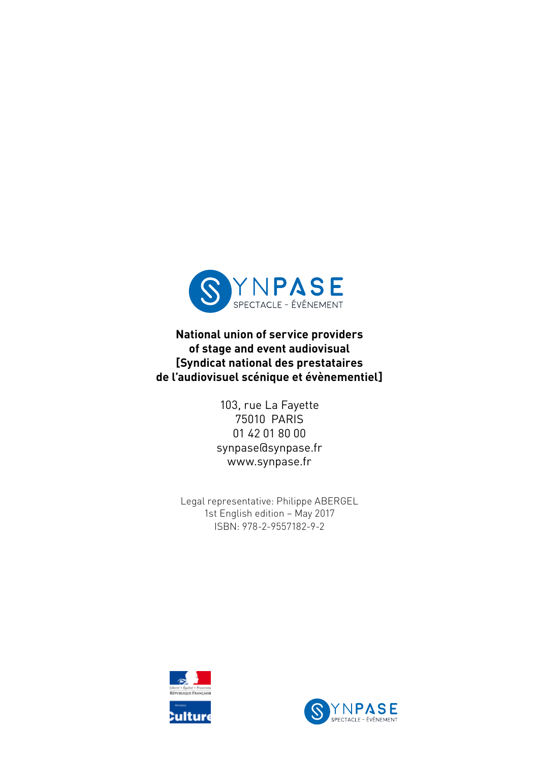SYNPASE
SPECTACLE - ÉVÉNEMENT

**National union of service providers**
**of stage and event audiovisual**
**[Syndicat national des prestataires**
**de l'audiovisuel scénique et évènementiel]**

103, rue La Fayette
75010 PARIS
01 42 01 80 00
synpase@synpase.fr
www.synpase.fr

Legal representative: Philippe ABERGEL
1st English edition – May 2017
ISBN: 978-2-9557182-9-2